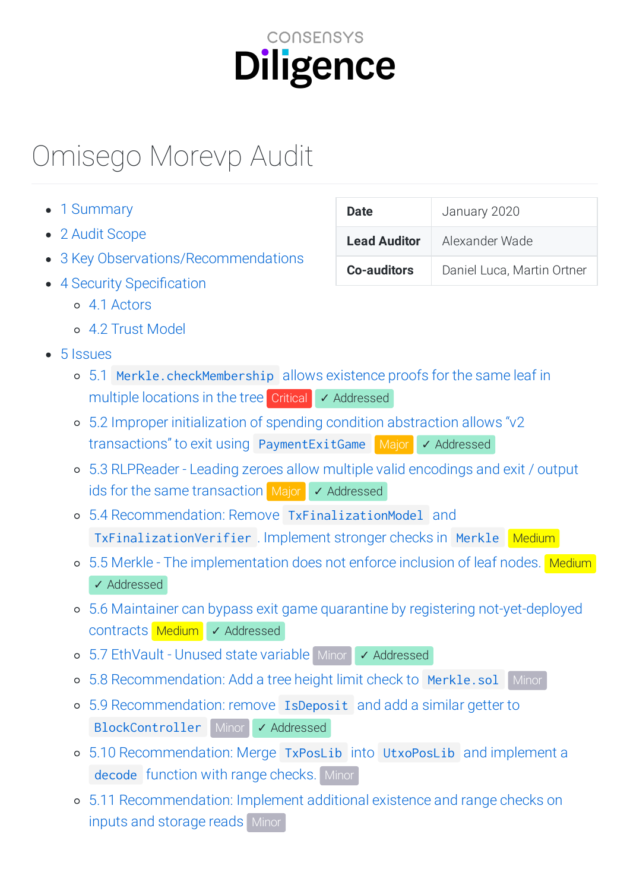ConsenSys Diligence

# Omisego Morevp Audit

| Date | January 2020 |
| --- | --- |
| Lead Auditor | Alexander Wade |
| Co-auditors | Daniel Luca, Martin Ortner |

- 1 Summary
- 2 Audit Scope
- 3 Key Observations/Recommendations
- 4 Security Specification
  - 4.1 Actors
  - 4.2 Trust Model
- 5 Issues
  - 5.1 `Merkle.checkMembership` allows existence proofs for the same leaf in multiple locations in the tree Critical ✓ Addressed
  - 5.2 Improper initialization of spending condition abstraction allows "v2 transactions" to exit using `PaymentExitGame` Major ✓ Addressed
  - 5.3 RLPReader - Leading zeroes allow multiple valid encodings and exit / output ids for the same transaction Major ✓ Addressed
  - 5.4 Recommendation: Remove `TxFinalizationModel` and `TxFinalizationVerifier`. Implement stronger checks in `Merkle` Medium
  - 5.5 Merkle - The implementation does not enforce inclusion of leaf nodes. Medium ✓ Addressed
  - 5.6 Maintainer can bypass exit game quarantine by registering not-yet-deployed contracts Medium ✓ Addressed
  - 5.7 EthVault - Unused state variable Minor ✓ Addressed
  - 5.8 Recommendation: Add a tree height limit check to `Merkle.sol` Minor
  - 5.9 Recommendation: remove `IsDeposit` and add a similar getter to `BlockController` Minor ✓ Addressed
  - 5.10 Recommendation: Merge `TxPosLib` into `UtxoPosLib` and implement a `decode` function with range checks. Minor
  - 5.11 Recommendation: Implement additional existence and range checks on inputs and storage reads Minor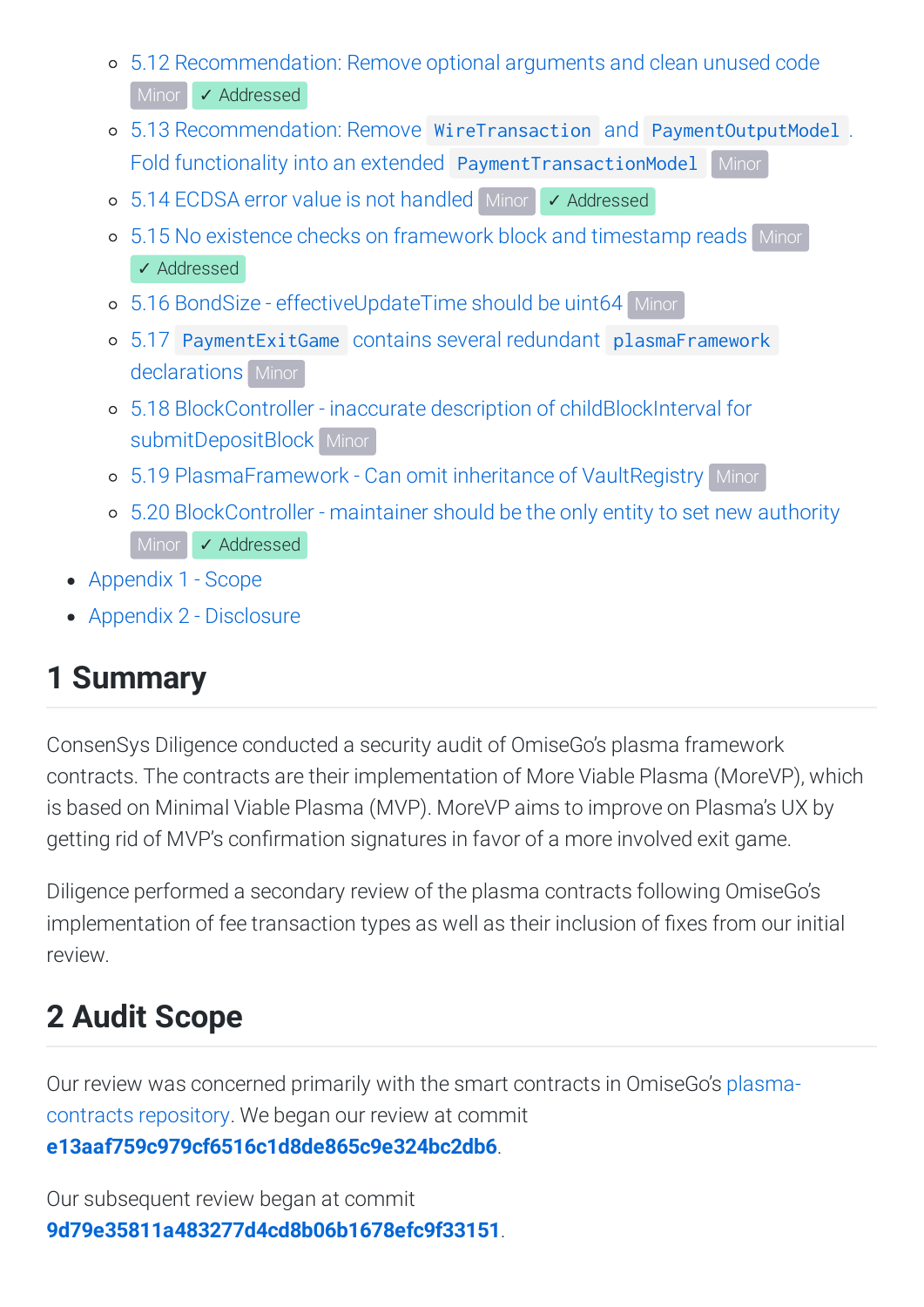- 5.12 Recommendation: Remove optional arguments and clean unused code Minor ✓ Addressed
- 5.13 Recommendation: Remove `WireTransaction` and `PaymentOutputModel`. Fold functionality into an extended `PaymentTransactionModel` Minor
- 5.14 ECDSA error value is not handled Minor ✓ Addressed
- 5.15 No existence checks on framework block and timestamp reads Minor ✓ Addressed
- 5.16 BondSize - effectiveUpdateTime should be uint64 Minor
- 5.17 `PaymentExitGame` contains several redundant `plasmaFramework` declarations Minor
- 5.18 BlockController - inaccurate description of childBlockInterval for submitDepositBlock Minor
- 5.19 PlasmaFramework - Can omit inheritance of VaultRegistry Minor
- 5.20 BlockController - maintainer should be the only entity to set new authority Minor ✓ Addressed

- Appendix 1 - Scope
- Appendix 2 - Disclosure

# 1 Summary

ConsenSys Diligence conducted a security audit of OmiseGo's plasma framework contracts. The contracts are their implementation of More Viable Plasma (MoreVP), which is based on Minimal Viable Plasma (MVP). MoreVP aims to improve on Plasma's UX by getting rid of MVP's confirmation signatures in favor of a more involved exit game.

Diligence performed a secondary review of the plasma contracts following OmiseGo's implementation of fee transaction types as well as their inclusion of fixes from our initial review.

# 2 Audit Scope

Our review was concerned primarily with the smart contracts in OmiseGo's plasma-contracts repository. We began our review at commit **e13aaf759c979cf6516c1d8de865c9e324bc2db6**.

Our subsequent review began at commit **9d79e35811a483277d4cd8b06b1678efc9f33151**.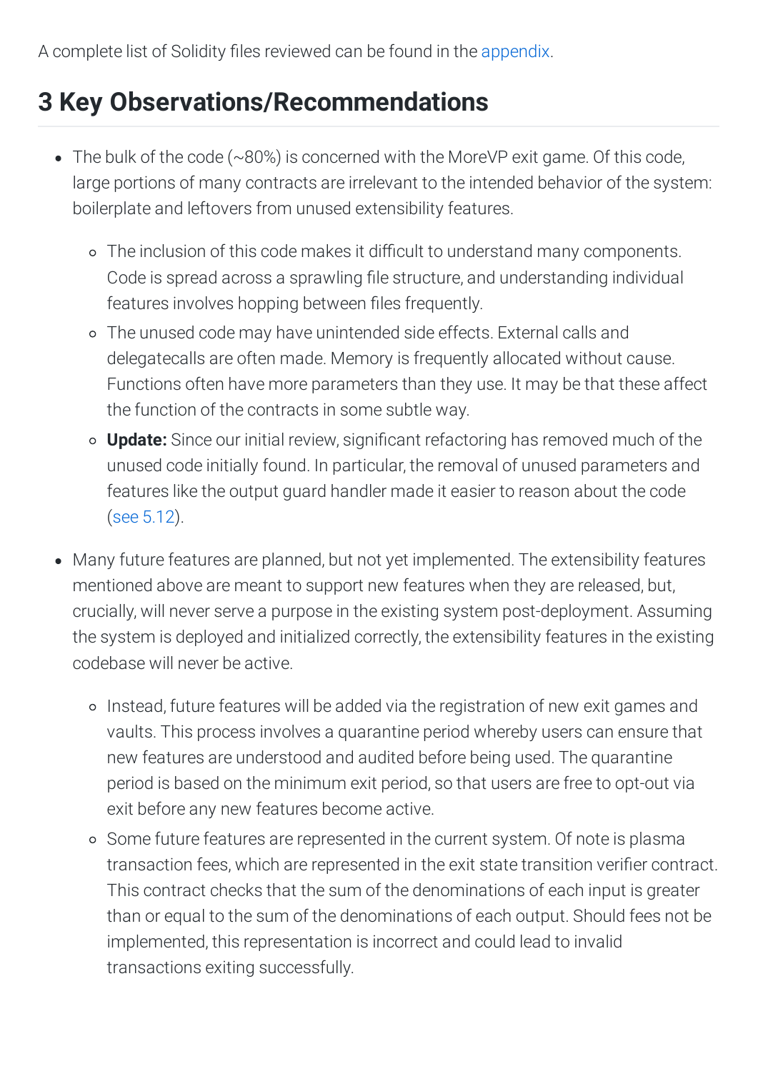A complete list of Solidity files reviewed can be found in the appendix.

## 3 Key Observations/Recommendations

- The bulk of the code (~80%) is concerned with the MoreVP exit game. Of this code, large portions of many contracts are irrelevant to the intended behavior of the system: boilerplate and leftovers from unused extensibility features.
  - The inclusion of this code makes it difficult to understand many components. Code is spread across a sprawling file structure, and understanding individual features involves hopping between files frequently.
  - The unused code may have unintended side effects. External calls and delegatecalls are often made. Memory is frequently allocated without cause. Functions often have more parameters than they use. It may be that these affect the function of the contracts in some subtle way.
  - **Update:** Since our initial review, significant refactoring has removed much of the unused code initially found. In particular, the removal of unused parameters and features like the output guard handler made it easier to reason about the code (see 5.12).
- Many future features are planned, but not yet implemented. The extensibility features mentioned above are meant to support new features when they are released, but, crucially, will never serve a purpose in the existing system post-deployment. Assuming the system is deployed and initialized correctly, the extensibility features in the existing codebase will never be active.
  - Instead, future features will be added via the registration of new exit games and vaults. This process involves a quarantine period whereby users can ensure that new features are understood and audited before being used. The quarantine period is based on the minimum exit period, so that users are free to opt-out via exit before any new features become active.
  - Some future features are represented in the current system. Of note is plasma transaction fees, which are represented in the exit state transition verifier contract. This contract checks that the sum of the denominations of each input is greater than or equal to the sum of the denominations of each output. Should fees not be implemented, this representation is incorrect and could lead to invalid transactions exiting successfully.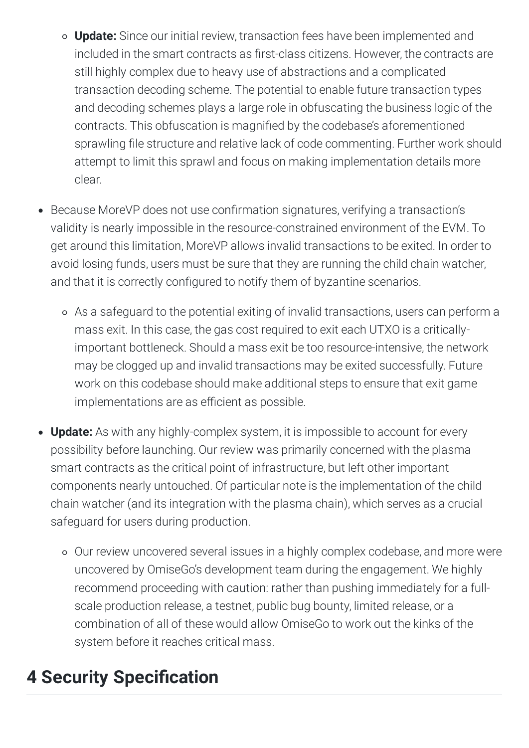- **Update:** Since our initial review, transaction fees have been implemented and included in the smart contracts as first-class citizens. However, the contracts are still highly complex due to heavy use of abstractions and a complicated transaction decoding scheme. The potential to enable future transaction types and decoding schemes plays a large role in obfuscating the business logic of the contracts. This obfuscation is magnified by the codebase's aforementioned sprawling file structure and relative lack of code commenting. Further work should attempt to limit this sprawl and focus on making implementation details more clear.

- Because MoreVP does not use confirmation signatures, verifying a transaction's validity is nearly impossible in the resource-constrained environment of the EVM. To get around this limitation, MoreVP allows invalid transactions to be exited. In order to avoid losing funds, users must be sure that they are running the child chain watcher, and that it is correctly configured to notify them of byzantine scenarios.
    - As a safeguard to the potential exiting of invalid transactions, users can perform a mass exit. In this case, the gas cost required to exit each UTXO is a critically-important bottleneck. Should a mass exit be too resource-intensive, the network may be clogged up and invalid transactions may be exited successfully. Future work on this codebase should make additional steps to ensure that exit game implementations are as efficient as possible.
- **Update:** As with any highly-complex system, it is impossible to account for every possibility before launching. Our review was primarily concerned with the plasma smart contracts as the critical point of infrastructure, but left other important components nearly untouched. Of particular note is the implementation of the child chain watcher (and its integration with the plasma chain), which serves as a crucial safeguard for users during production.
    - Our review uncovered several issues in a highly complex codebase, and more were uncovered by OmiseGo's development team during the engagement. We highly recommend proceeding with caution: rather than pushing immediately for a full-scale production release, a testnet, public bug bounty, limited release, or a combination of all of these would allow OmiseGo to work out the kinks of the system before it reaches critical mass.

## 4 Security Specification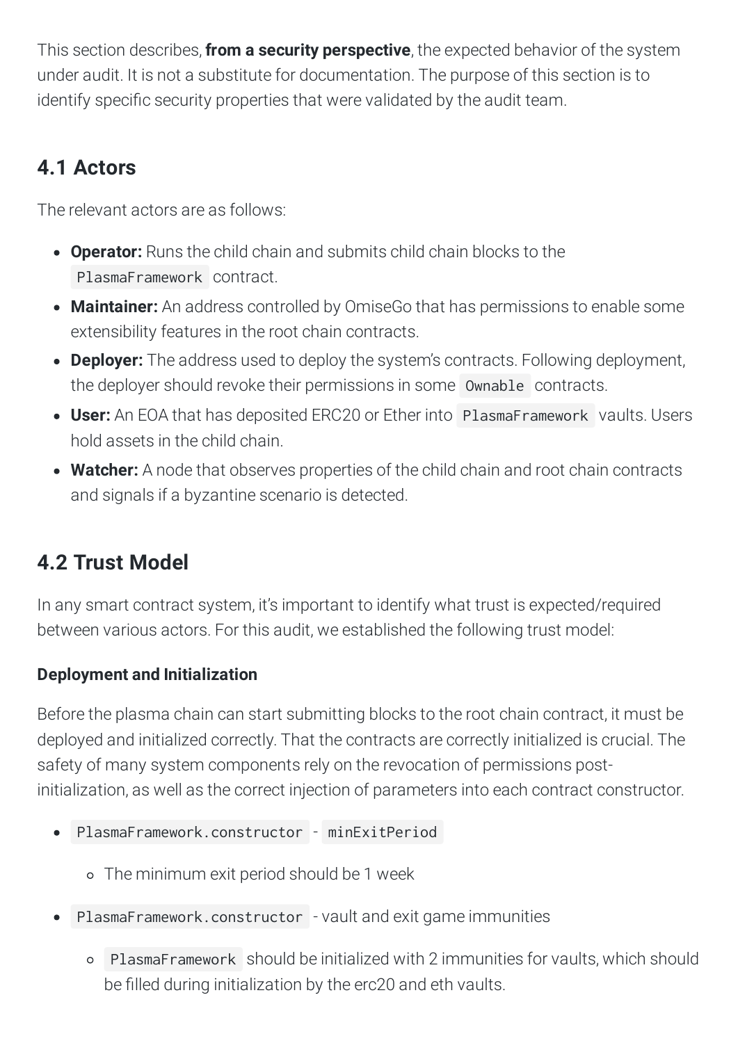This section describes, **from a security perspective**, the expected behavior of the system under audit. It is not a substitute for documentation. The purpose of this section is to identify specific security properties that were validated by the audit team.

## 4.1 Actors

The relevant actors are as follows:

- **Operator:** Runs the child chain and submits child chain blocks to the `PlasmaFramework` contract.
- **Maintainer:** An address controlled by OmiseGo that has permissions to enable some extensibility features in the root chain contracts.
- **Deployer:** The address used to deploy the system's contracts. Following deployment, the deployer should revoke their permissions in some `Ownable` contracts.
- **User:** An EOA that has deposited ERC20 or Ether into `PlasmaFramework` vaults. Users hold assets in the child chain.
- **Watcher:** A node that observes properties of the child chain and root chain contracts and signals if a byzantine scenario is detected.

## 4.2 Trust Model

In any smart contract system, it's important to identify what trust is expected/required between various actors. For this audit, we established the following trust model:

### Deployment and Initialization

Before the plasma chain can start submitting blocks to the root chain contract, it must be deployed and initialized correctly. That the contracts are correctly initialized is crucial. The safety of many system components rely on the revocation of permissions post-initialization, as well as the correct injection of parameters into each contract constructor.

- `PlasmaFramework.constructor` - `minExitPeriod`
  - The minimum exit period should be 1 week
- `PlasmaFramework.constructor` - vault and exit game immunities
  - `PlasmaFramework` should be initialized with 2 immunities for vaults, which should be filled during initialization by the erc20 and eth vaults.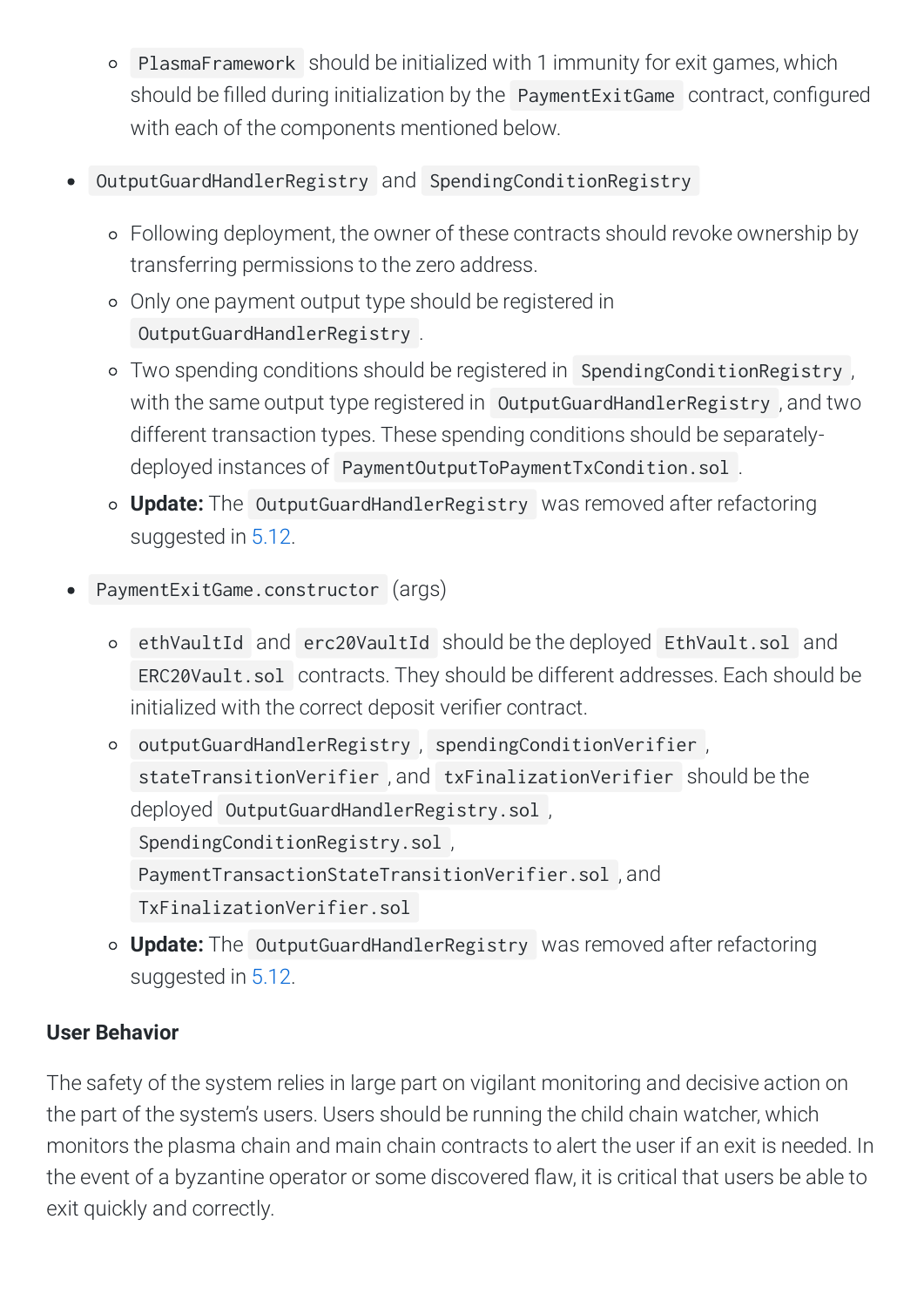- `PlasmaFramework` should be initialized with 1 immunity for exit games, which should be filled during initialization by the `PaymentExitGame` contract, configured with each of the components mentioned below.

- `OutputGuardHandlerRegistry` and `SpendingConditionRegistry`
  - Following deployment, the owner of these contracts should revoke ownership by transferring permissions to the zero address.
  - Only one payment output type should be registered in `OutputGuardHandlerRegistry`.
  - Two spending conditions should be registered in `SpendingConditionRegistry`, with the same output type registered in `OutputGuardHandlerRegistry`, and two different transaction types. These spending conditions should be separately-deployed instances of `PaymentOutputToPaymentTxCondition.sol`.
  - **Update:** The `OutputGuardHandlerRegistry` was removed after refactoring suggested in 5.12.

- `PaymentExitGame.constructor` (args)
  - `ethVaultId` and `erc20VaultId` should be the deployed `EthVault.sol` and `ERC20Vault.sol` contracts. They should be different addresses. Each should be initialized with the correct deposit verifier contract.
  - `outputGuardHandlerRegistry`, `spendingConditionVerifier`, `stateTransitionVerifier`, and `txFinalizationVerifier` should be the deployed `OutputGuardHandlerRegistry.sol`, `SpendingConditionRegistry.sol`, `PaymentTransactionStateTransitionVerifier.sol`, and `TxFinalizationVerifier.sol`
  - **Update:** The `OutputGuardHandlerRegistry` was removed after refactoring suggested in 5.12.

#### User Behavior

The safety of the system relies in large part on vigilant monitoring and decisive action on the part of the system's users. Users should be running the child chain watcher, which monitors the plasma chain and main chain contracts to alert the user if an exit is needed. In the event of a byzantine operator or some discovered flaw, it is critical that users be able to exit quickly and correctly.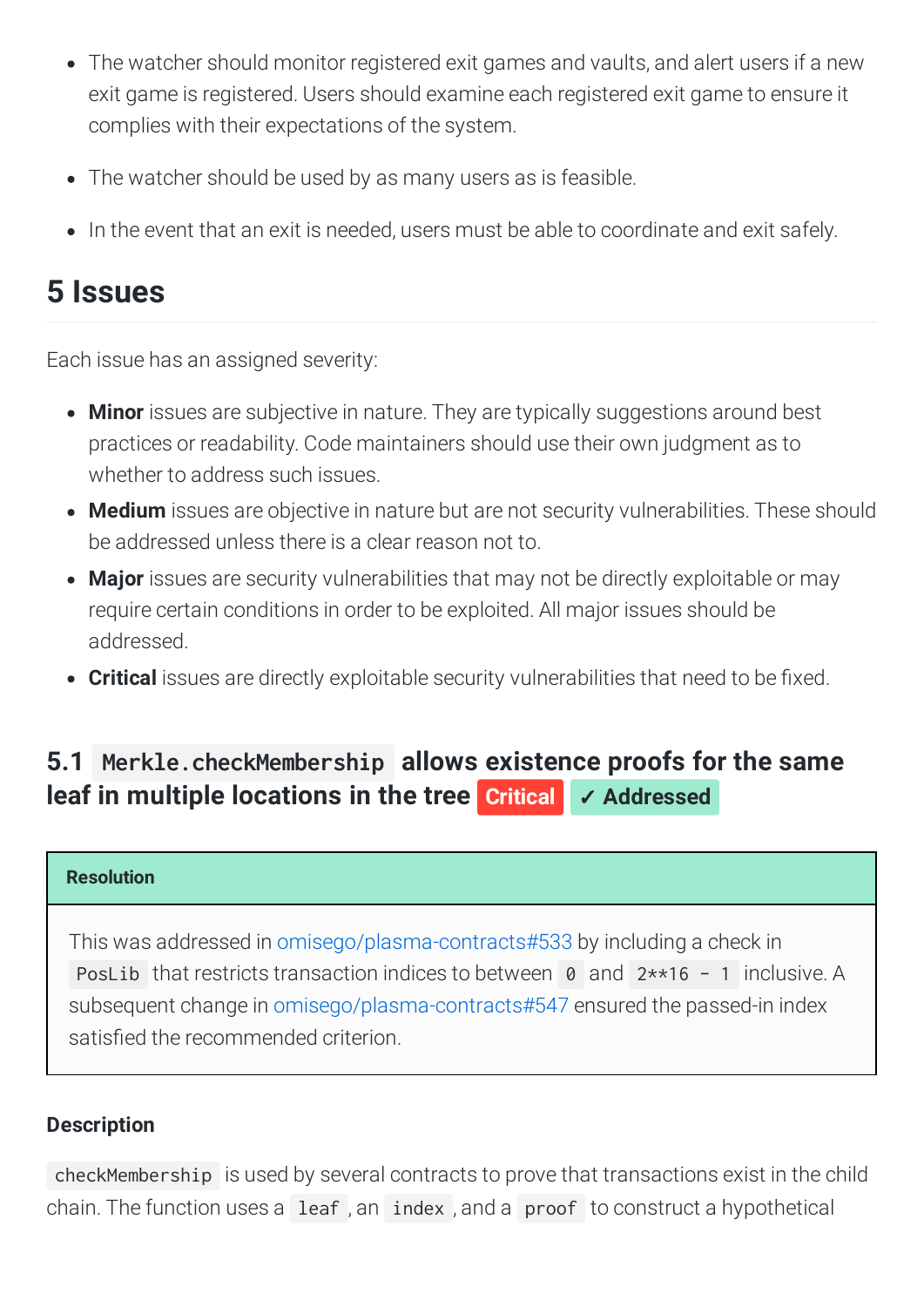- The watcher should monitor registered exit games and vaults, and alert users if a new exit game is registered. Users should examine each registered exit game to ensure it complies with their expectations of the system.
- The watcher should be used by as many users as is feasible.
- In the event that an exit is needed, users must be able to coordinate and exit safely.

# 5 Issues

Each issue has an assigned severity:

- **Minor** issues are subjective in nature. They are typically suggestions around best practices or readability. Code maintainers should use their own judgment as to whether to address such issues.
- **Medium** issues are objective in nature but are not security vulnerabilities. These should be addressed unless there is a clear reason not to.
- **Major** issues are security vulnerabilities that may not be directly exploitable or may require certain conditions in order to be exploited. All major issues should be addressed.
- **Critical** issues are directly exploitable security vulnerabilities that need to be fixed.

## 5.1 `Merkle.checkMembership` allows existence proofs for the same leaf in multiple locations in the tree Critical ✓ Addressed

**Resolution**

This was addressed in omisego/plasma-contracts#533 by including a check in `PosLib` that restricts transaction indices to between `0` and `2**16 - 1` inclusive. A subsequent change in omisego/plasma-contracts#547 ensured the passed-in index satisfied the recommended criterion.

### Description

`checkMembership` is used by several contracts to prove that transactions exist in the child chain. The function uses a `leaf`, an `index`, and a `proof` to construct a hypothetical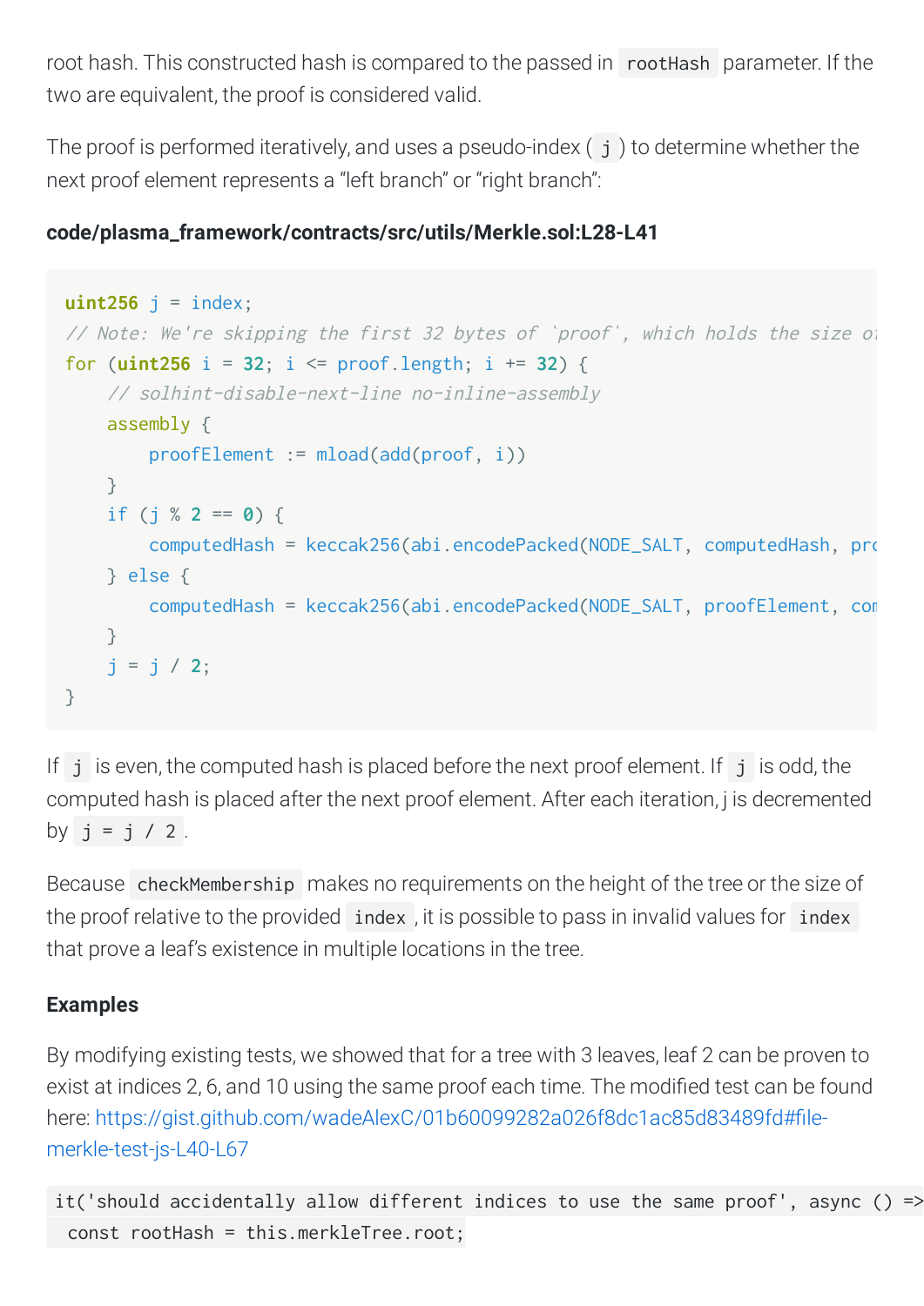root hash. This constructed hash is compared to the passed in `rootHash` parameter. If the two are equivalent, the proof is considered valid.

The proof is performed iteratively, and uses a pseudo-index ( `j` ) to determine whether the next proof element represents a "left branch" or "right branch":

**code/plasma_framework/contracts/src/utils/Merkle.sol:L28-L41**

```
uint256 j = index;
// Note: We're skipping the first 32 bytes of `proof`, which holds the size o
for (uint256 i = 32; i <= proof.length; i += 32) {
    // solhint-disable-next-line no-inline-assembly
    assembly {
        proofElement := mload(add(proof, i))
    }
    if (j % 2 == 0) {
        computedHash = keccak256(abi.encodePacked(NODE_SALT, computedHash, pro
    } else {
        computedHash = keccak256(abi.encodePacked(NODE_SALT, proofElement, com
    }
    j = j / 2;
}
```

If `j` is even, the computed hash is placed before the next proof element. If `j` is odd, the computed hash is placed after the next proof element. After each iteration, j is decremented by `j = j / 2`.

Because `checkMembership` makes no requirements on the height of the tree or the size of the proof relative to the provided `index`, it is possible to pass in invalid values for `index` that prove a leaf's existence in multiple locations in the tree.

### Examples

By modifying existing tests, we showed that for a tree with 3 leaves, leaf 2 can be proven to exist at indices 2, 6, and 10 using the same proof each time. The modified test can be found here: https://gist.github.com/wadeAlexC/01b60099282a026f8dc1ac85d83489fd#file-merkle-test-js-L40-L67

```
it('should accidentally allow different indices to use the same proof', async () =>
  const rootHash = this.merkleTree.root;
```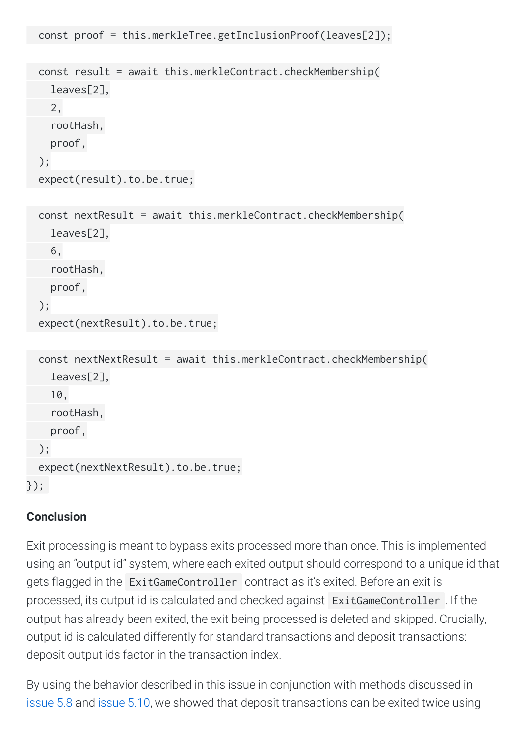```
  const proof = this.merkleTree.getInclusionProof(leaves[2]);

  const result = await this.merkleContract.checkMembership(
    leaves[2],
    2,
    rootHash,
    proof,
  );
  expect(result).to.be.true;

  const nextResult = await this.merkleContract.checkMembership(
    leaves[2],
    6,
    rootHash,
    proof,
  );
  expect(nextResult).to.be.true;

  const nextNextResult = await this.merkleContract.checkMembership(
    leaves[2],
    10,
    rootHash,
    proof,
  );
  expect(nextNextResult).to.be.true;
});
```

**Conclusion**

Exit processing is meant to bypass exits processed more than once. This is implemented using an "output id" system, where each exited output should correspond to a unique id that gets flagged in the `ExitGameController` contract as it's exited. Before an exit is processed, its output id is calculated and checked against `ExitGameController`. If the output has already been exited, the exit being processed is deleted and skipped. Crucially, output id is calculated differently for standard transactions and deposit transactions: deposit output ids factor in the transaction index.

By using the behavior described in this issue in conjunction with methods discussed in issue 5.8 and issue 5.10, we showed that deposit transactions can be exited twice using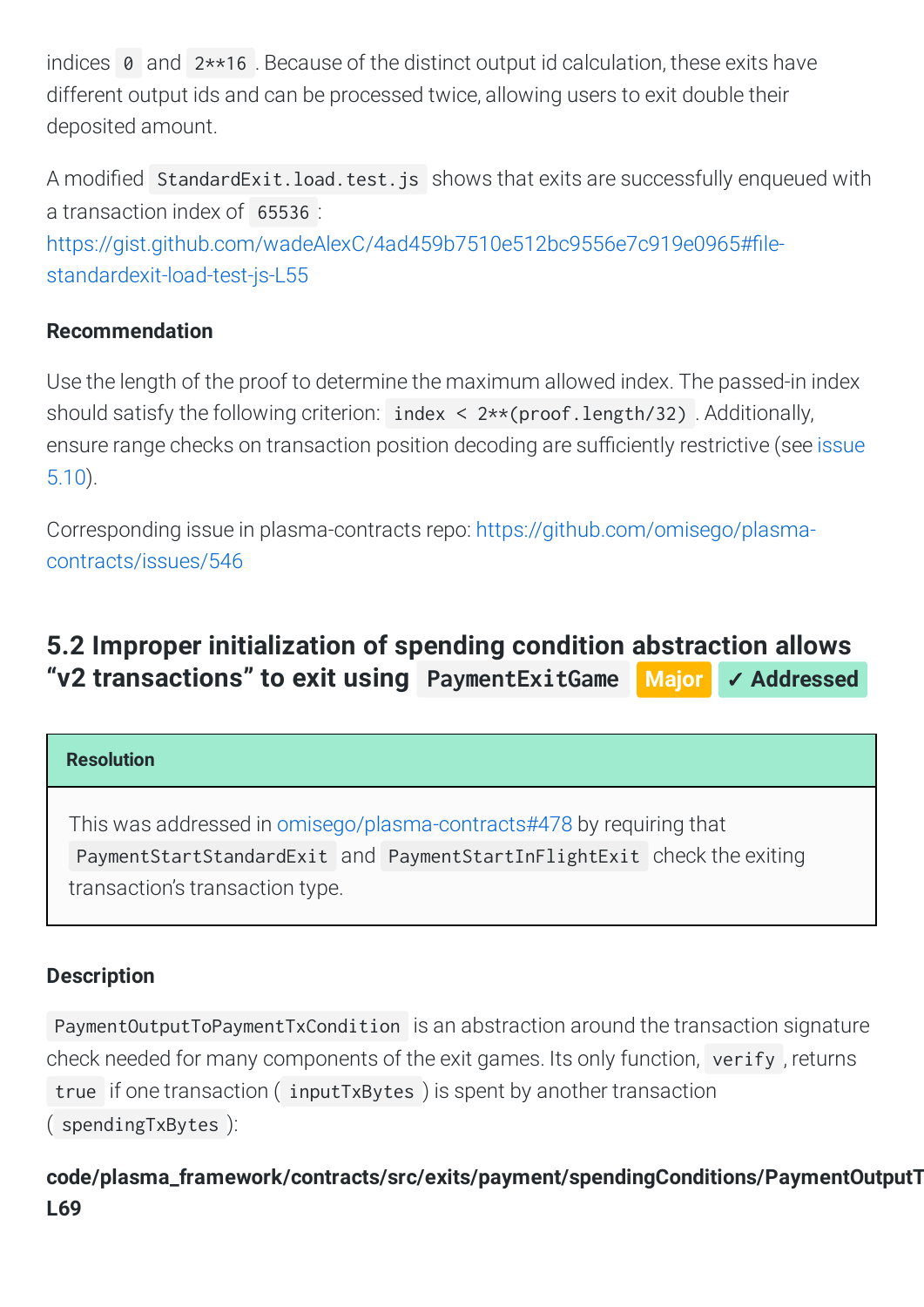indices `0` and `2**16`. Because of the distinct output id calculation, these exits have different output ids and can be processed twice, allowing users to exit double their deposited amount.

A modified `StandardExit.load.test.js` shows that exits are successfully enqueued with a transaction index of `65536`: https://gist.github.com/wadeAlexC/4ad459b7510e512bc9556e7c919e0965#file-standardexit-load-test-js-L55

#### Recommendation

Use the length of the proof to determine the maximum allowed index. The passed-in index should satisfy the following criterion: `index < 2**(proof.length/32)`. Additionally, ensure range checks on transaction position decoding are sufficiently restrictive (see issue 5.10).

Corresponding issue in plasma-contracts repo: https://github.com/omisego/plasma-contracts/issues/546

## 5.2 Improper initialization of spending condition abstraction allows “v2 transactions” to exit using `PaymentExitGame` Major ✓ Addressed

**Resolution**

This was addressed in omisego/plasma-contracts#478 by requiring that `PaymentStartStandardExit` and `PaymentStartInFlightExit` check the exiting transaction's transaction type.

#### Description

`PaymentOutputToPaymentTxCondition` is an abstraction around the transaction signature check needed for many components of the exit games. Its only function, `verify`, returns `true` if one transaction (`inputTxBytes`) is spent by another transaction (`spendingTxBytes`):

**code/plasma_framework/contracts/src/exits/payment/spendingConditions/PaymentOutputT L69**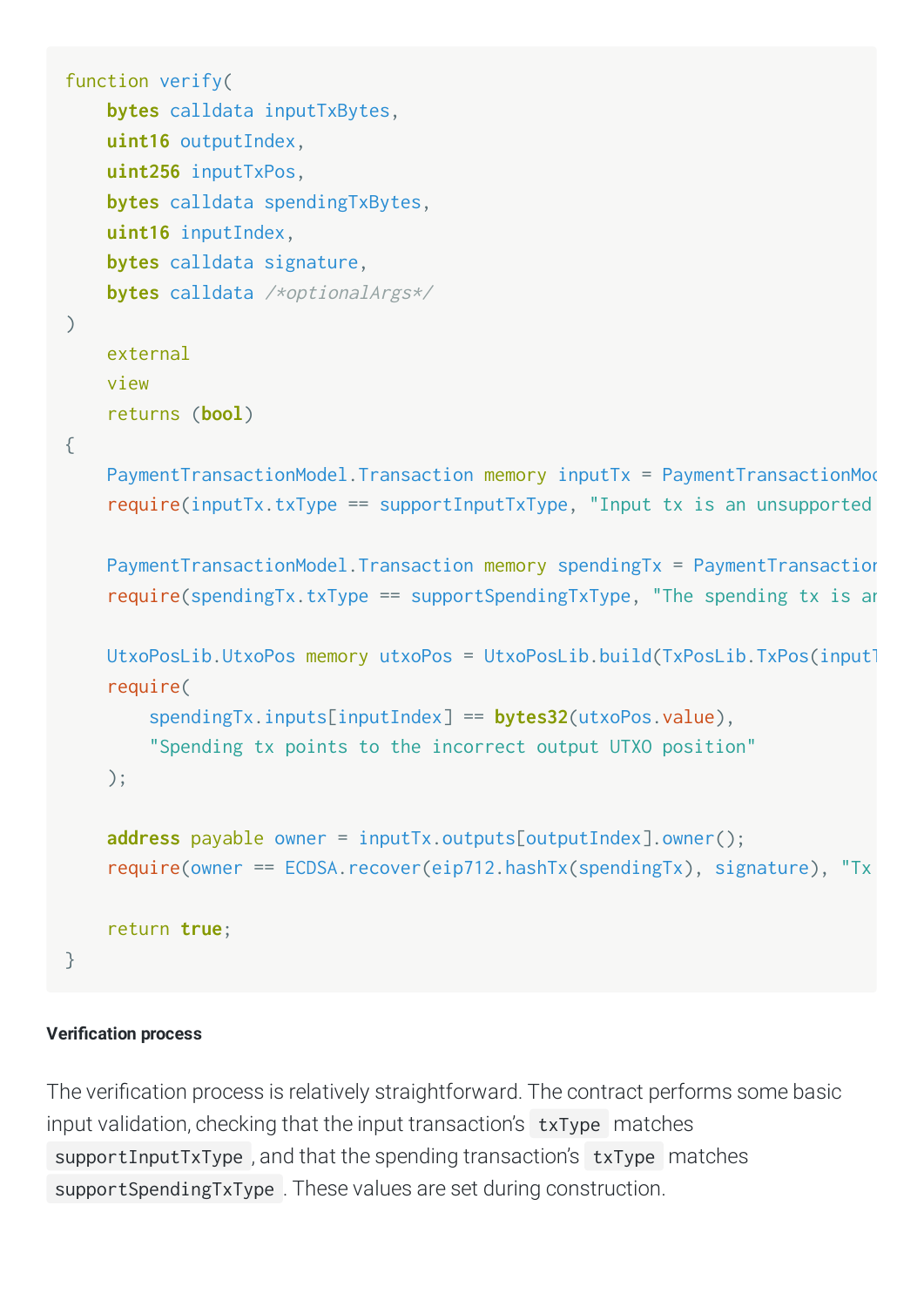```
function verify(
    bytes calldata inputTxBytes,
    uint16 outputIndex,
    uint256 inputTxPos,
    bytes calldata spendingTxBytes,
    uint16 inputIndex,
    bytes calldata signature,
    bytes calldata /*optionalArgs*/
)
    external
    view
    returns (bool)
{
    PaymentTransactionModel.Transaction memory inputTx = PaymentTransactionMod
    require(inputTx.txType == supportInputTxType, "Input tx is an unsupported

    PaymentTransactionModel.Transaction memory spendingTx = PaymentTransaction
    require(spendingTx.txType == supportSpendingTxType, "The spending tx is an

    UtxoPosLib.UtxoPos memory utxoPos = UtxoPosLib.build(TxPosLib.TxPos(inputT
    require(
        spendingTx.inputs[inputIndex] == bytes32(utxoPos.value),
        "Spending tx points to the incorrect output UTXO position"
    );

    address payable owner = inputTx.outputs[outputIndex].owner();
    require(owner == ECDSA.recover(eip712.hashTx(spendingTx), signature), "Tx

    return true;
}
```

**Verification process**

The verification process is relatively straightforward. The contract performs some basic input validation, checking that the input transaction's `txType` matches `supportInputTxType`, and that the spending transaction's `txType` matches `supportSpendingTxType`. These values are set during construction.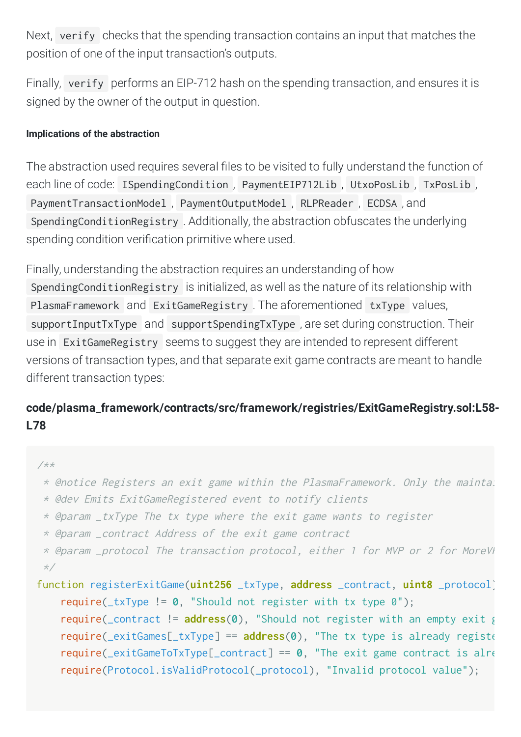Next, `verify` checks that the spending transaction contains an input that matches the position of one of the input transaction's outputs.

Finally, `verify` performs an EIP-712 hash on the spending transaction, and ensures it is signed by the owner of the output in question.

#### Implications of the abstraction

The abstraction used requires several files to be visited to fully understand the function of each line of code: `ISpendingCondition`, `PaymentEIP712Lib`, `UtxoPosLib`, `TxPosLib`, `PaymentTransactionModel`, `PaymentOutputModel`, `RLPReader`, `ECDSA`, and `SpendingConditionRegistry`. Additionally, the abstraction obfuscates the underlying spending condition verification primitive where used.

Finally, understanding the abstraction requires an understanding of how `SpendingConditionRegistry` is initialized, as well as the nature of its relationship with `PlasmaFramework` and `ExitGameRegistry`. The aforementioned `txType` values, `supportInputTxType` and `supportSpendingTxType`, are set during construction. Their use in `ExitGameRegistry` seems to suggest they are intended to represent different versions of transaction types, and that separate exit game contracts are meant to handle different transaction types:

**code/plasma_framework/contracts/src/framework/registries/ExitGameRegistry.sol:L58-L78**

```
/**
 * @notice Registers an exit game within the PlasmaFramework. Only the mainta
 * @dev Emits ExitGameRegistered event to notify clients
 * @param _txType The tx type where the exit game wants to register
 * @param _contract Address of the exit game contract
 * @param _protocol The transaction protocol, either 1 for MVP or 2 for MoreVI
 */
function registerExitGame(uint256 _txType, address _contract, uint8 _protocol)
    require(_txType != 0, "Should not register with tx type 0");
    require(_contract != address(0), "Should not register with an empty exit g
    require(_exitGames[_txType] == address(0), "The tx type is already registe
    require(_exitGameToTxType[_contract] == 0, "The exit game contract is alre
    require(Protocol.isValidProtocol(_protocol), "Invalid protocol value");
```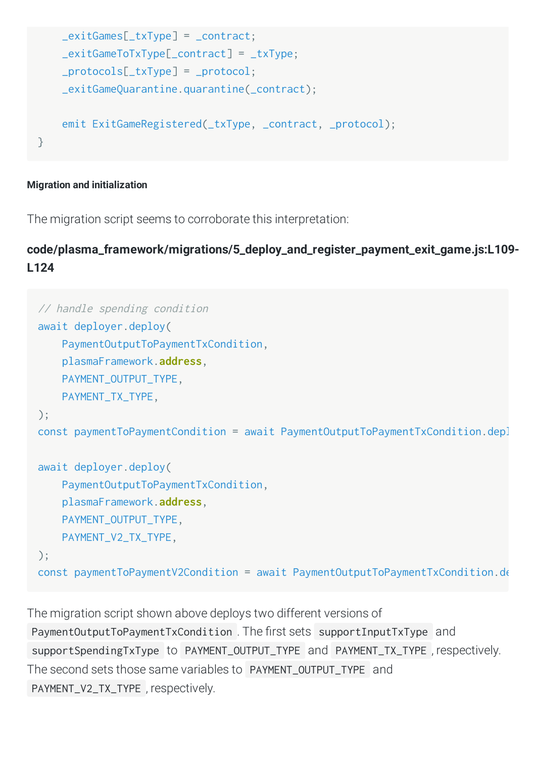```
    _exitGames[_txType] = _contract;
    _exitGameToTxType[_contract] = _txType;
    _protocols[_txType] = _protocol;
    _exitGameQuarantine.quarantine(_contract);

    emit ExitGameRegistered(_txType, _contract, _protocol);
}
```

##### Migration and initialization

The migration script seems to corroborate this interpretation:

### code/plasma_framework/migrations/5_deploy_and_register_payment_exit_game.js:L109-L124

```
// handle spending condition
await deployer.deploy(
    PaymentOutputToPaymentTxCondition,
    plasmaFramework.address,
    PAYMENT_OUTPUT_TYPE,
    PAYMENT_TX_TYPE,
);
const paymentToPaymentCondition = await PaymentOutputToPaymentTxCondition.depl

await deployer.deploy(
    PaymentOutputToPaymentTxCondition,
    plasmaFramework.address,
    PAYMENT_OUTPUT_TYPE,
    PAYMENT_V2_TX_TYPE,
);
const paymentToPaymentV2Condition = await PaymentOutputToPaymentTxCondition.de
```

The migration script shown above deploys two different versions of `PaymentOutputToPaymentTxCondition`. The first sets `supportInputTxType` and `supportSpendingTxType` to `PAYMENT_OUTPUT_TYPE` and `PAYMENT_TX_TYPE`, respectively. The second sets those same variables to `PAYMENT_OUTPUT_TYPE` and `PAYMENT_V2_TX_TYPE`, respectively.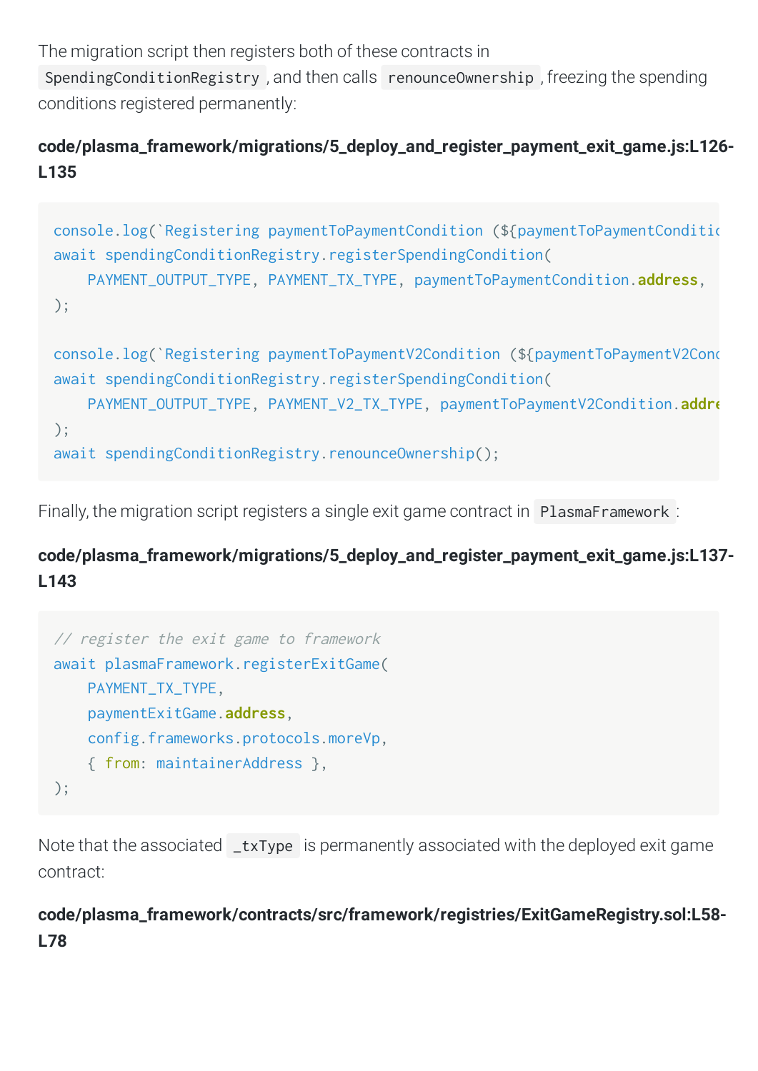The migration script then registers both of these contracts in `SpendingConditionRegistry`, and then calls `renounceOwnership`, freezing the spending conditions registered permanently:

**code/plasma_framework/migrations/5_deploy_and_register_payment_exit_game.js:L126-L135**

```
console.log(`Registering paymentToPaymentCondition (${paymentToPaymentConditic
await spendingConditionRegistry.registerSpendingCondition(
    PAYMENT_OUTPUT_TYPE, PAYMENT_TX_TYPE, paymentToPaymentCondition.address,
);

console.log(`Registering paymentToPaymentV2Condition (${paymentToPaymentV2Conc
await spendingConditionRegistry.registerSpendingCondition(
    PAYMENT_OUTPUT_TYPE, PAYMENT_V2_TX_TYPE, paymentToPaymentV2Condition.addre
);
await spendingConditionRegistry.renounceOwnership();
```

Finally, the migration script registers a single exit game contract in `PlasmaFramework`:

**code/plasma_framework/migrations/5_deploy_and_register_payment_exit_game.js:L137-L143**

```
// register the exit game to framework
await plasmaFramework.registerExitGame(
    PAYMENT_TX_TYPE,
    paymentExitGame.address,
    config.frameworks.protocols.moreVp,
    { from: maintainerAddress },
);
```

Note that the associated `_txType` is permanently associated with the deployed exit game contract:

**code/plasma_framework/contracts/src/framework/registries/ExitGameRegistry.sol:L58-L78**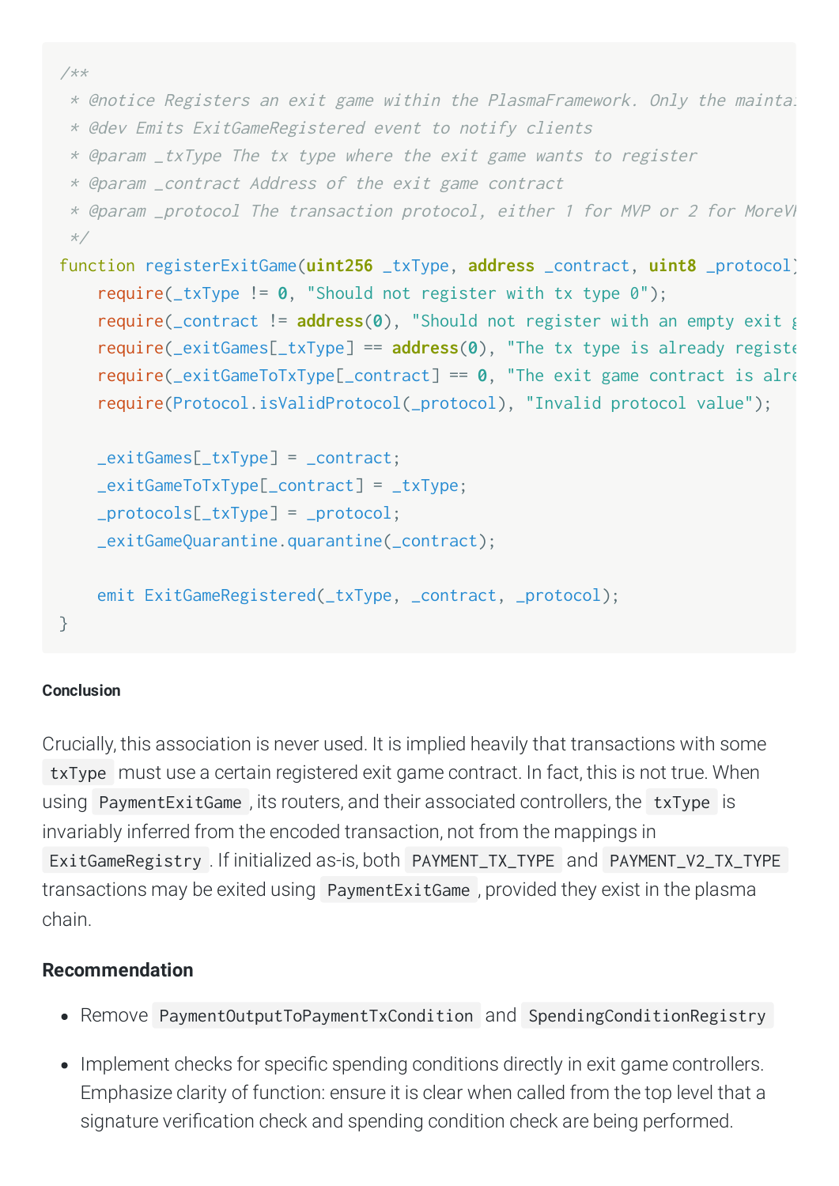```
/**
 * @notice Registers an exit game within the PlasmaFramework. Only the mainta
 * @dev Emits ExitGameRegistered event to notify clients
 * @param _txType The tx type where the exit game wants to register
 * @param _contract Address of the exit game contract
 * @param _protocol The transaction protocol, either 1 for MVP or 2 for MoreVI
 */
function registerExitGame(uint256 _txType, address _contract, uint8 _protocol)
    require(_txType != 0, "Should not register with tx type 0");
    require(_contract != address(0), "Should not register with an empty exit g
    require(_exitGames[_txType] == address(0), "The tx type is already registe
    require(_exitGameToTxType[_contract] == 0, "The exit game contract is alre
    require(Protocol.isValidProtocol(_protocol), "Invalid protocol value");

    _exitGames[_txType] = _contract;
    _exitGameToTxType[_contract] = _txType;
    _protocols[_txType] = _protocol;
    _exitGameQuarantine.quarantine(_contract);

    emit ExitGameRegistered(_txType, _contract, _protocol);
}
```

#### Conclusion

Crucially, this association is never used. It is implied heavily that transactions with some `txType` must use a certain registered exit game contract. In fact, this is not true. When using `PaymentExitGame`, its routers, and their associated controllers, the `txType` is invariably inferred from the encoded transaction, not from the mappings in `ExitGameRegistry`. If initialized as-is, both `PAYMENT_TX_TYPE` and `PAYMENT_V2_TX_TYPE` transactions may be exited using `PaymentExitGame`, provided they exist in the plasma chain.

#### Recommendation

- Remove `PaymentOutputToPaymentTxCondition` and `SpendingConditionRegistry`
- Implement checks for specific spending conditions directly in exit game controllers. Emphasize clarity of function: ensure it is clear when called from the top level that a signature verification check and spending condition check are being performed.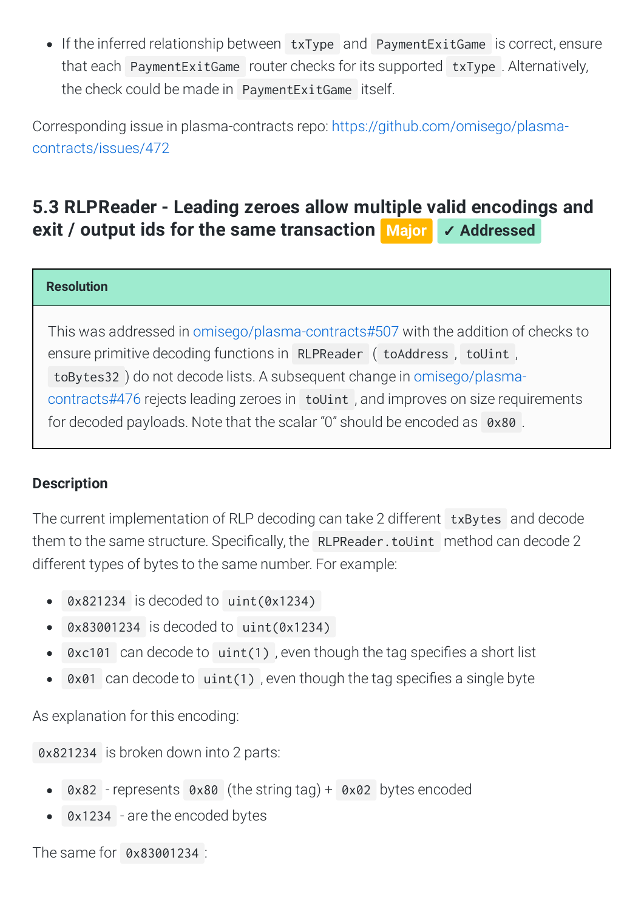- If the inferred relationship between `txType` and `PaymentExitGame` is correct, ensure that each `PaymentExitGame` router checks for its supported `txType`. Alternatively, the check could be made in `PaymentExitGame` itself.

Corresponding issue in plasma-contracts repo: https://github.com/omisego/plasma-contracts/issues/472

### 5.3 RLPReader - Leading zeroes allow multiple valid encodings and exit / output ids for the same transaction Major ✓ Addressed

**Resolution**

This was addressed in omisego/plasma-contracts#507 with the addition of checks to ensure primitive decoding functions in `RLPReader` (`toAddress`, `toUint`, `toBytes32`) do not decode lists. A subsequent change in omisego/plasma-contracts#476 rejects leading zeroes in `toUint`, and improves on size requirements for decoded payloads. Note that the scalar "0" should be encoded as `0x80`.

#### Description

The current implementation of RLP decoding can take 2 different `txBytes` and decode them to the same structure. Specifically, the `RLPReader.toUint` method can decode 2 different types of bytes to the same number. For example:

- `0x821234` is decoded to `uint(0x1234)`
- `0x83001234` is decoded to `uint(0x1234)`
- `0xc101` can decode to `uint(1)`, even though the tag specifies a short list
- `0x01` can decode to `uint(1)`, even though the tag specifies a single byte

As explanation for this encoding:

`0x821234` is broken down into 2 parts:

- `0x82` - represents `0x80` (the string tag) + `0x02` bytes encoded
- `0x1234` - are the encoded bytes

The same for `0x83001234`: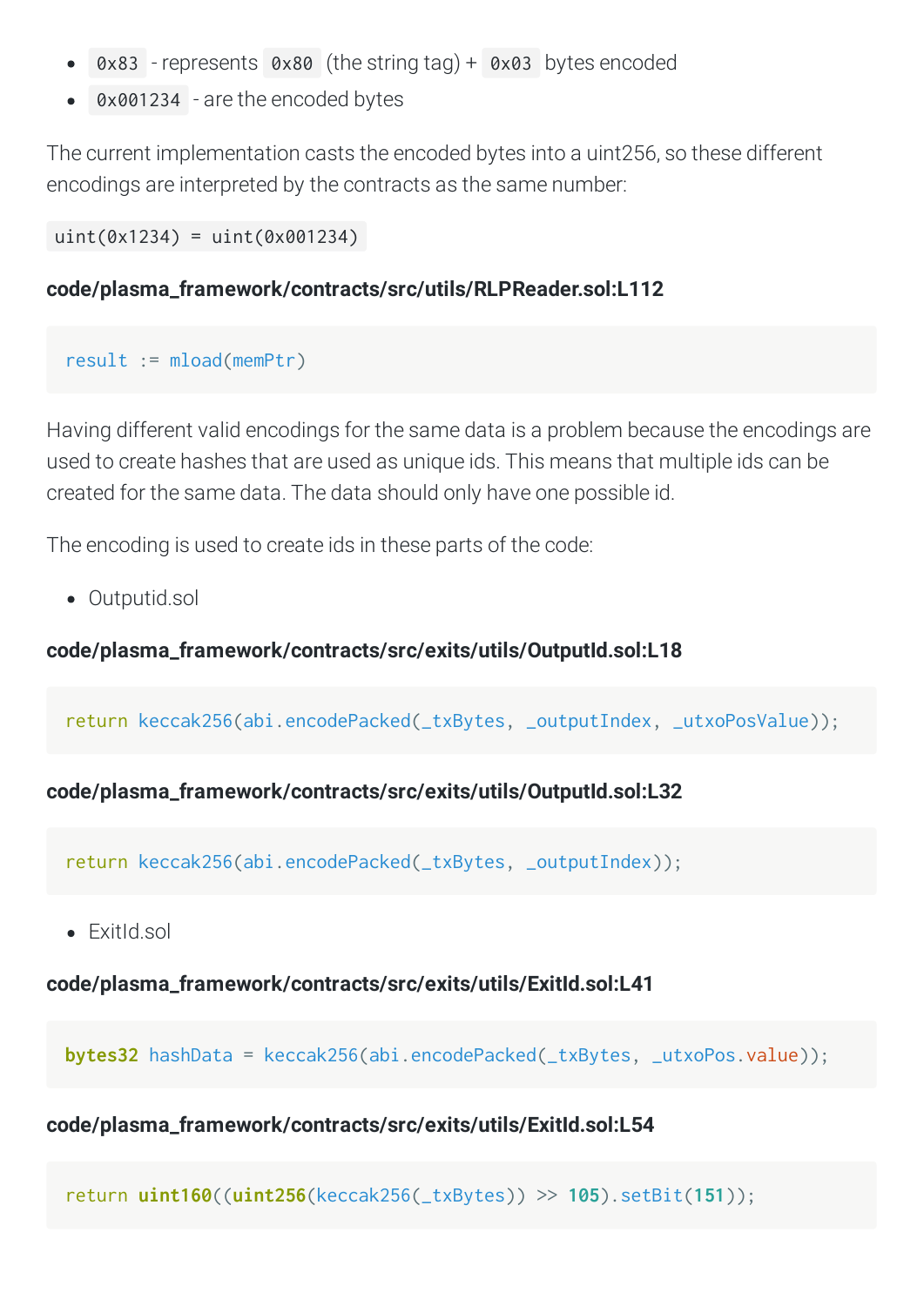- `0x83` - represents `0x80` (the string tag) + `0x03` bytes encoded
- `0x001234` - are the encoded bytes

The current implementation casts the encoded bytes into a uint256, so these different encodings are interpreted by the contracts as the same number:

`uint(0x1234) = uint(0x001234)`

**code/plasma_framework/contracts/src/utils/RLPReader.sol:L112**

```
result := mload(memPtr)
```

Having different valid encodings for the same data is a problem because the encodings are used to create hashes that are used as unique ids. This means that multiple ids can be created for the same data. The data should only have one possible id.

The encoding is used to create ids in these parts of the code:

- Outputid.sol

**code/plasma_framework/contracts/src/exits/utils/OutputId.sol:L18**

```
return keccak256(abi.encodePacked(_txBytes, _outputIndex, _utxoPosValue));
```

**code/plasma_framework/contracts/src/exits/utils/OutputId.sol:L32**

```
return keccak256(abi.encodePacked(_txBytes, _outputIndex));
```

- ExitId.sol

**code/plasma_framework/contracts/src/exits/utils/ExitId.sol:L41**

```
bytes32 hashData = keccak256(abi.encodePacked(_txBytes, _utxoPos.value));
```

**code/plasma_framework/contracts/src/exits/utils/ExitId.sol:L54**

```
return uint160((uint256(keccak256(_txBytes)) >> 105).setBit(151));
```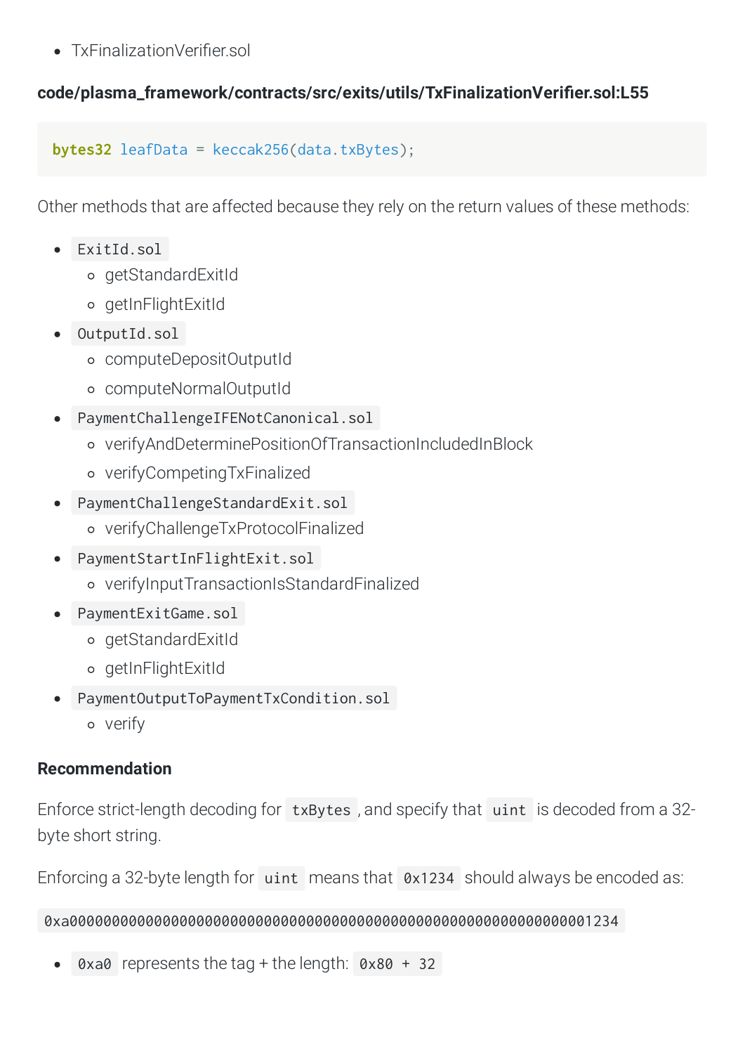- TxFinalizationVerifier.sol

**code/plasma_framework/contracts/src/exits/utils/TxFinalizationVerifier.sol:L55**

```
bytes32 leafData = keccak256(data.txBytes);
```

Other methods that are affected because they rely on the return values of these methods:

- `ExitId.sol`
  - getStandardExitId
  - getInFlightExitId
- `OutputId.sol`
  - computeDepositOutputId
  - computeNormalOutputId
- `PaymentChallengeIFENotCanonical.sol`
  - verifyAndDeterminePositionOfTransactionIncludedInBlock
  - verifyCompetingTxFinalized
- `PaymentChallengeStandardExit.sol`
  - verifyChallengeTxProtocolFinalized
- `PaymentStartInFlightExit.sol`
  - verifyInputTransactionIsStandardFinalized
- `PaymentExitGame.sol`
  - getStandardExitId
  - getInFlightExitId
- `PaymentOutputToPaymentTxCondition.sol`
  - verify

**Recommendation**

Enforce strict-length decoding for `txBytes`, and specify that `uint` is decoded from a 32-byte short string.

Enforcing a 32-byte length for `uint` means that `0x1234` should always be encoded as:

`0xa00000000000000000000000000000000000000000000000000000000000001234`

- `0xa0` represents the tag + the length: `0x80 + 32`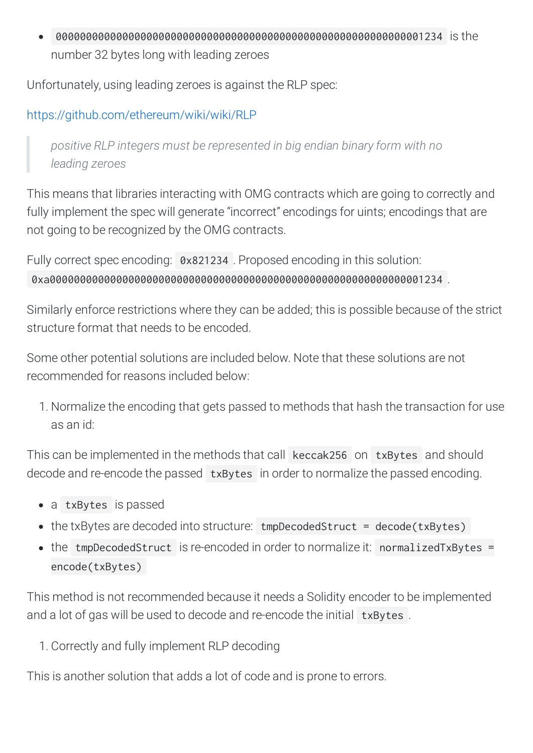- `0000000000000000000000000000000000000000000000000000000000001234` is the number 32 bytes long with leading zeroes

Unfortunately, using leading zeroes is against the RLP spec:

https://github.com/ethereum/wiki/wiki/RLP

> *positive RLP integers must be represented in big endian binary form with no leading zeroes*

This means that libraries interacting with OMG contracts which are going to correctly and fully implement the spec will generate "incorrect" encodings for uints; encodings that are not going to be recognized by the OMG contracts.

Fully correct spec encoding: `0x821234`. Proposed encoding in this solution: `0xa00000000000000000000000000000000000000000000000000000000000001234`.

Similarly enforce restrictions where they can be added; this is possible because of the strict structure format that needs to be encoded.

Some other potential solutions are included below. Note that these solutions are not recommended for reasons included below:

1. Normalize the encoding that gets passed to methods that hash the transaction for use as an id:

This can be implemented in the methods that call `keccak256` on `txBytes` and should decode and re-encode the passed `txBytes` in order to normalize the passed encoding.

- a `txBytes` is passed
- the txBytes are decoded into structure: `tmpDecodedStruct = decode(txBytes)`
- the `tmpDecodedStruct` is re-encoded in order to normalize it: `normalizedTxBytes = encode(txBytes)`

This method is not recommended because it needs a Solidity encoder to be implemented and a lot of gas will be used to decode and re-encode the initial `txBytes`.

1. Correctly and fully implement RLP decoding

This is another solution that adds a lot of code and is prone to errors.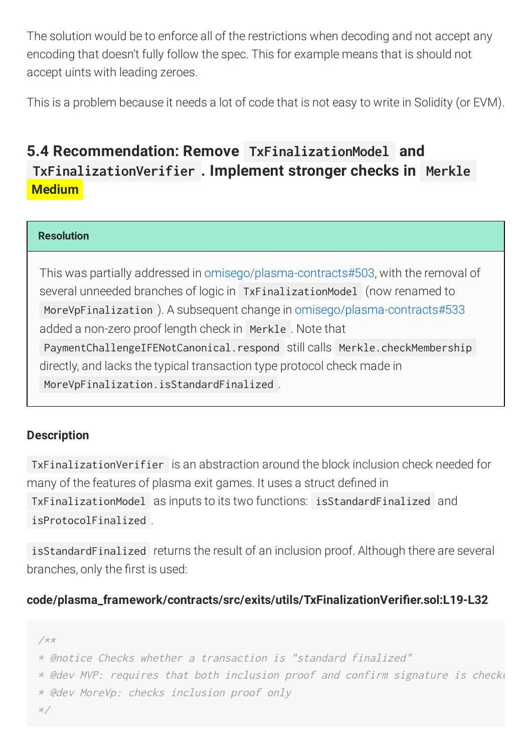The solution would be to enforce all of the restrictions when decoding and not accept any encoding that doesn't fully follow the spec. This for example means that is should not accept uints with leading zeroes.

This is a problem because it needs a lot of code that is not easy to write in Solidity (or EVM).

## 5.4 Recommendation: Remove `TxFinalizationModel` and `TxFinalizationVerifier`. Implement stronger checks in `Merkle` Medium

**Resolution**

This was partially addressed in omisego/plasma-contracts#503, with the removal of several unneeded branches of logic in `TxFinalizationModel` (now renamed to `MoreVpFinalization`). A subsequent change in omisego/plasma-contracts#533 added a non-zero proof length check in `Merkle`. Note that `PaymentChallengeIFENotCanonical.respond` still calls `Merkle.checkMembership` directly, and lacks the typical transaction type protocol check made in `MoreVpFinalization.isStandardFinalized`.

#### Description

`TxFinalizationVerifier` is an abstraction around the block inclusion check needed for many of the features of plasma exit games. It uses a struct defined in `TxFinalizationModel` as inputs to its two functions: `isStandardFinalized` and `isProtocolFinalized`.

`isStandardFinalized` returns the result of an inclusion proof. Although there are several branches, only the first is used:

**code/plasma_framework/contracts/src/exits/utils/TxFinalizationVerifier.sol:L19-L32**

```
/**
* @notice Checks whether a transaction is "standard finalized"
* @dev MVP: requires that both inclusion proof and confirm signature is checke
* @dev MoreVp: checks inclusion proof only
*/
```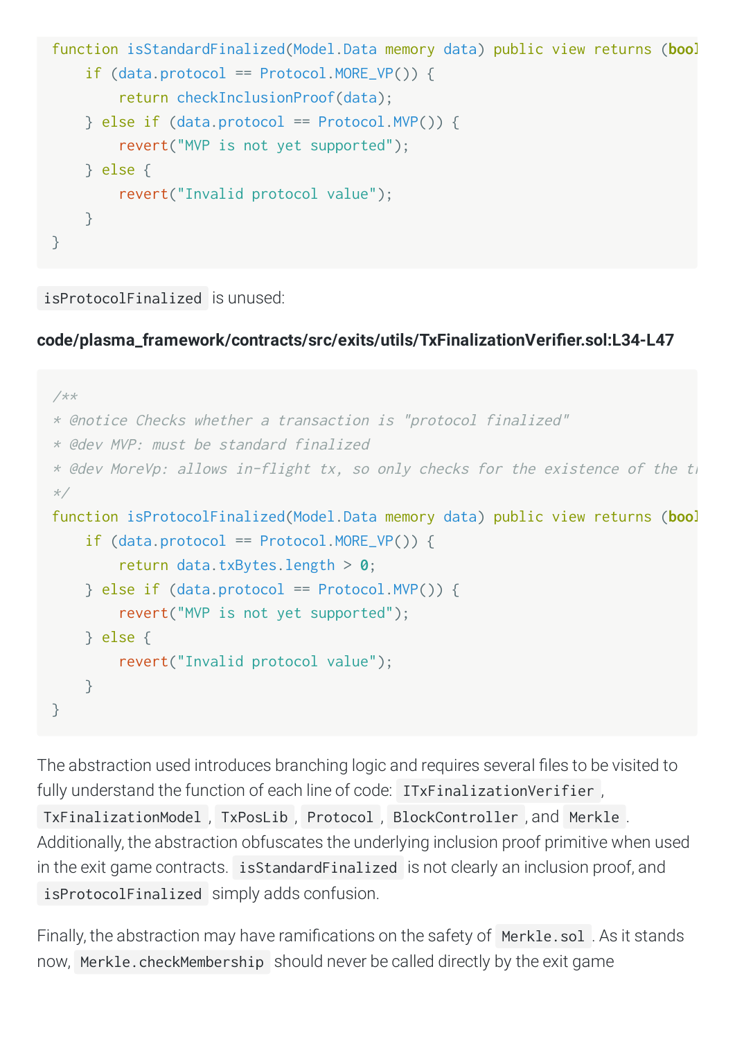```
function isStandardFinalized(Model.Data memory data) public view returns (bool
    if (data.protocol == Protocol.MORE_VP()) {
        return checkInclusionProof(data);
    } else if (data.protocol == Protocol.MVP()) {
        revert("MVP is not yet supported");
    } else {
        revert("Invalid protocol value");
    }
}
```

`isProtocolFinalized` is unused:

**code/plasma_framework/contracts/src/exits/utils/TxFinalizationVerifier.sol:L34-L47**

```
/**
* @notice Checks whether a transaction is "protocol finalized"
* @dev MVP: must be standard finalized
* @dev MoreVp: allows in-flight tx, so only checks for the existence of the tr
*/
function isProtocolFinalized(Model.Data memory data) public view returns (bool
    if (data.protocol == Protocol.MORE_VP()) {
        return data.txBytes.length > 0;
    } else if (data.protocol == Protocol.MVP()) {
        revert("MVP is not yet supported");
    } else {
        revert("Invalid protocol value");
    }
}
```

The abstraction used introduces branching logic and requires several files to be visited to fully understand the function of each line of code: `ITxFinalizationVerifier`, `TxFinalizationModel`, `TxPosLib`, `Protocol`, `BlockController`, and `Merkle`. Additionally, the abstraction obfuscates the underlying inclusion proof primitive when used in the exit game contracts. `isStandardFinalized` is not clearly an inclusion proof, and `isProtocolFinalized` simply adds confusion.

Finally, the abstraction may have ramifications on the safety of `Merkle.sol`. As it stands now, `Merkle.checkMembership` should never be called directly by the exit game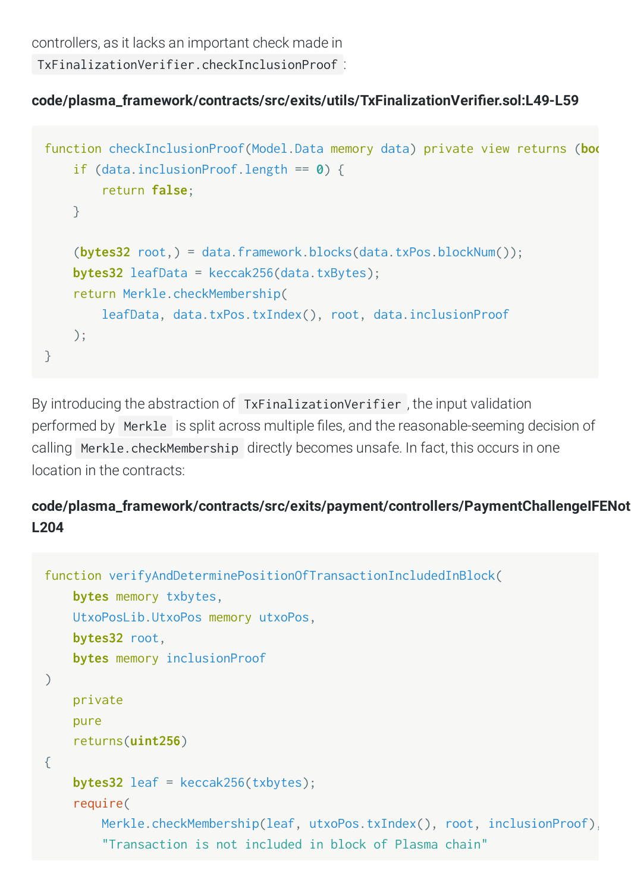controllers, as it lacks an important check made in `TxFinalizationVerifier.checkInclusionProof`:

**code/plasma_framework/contracts/src/exits/utils/TxFinalizationVerifier.sol:L49-L59**

```
function checkInclusionProof(Model.Data memory data) private view returns (boo
    if (data.inclusionProof.length == 0) {
        return false;
    }

    (bytes32 root,) = data.framework.blocks(data.txPos.blockNum());
    bytes32 leafData = keccak256(data.txBytes);
    return Merkle.checkMembership(
        leafData, data.txPos.txIndex(), root, data.inclusionProof
    );
}
```

By introducing the abstraction of `TxFinalizationVerifier`, the input validation performed by `Merkle` is split across multiple files, and the reasonable-seeming decision of calling `Merkle.checkMembership` directly becomes unsafe. In fact, this occurs in one location in the contracts:

**code/plasma_framework/contracts/src/exits/payment/controllers/PaymentChallengeIFENot L204**

```
function verifyAndDeterminePositionOfTransactionIncludedInBlock(
    bytes memory txbytes,
    UtxoPosLib.UtxoPos memory utxoPos,
    bytes32 root,
    bytes memory inclusionProof
)
    private
    pure
    returns(uint256)
{
    bytes32 leaf = keccak256(txbytes);
    require(
        Merkle.checkMembership(leaf, utxoPos.txIndex(), root, inclusionProof),
        "Transaction is not included in block of Plasma chain"
```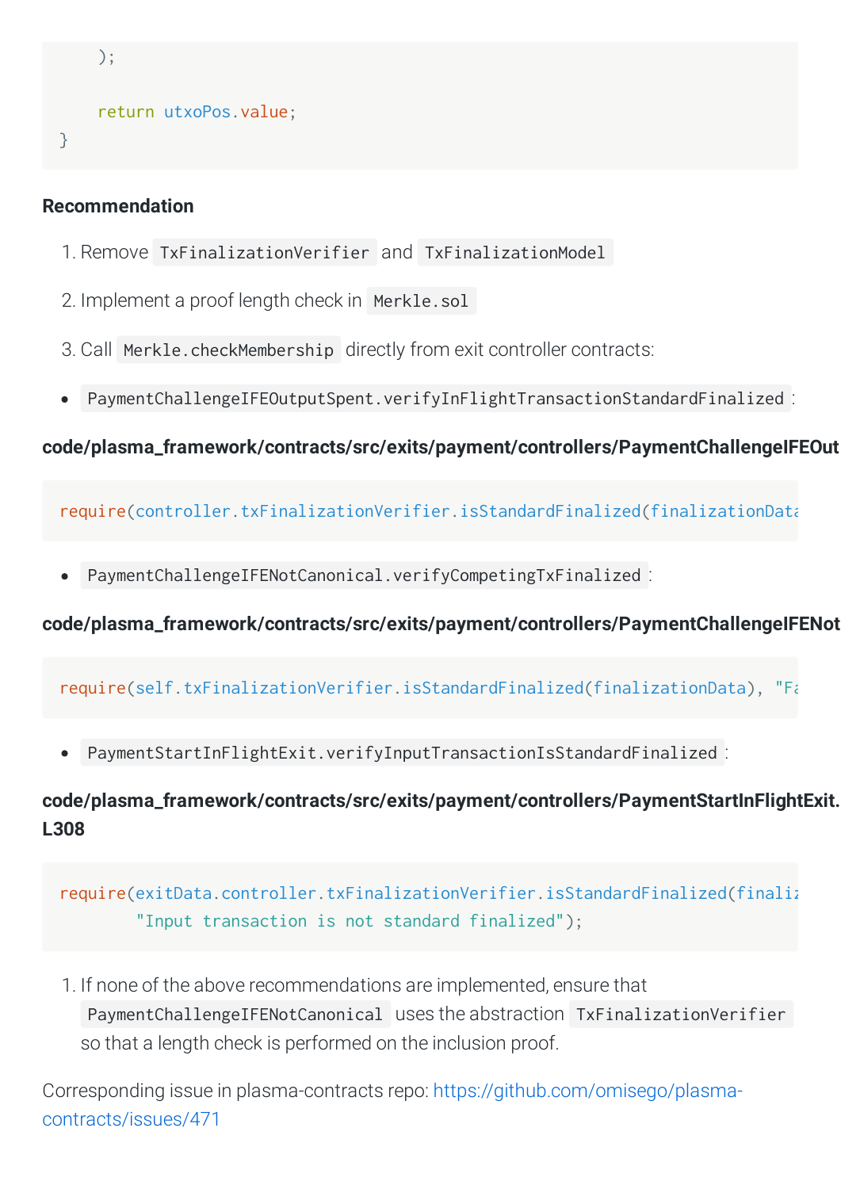```
    );

    return utxoPos.value;
}
```

**Recommendation**

1. Remove `TxFinalizationVerifier` and `TxFinalizationModel`
2. Implement a proof length check in `Merkle.sol`
3. Call `Merkle.checkMembership` directly from exit controller contracts:

- `PaymentChallengeIFEOutputSpent.verifyInFlightTransactionStandardFinalized`:

**code/plasma_framework/contracts/src/exits/payment/controllers/PaymentChallengeIFEOut**

```
require(controller.txFinalizationVerifier.isStandardFinalized(finalizationData
```

- `PaymentChallengeIFENotCanonical.verifyCompetingTxFinalized`:

**code/plasma_framework/contracts/src/exits/payment/controllers/PaymentChallengeIFENot**

```
require(self.txFinalizationVerifier.isStandardFinalized(finalizationData), "Fa
```

- `PaymentStartInFlightExit.verifyInputTransactionIsStandardFinalized`:

**code/plasma_framework/contracts/src/exits/payment/controllers/PaymentStartInFlightExit. L308**

```
require(exitData.controller.txFinalizationVerifier.isStandardFinalized(finali
        "Input transaction is not standard finalized");
```

1. If none of the above recommendations are implemented, ensure that `PaymentChallengeIFENotCanonical` uses the abstraction `TxFinalizationVerifier` so that a length check is performed on the inclusion proof.

Corresponding issue in plasma-contracts repo: https://github.com/omisego/plasma-contracts/issues/471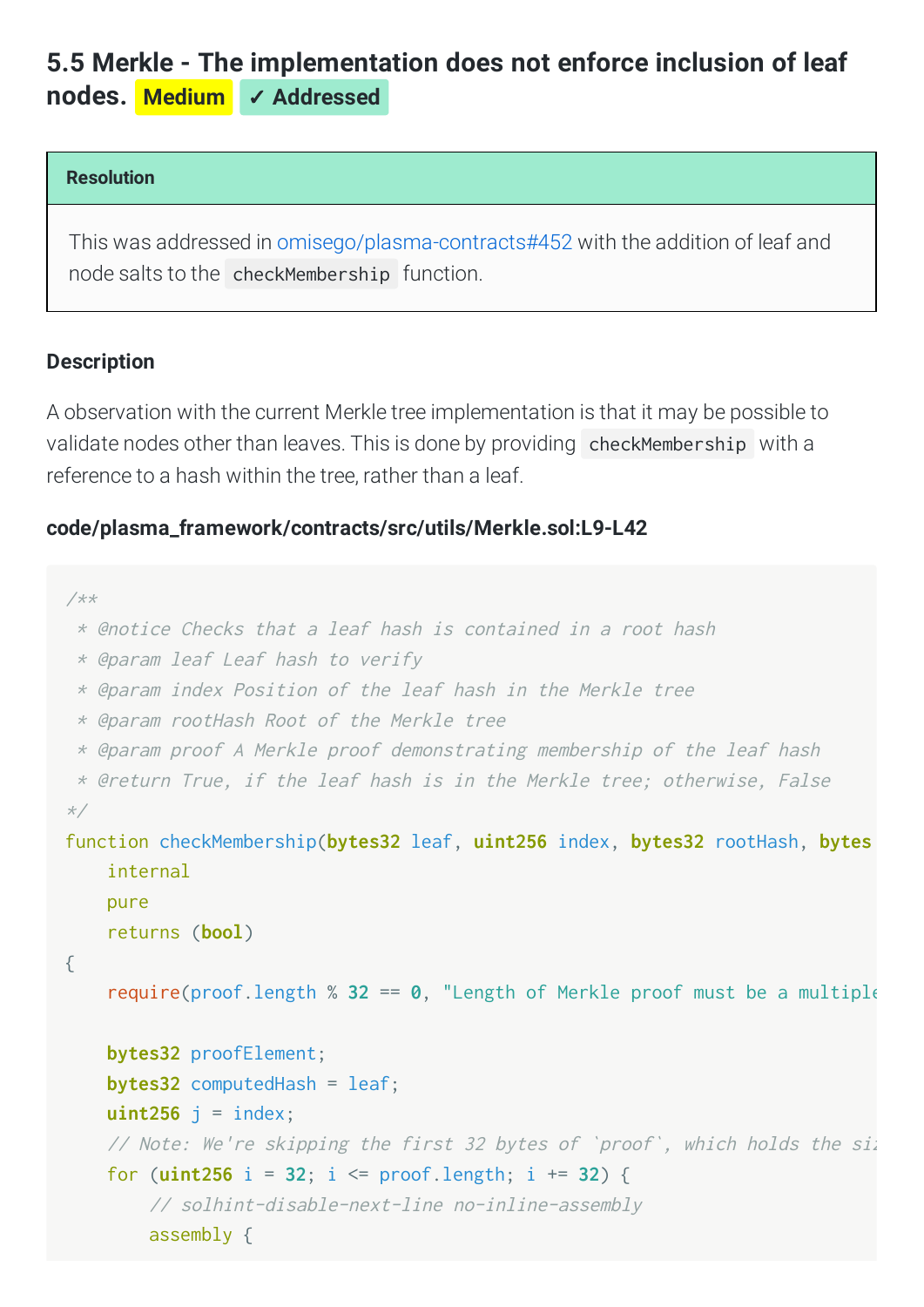## 5.5 Merkle - The implementation does not enforce inclusion of leaf nodes. Medium ✓ Addressed

**Resolution**

This was addressed in omisego/plasma-contracts#452 with the addition of leaf and node salts to the `checkMembership` function.

### Description

A observation with the current Merkle tree implementation is that it may be possible to validate nodes other than leaves. This is done by providing `checkMembership` with a reference to a hash within the tree, rather than a leaf.

**code/plasma_framework/contracts/src/utils/Merkle.sol:L9-L42**

```
/**
 * @notice Checks that a leaf hash is contained in a root hash
 * @param leaf Leaf hash to verify
 * @param index Position of the leaf hash in the Merkle tree
 * @param rootHash Root of the Merkle tree
 * @param proof A Merkle proof demonstrating membership of the leaf hash
 * @return True, if the leaf hash is in the Merkle tree; otherwise, False
*/
function checkMembership(bytes32 leaf, uint256 index, bytes32 rootHash, bytes
    internal
    pure
    returns (bool)
{
    require(proof.length % 32 == 0, "Length of Merkle proof must be a multiple

    bytes32 proofElement;
    bytes32 computedHash = leaf;
    uint256 j = index;
    // Note: We're skipping the first 32 bytes of `proof`, which holds the siz
    for (uint256 i = 32; i <= proof.length; i += 32) {
        // solhint-disable-next-line no-inline-assembly
        assembly {
```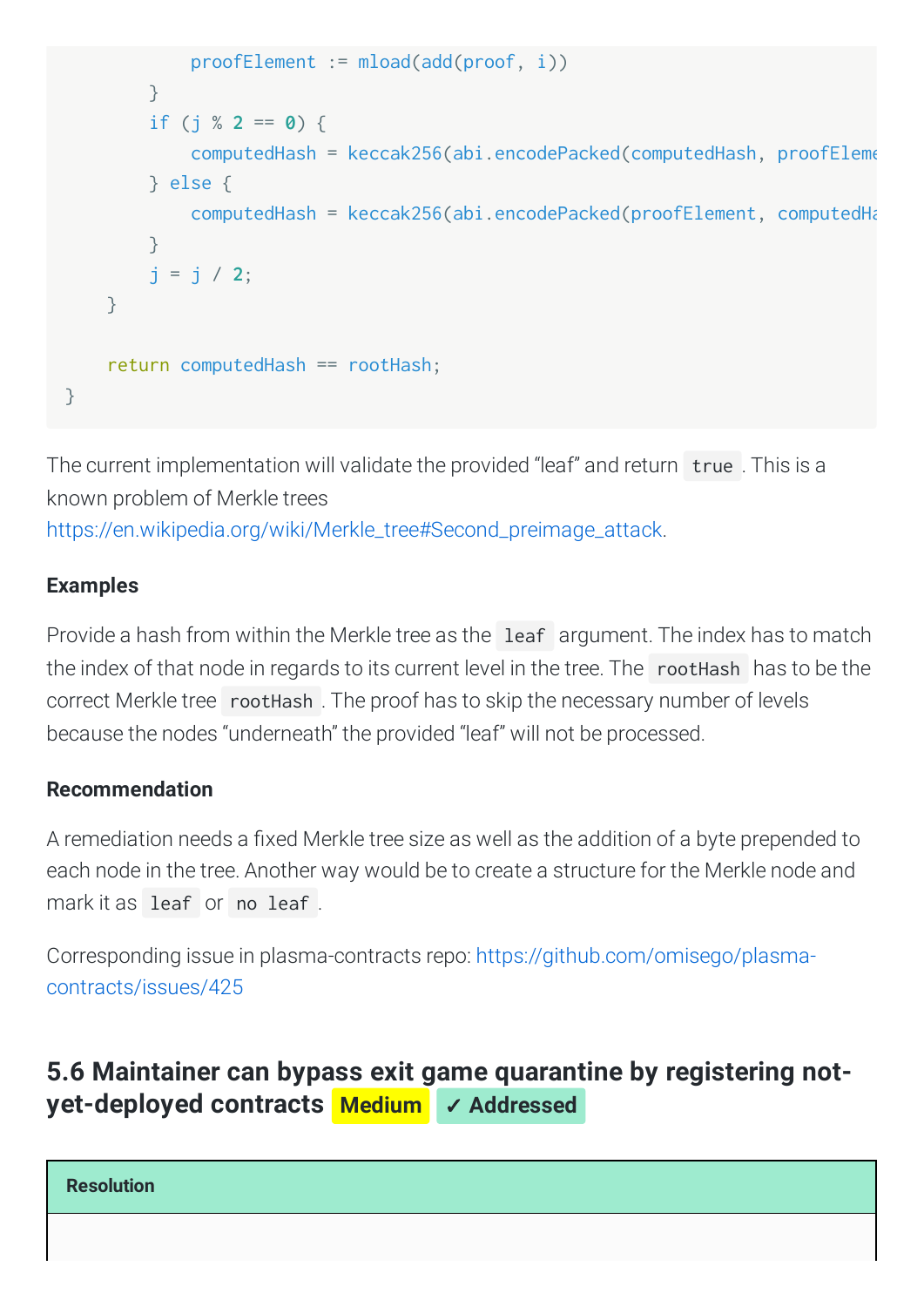```
            proofElement := mload(add(proof, i))
        }
        if (j % 2 == 0) {
            computedHash = keccak256(abi.encodePacked(computedHash, proofEleme
        } else {
            computedHash = keccak256(abi.encodePacked(proofElement, computedHa
        }
        j = j / 2;
    }

    return computedHash == rootHash;
}
```

The current implementation will validate the provided "leaf" and return `true`. This is a known problem of Merkle trees https://en.wikipedia.org/wiki/Merkle_tree#Second_preimage_attack.

#### Examples

Provide a hash from within the Merkle tree as the `leaf` argument. The index has to match the index of that node in regards to its current level in the tree. The `rootHash` has to be the correct Merkle tree `rootHash`. The proof has to skip the necessary number of levels because the nodes "underneath" the provided "leaf" will not be processed.

#### Recommendation

A remediation needs a fixed Merkle tree size as well as the addition of a byte prepended to each node in the tree. Another way would be to create a structure for the Merkle node and mark it as `leaf` or `no leaf`.

Corresponding issue in plasma-contracts repo: https://github.com/omisego/plasma-contracts/issues/425

### 5.6 Maintainer can bypass exit game quarantine by registering not-yet-deployed contracts Medium ✓ Addressed

| Resolution |
|---|
| |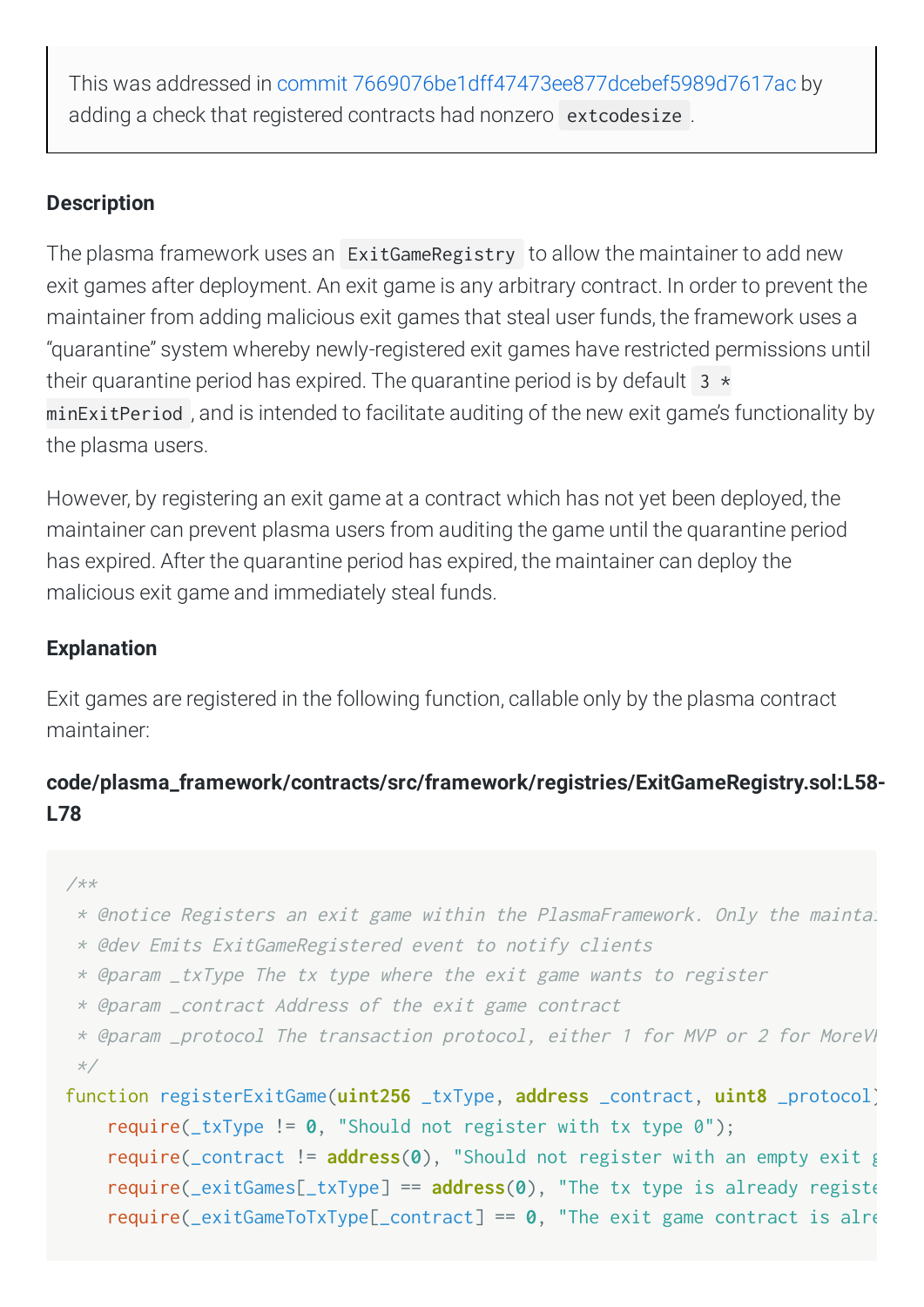> This was addressed in commit 7669076be1dff47473ee877dcebef5989d7617ac by adding a check that registered contracts had nonzero `extcodesize`.

#### Description

The plasma framework uses an `ExitGameRegistry` to allow the maintainer to add new exit games after deployment. An exit game is any arbitrary contract. In order to prevent the maintainer from adding malicious exit games that steal user funds, the framework uses a "quarantine" system whereby newly-registered exit games have restricted permissions until their quarantine period has expired. The quarantine period is by default `3 * minExitPeriod`, and is intended to facilitate auditing of the new exit game's functionality by the plasma users.

However, by registering an exit game at a contract which has not yet been deployed, the maintainer can prevent plasma users from auditing the game until the quarantine period has expired. After the quarantine period has expired, the maintainer can deploy the malicious exit game and immediately steal funds.

#### Explanation

Exit games are registered in the following function, callable only by the plasma contract maintainer:

**code/plasma_framework/contracts/src/framework/registries/ExitGameRegistry.sol:L58-L78**

```
/**
 * @notice Registers an exit game within the PlasmaFramework. Only the maintai
 * @dev Emits ExitGameRegistered event to notify clients
 * @param _txType The tx type where the exit game wants to register
 * @param _contract Address of the exit game contract
 * @param _protocol The transaction protocol, either 1 for MVP or 2 for MoreVP
 */
function registerExitGame(uint256 _txType, address _contract, uint8 _protocol)
    require(_txType != 0, "Should not register with tx type 0");
    require(_contract != address(0), "Should not register with an empty exit g
    require(_exitGames[_txType] == address(0), "The tx type is already registe
    require(_exitGameToTxType[_contract] == 0, "The exit game contract is alre
```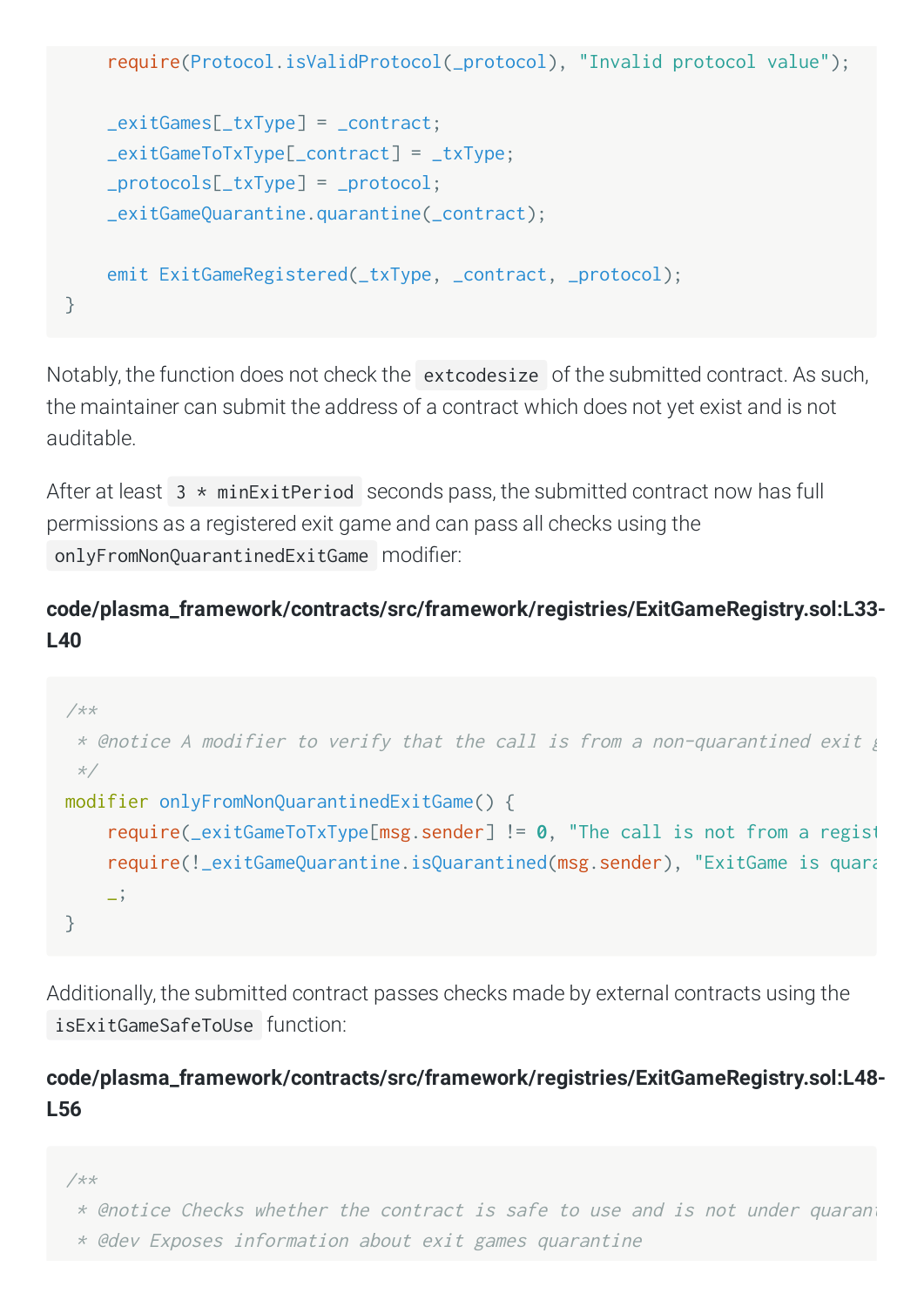```
    require(Protocol.isValidProtocol(_protocol), "Invalid protocol value");

    _exitGames[_txType] = _contract;
    _exitGameToTxType[_contract] = _txType;
    _protocols[_txType] = _protocol;
    _exitGameQuarantine.quarantine(_contract);

    emit ExitGameRegistered(_txType, _contract, _protocol);
}
```

Notably, the function does not check the `extcodesize` of the submitted contract. As such, the maintainer can submit the address of a contract which does not yet exist and is not auditable.

After at least `3 * minExitPeriod` seconds pass, the submitted contract now has full permissions as a registered exit game and can pass all checks using the `onlyFromNonQuarantinedExitGame` modifier:

**code/plasma_framework/contracts/src/framework/registries/ExitGameRegistry.sol:L33-L40**

```
/**
 * @notice A modifier to verify that the call is from a non-quarantined exit g
 */
modifier onlyFromNonQuarantinedExitGame() {
    require(_exitGameToTxType[msg.sender] != 0, "The call is not from a regist
    require(!_exitGameQuarantine.isQuarantined(msg.sender), "ExitGame is quara
    _;
}
```

Additionally, the submitted contract passes checks made by external contracts using the `isExitGameSafeToUse` function:

**code/plasma_framework/contracts/src/framework/registries/ExitGameRegistry.sol:L48-L56**

```
/**
 * @notice Checks whether the contract is safe to use and is not under quarant
 * @dev Exposes information about exit games quarantine
```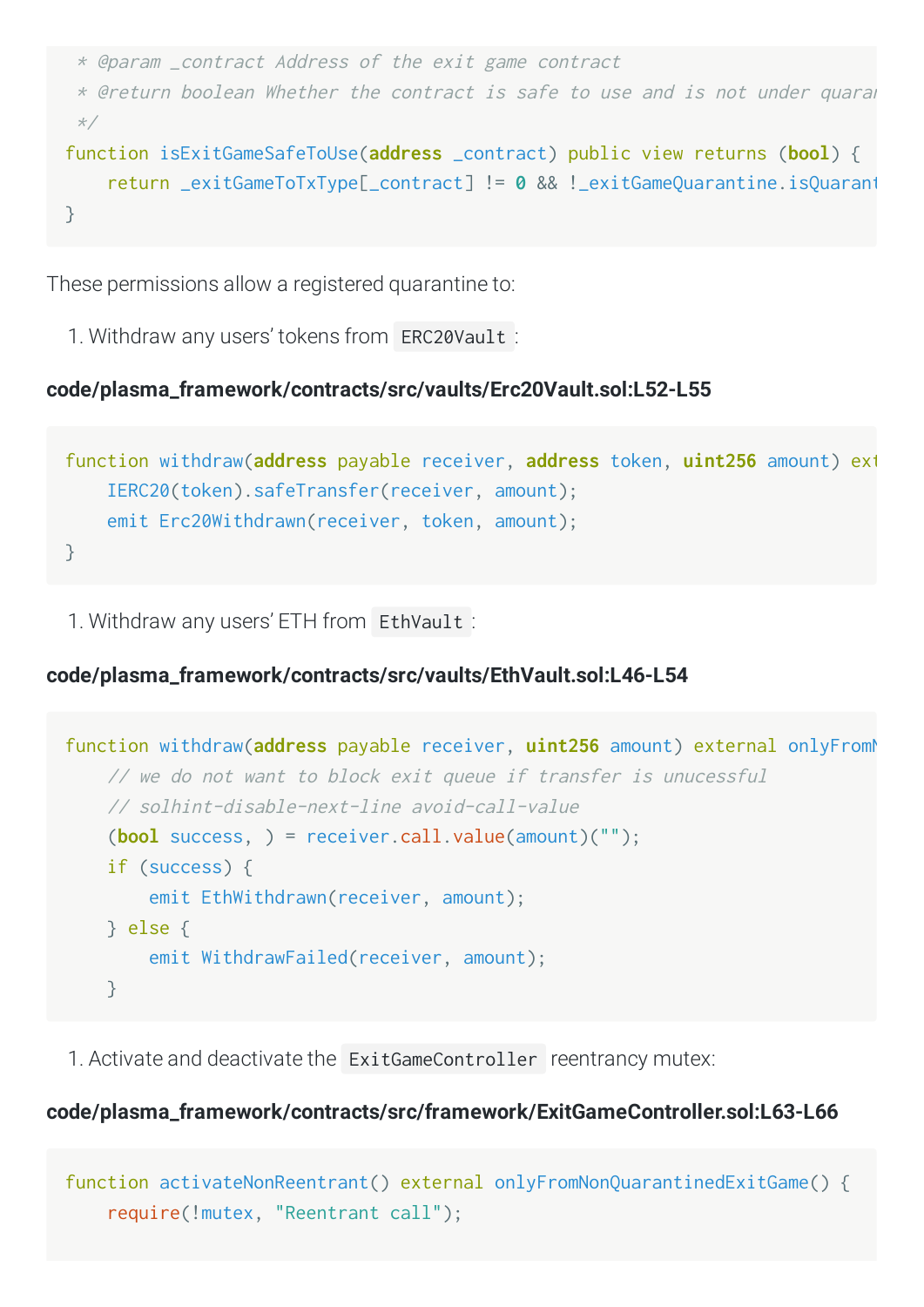```
 * @param _contract Address of the exit game contract
 * @return boolean Whether the contract is safe to use and is not under quaran
 */
function isExitGameSafeToUse(address _contract) public view returns (bool) {
    return _exitGameToTxType[_contract] != 0 && !_exitGameQuarantine.isQuarant
}
```

These permissions allow a registered quarantine to:

1. Withdraw any users' tokens from `ERC20Vault`:

**code/plasma_framework/contracts/src/vaults/Erc20Vault.sol:L52-L55**

```
function withdraw(address payable receiver, address token, uint256 amount) ext
    IERC20(token).safeTransfer(receiver, amount);
    emit Erc20Withdrawn(receiver, token, amount);
}
```

1. Withdraw any users' ETH from `EthVault`:

**code/plasma_framework/contracts/src/vaults/EthVault.sol:L46-L54**

```
function withdraw(address payable receiver, uint256 amount) external onlyFromN
    // we do not want to block exit queue if transfer is unucessful
    // solhint-disable-next-line avoid-call-value
    (bool success, ) = receiver.call.value(amount)("");
    if (success) {
        emit EthWithdrawn(receiver, amount);
    } else {
        emit WithdrawFailed(receiver, amount);
    }
```

1. Activate and deactivate the `ExitGameController` reentrancy mutex:

**code/plasma_framework/contracts/src/framework/ExitGameController.sol:L63-L66**

```
function activateNonReentrant() external onlyFromNonQuarantinedExitGame() {
    require(!mutex, "Reentrant call");
```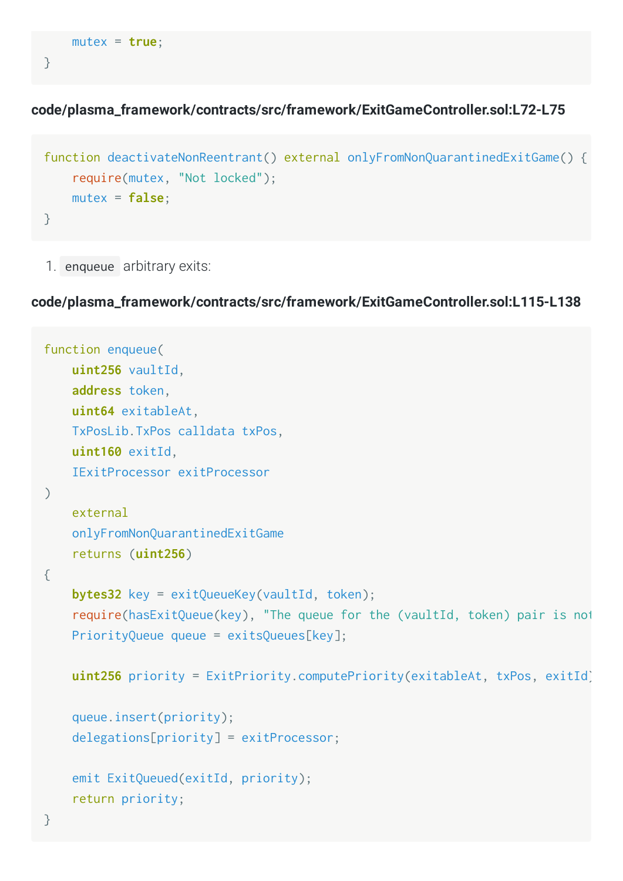```
    mutex = true;
}
```

**code/plasma_framework/contracts/src/framework/ExitGameController.sol:L72-L75**

```
function deactivateNonReentrant() external onlyFromNonQuarantinedExitGame() {
    require(mutex, "Not locked");
    mutex = false;
}
```

1. `enqueue` arbitrary exits:

**code/plasma_framework/contracts/src/framework/ExitGameController.sol:L115-L138**

```
function enqueue(
    uint256 vaultId,
    address token,
    uint64 exitableAt,
    TxPosLib.TxPos calldata txPos,
    uint160 exitId,
    IExitProcessor exitProcessor
)
    external
    onlyFromNonQuarantinedExitGame
    returns (uint256)
{
    bytes32 key = exitQueueKey(vaultId, token);
    require(hasExitQueue(key), "The queue for the (vaultId, token) pair is not
    PriorityQueue queue = exitsQueues[key];

    uint256 priority = ExitPriority.computePriority(exitableAt, txPos, exitId)

    queue.insert(priority);
    delegations[priority] = exitProcessor;

    emit ExitQueued(exitId, priority);
    return priority;
}
```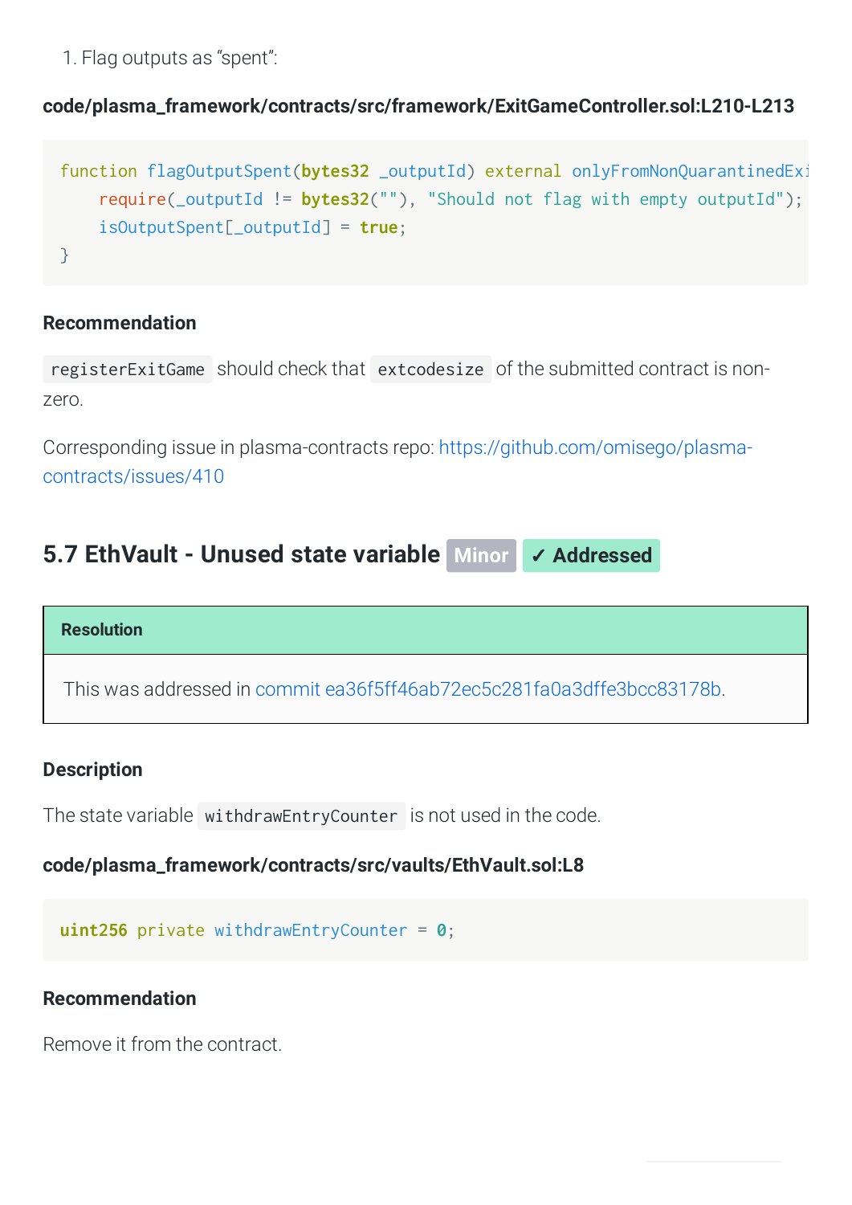1. Flag outputs as "spent":

**code/plasma_framework/contracts/src/framework/ExitGameController.sol:L210-L213**

```
function flagOutputSpent(bytes32 _outputId) external onlyFromNonQuarantinedExi
    require(_outputId != bytes32(""), "Should not flag with empty outputId");
    isOutputSpent[_outputId] = true;
}
```

### Recommendation

`registerExitGame` should check that `extcodesize` of the submitted contract is non-zero.

Corresponding issue in plasma-contracts repo: https://github.com/omisego/plasma-contracts/issues/410

## 5.7 EthVault - Unused state variable Minor ✓ Addressed

**Resolution**

This was addressed in commit ea36f5ff46ab72ec5c281fa0a3dffe3bcc83178b.

### Description

The state variable `withdrawEntryCounter` is not used in the code.

**code/plasma_framework/contracts/src/vaults/EthVault.sol:L8**

```
uint256 private withdrawEntryCounter = 0;
```

### Recommendation

Remove it from the contract.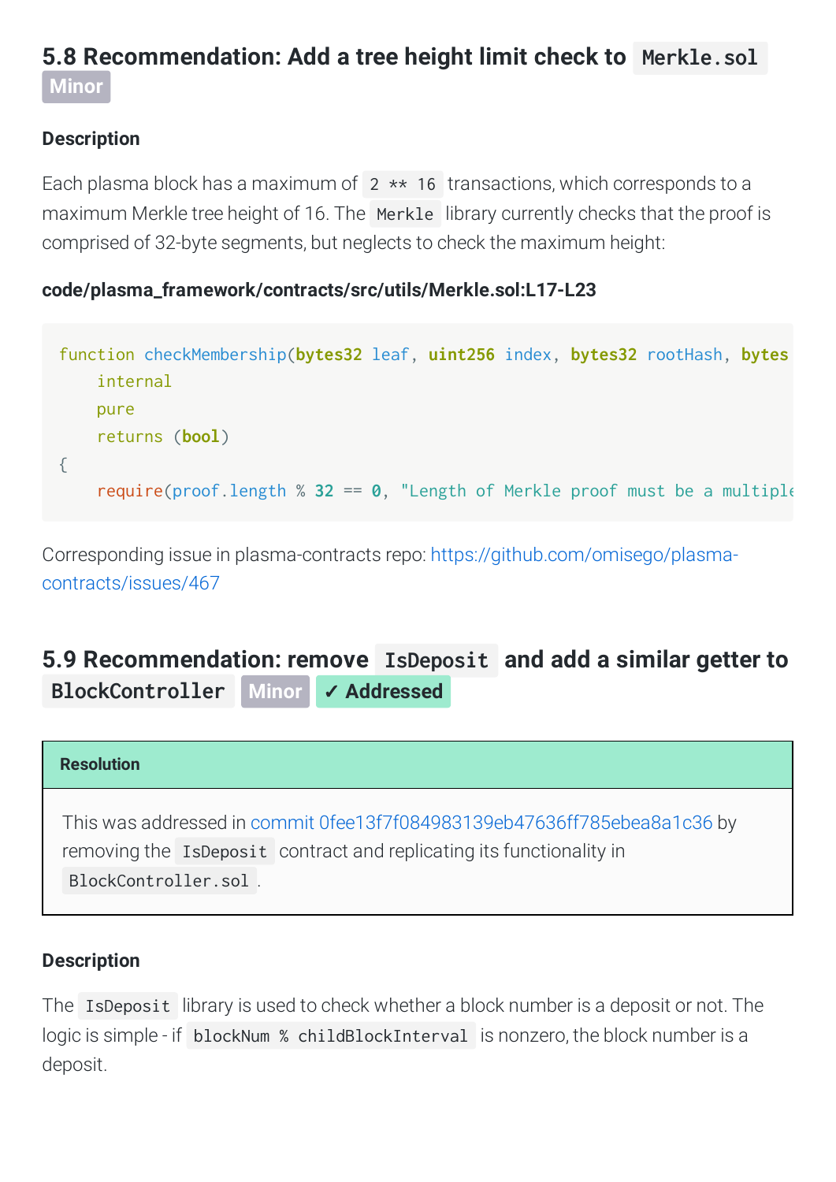## 5.8 Recommendation: Add a tree height limit check to `Merkle.sol` Minor

### Description

Each plasma block has a maximum of `2 ** 16` transactions, which corresponds to a maximum Merkle tree height of 16. The `Merkle` library currently checks that the proof is comprised of 32-byte segments, but neglects to check the maximum height:

**code/plasma_framework/contracts/src/utils/Merkle.sol:L17-L23**

```
function checkMembership(bytes32 leaf, uint256 index, bytes32 rootHash, bytes
    internal
    pure
    returns (bool)
{
    require(proof.length % 32 == 0, "Length of Merkle proof must be a multiple
```

Corresponding issue in plasma-contracts repo: https://github.com/omisego/plasma-contracts/issues/467

## 5.9 Recommendation: remove `IsDeposit` and add a similar getter to `BlockController` Minor ✓ Addressed

**Resolution**

This was addressed in commit 0fee13f7f084983139eb47636ff785ebea8a1c36 by removing the `IsDeposit` contract and replicating its functionality in `BlockController.sol`.

### Description

The `IsDeposit` library is used to check whether a block number is a deposit or not. The logic is simple - if `blockNum % childBlockInterval` is nonzero, the block number is a deposit.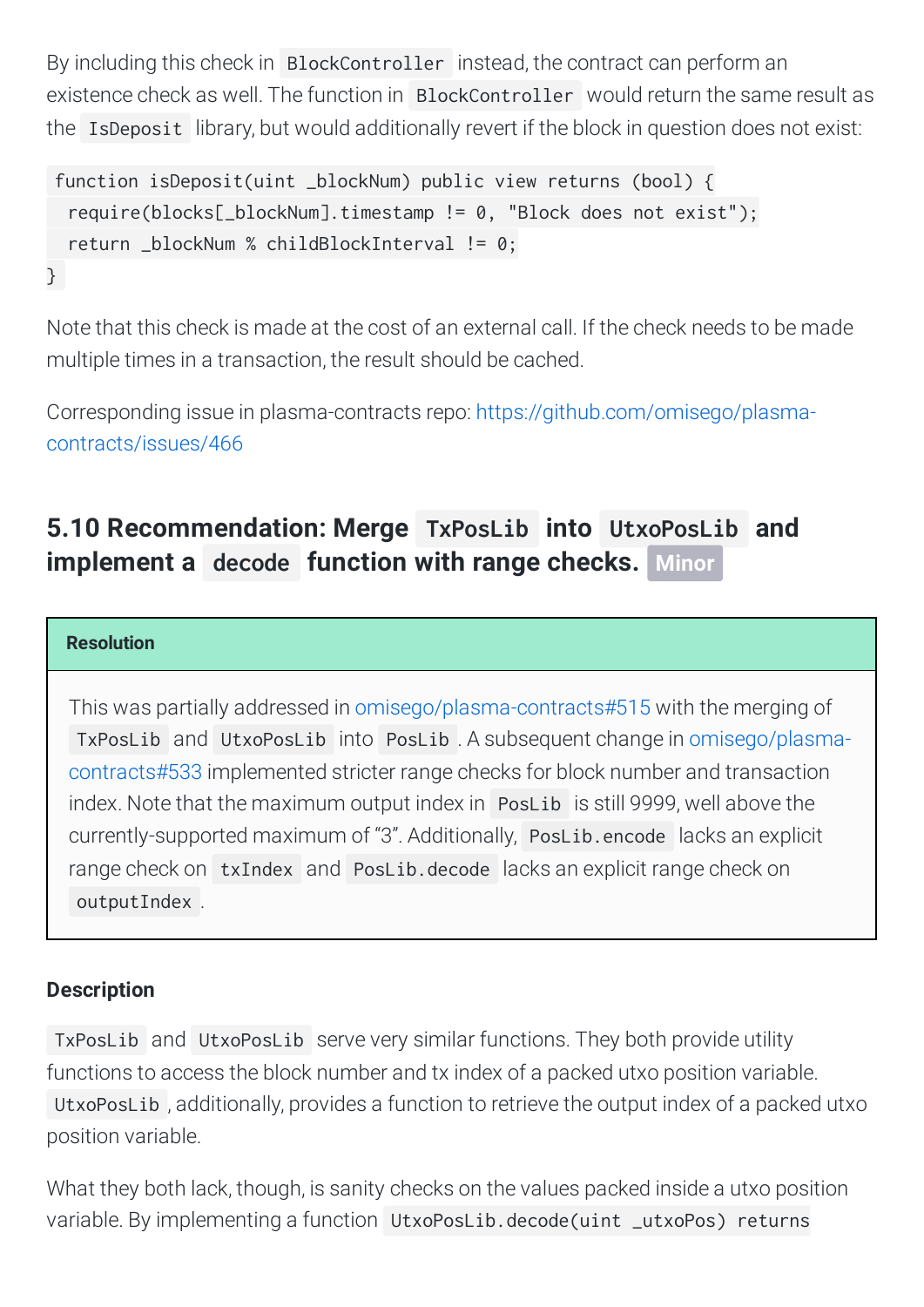By including this check in `BlockController` instead, the contract can perform an existence check as well. The function in `BlockController` would return the same result as the `IsDeposit` library, but would additionally revert if the block in question does not exist:

```
function isDeposit(uint _blockNum) public view returns (bool) {
  require(blocks[_blockNum].timestamp != 0, "Block does not exist");
  return _blockNum % childBlockInterval != 0;
}
```

Note that this check is made at the cost of an external call. If the check needs to be made multiple times in a transaction, the result should be cached.

Corresponding issue in plasma-contracts repo: https://github.com/omisego/plasma-contracts/issues/466

### 5.10 Recommendation: Merge `TxPosLib` into `UtxoPosLib` and implement a `decode` function with range checks. Minor

**Resolution**

This was partially addressed in omisego/plasma-contracts#515 with the merging of `TxPosLib` and `UtxoPosLib` into `PosLib`. A subsequent change in omisego/plasma-contracts#533 implemented stricter range checks for block number and transaction index. Note that the maximum output index in `PosLib` is still 9999, well above the currently-supported maximum of “3”. Additionally, `PosLib.encode` lacks an explicit range check on `txIndex` and `PosLib.decode` lacks an explicit range check on `outputIndex`.

#### Description

`TxPosLib` and `UtxoPosLib` serve very similar functions. They both provide utility functions to access the block number and tx index of a packed utxo position variable. `UtxoPosLib`, additionally, provides a function to retrieve the output index of a packed utxo position variable.

What they both lack, though, is sanity checks on the values packed inside a utxo position variable. By implementing a function `UtxoPosLib.decode(uint _utxoPos) returns`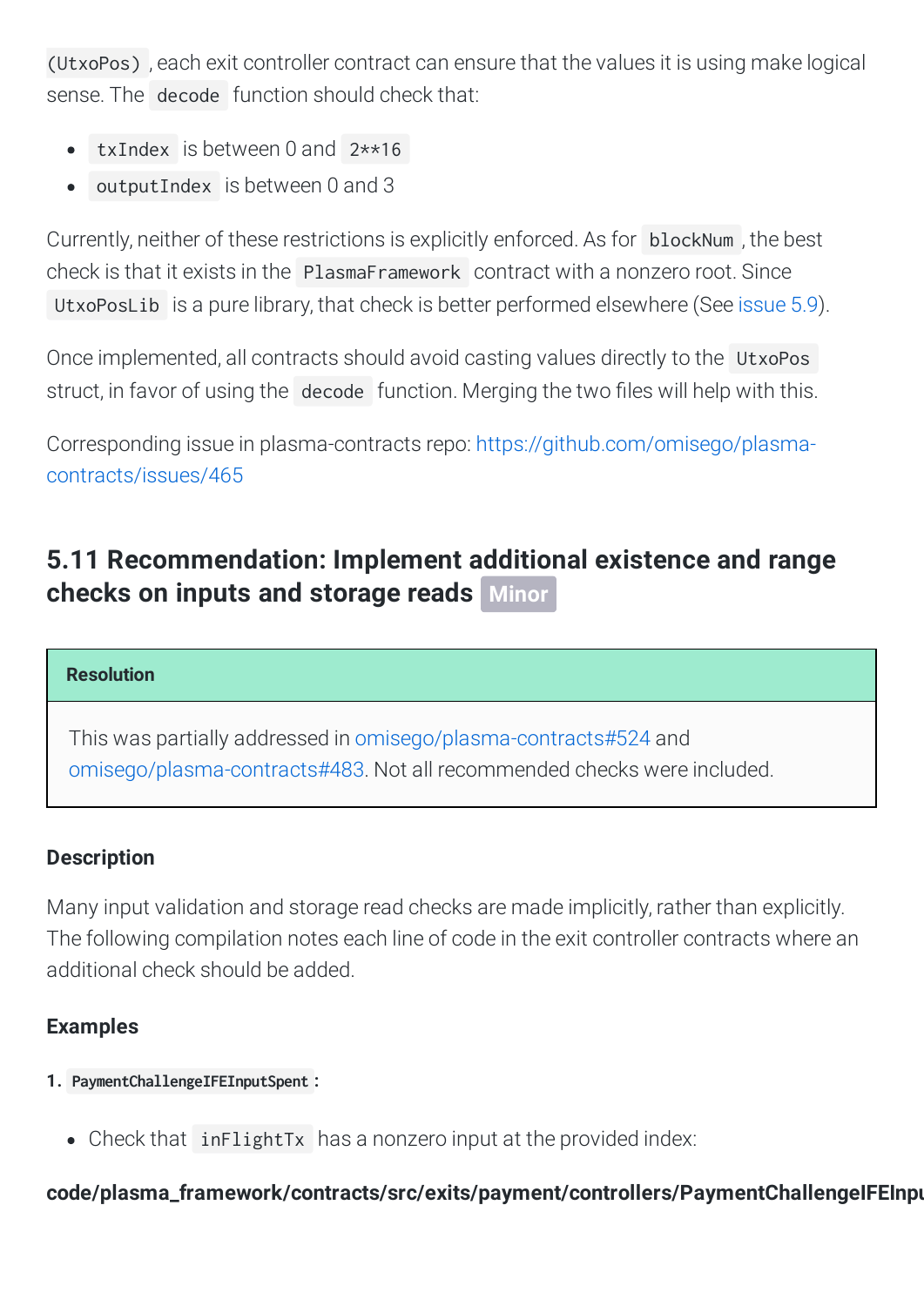`(UtxoPos)`, each exit controller contract can ensure that the values it is using make logical sense. The `decode` function should check that:

- `txIndex` is between 0 and `2**16`
- `outputIndex` is between 0 and 3

Currently, neither of these restrictions is explicitly enforced. As for `blockNum`, the best check is that it exists in the `PlasmaFramework` contract with a nonzero root. Since `UtxoPosLib` is a pure library, that check is better performed elsewhere (See issue 5.9).

Once implemented, all contracts should avoid casting values directly to the `UtxoPos` struct, in favor of using the `decode` function. Merging the two files will help with this.

Corresponding issue in plasma-contracts repo: https://github.com/omisego/plasma-contracts/issues/465

## 5.11 Recommendation: Implement additional existence and range checks on inputs and storage reads Minor

**Resolution**

This was partially addressed in omisego/plasma-contracts#524 and omisego/plasma-contracts#483. Not all recommended checks were included.

### Description

Many input validation and storage read checks are made implicitly, rather than explicitly. The following compilation notes each line of code in the exit controller contracts where an additional check should be added.

### Examples

1. `PaymentChallengeIFEInputSpent`:

- Check that `inFlightTx` has a nonzero input at the provided index:

**code/plasma_framework/contracts/src/exits/payment/controllers/PaymentChallengeIFEInpu**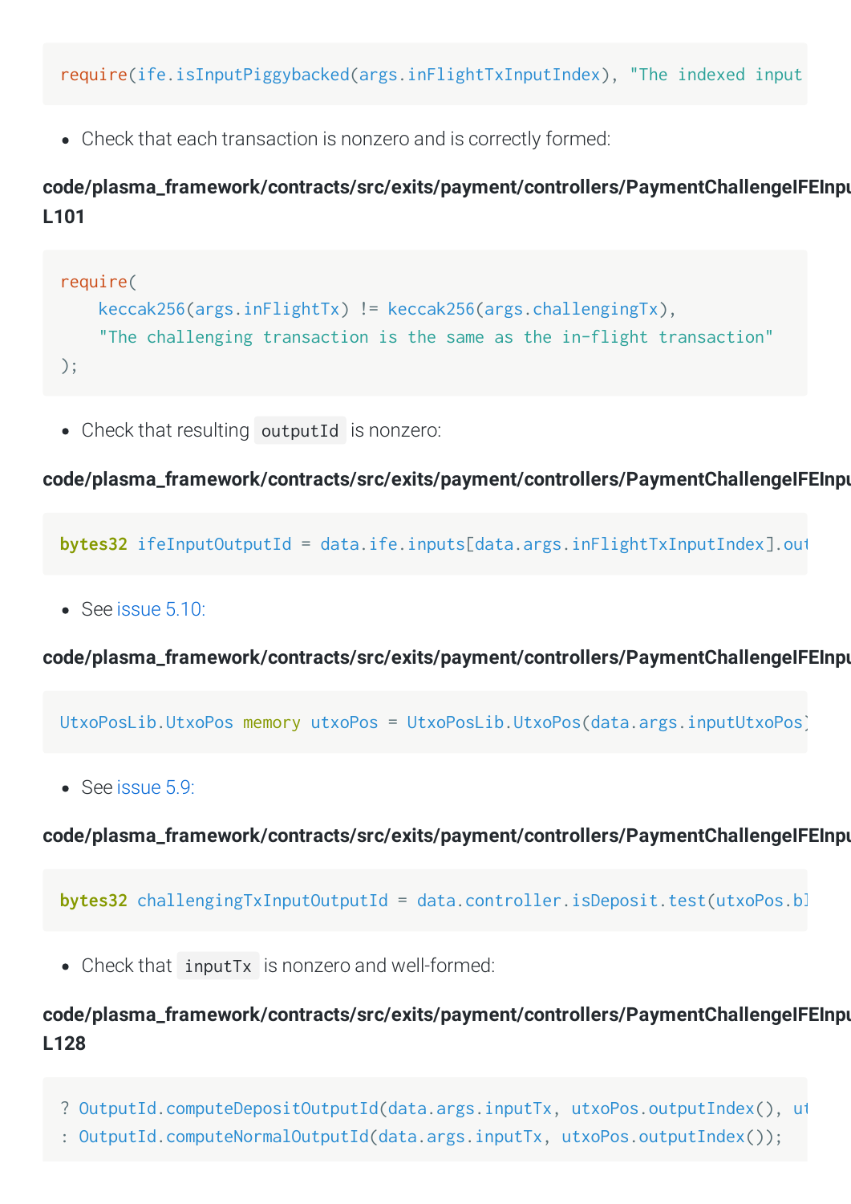```
require(ife.isInputPiggybacked(args.inFlightTxInputIndex), "The indexed input
```

- Check that each transaction is nonzero and is correctly formed:

**code/plasma_framework/contracts/src/exits/payment/controllers/PaymentChallengeIFEInpu L101**

```
require(
    keccak256(args.inFlightTx) != keccak256(args.challengingTx),
    "The challenging transaction is the same as the in-flight transaction"
);
```

- Check that resulting `outputId` is nonzero:

**code/plasma_framework/contracts/src/exits/payment/controllers/PaymentChallengeIFEInpu**

```
bytes32 ifeInputOutputId = data.ife.inputs[data.args.inFlightTxInputIndex].out
```

- See issue 5.10:

**code/plasma_framework/contracts/src/exits/payment/controllers/PaymentChallengeIFEInpu**

```
UtxoPosLib.UtxoPos memory utxoPos = UtxoPosLib.UtxoPos(data.args.inputUtxoPos)
```

- See issue 5.9:

**code/plasma_framework/contracts/src/exits/payment/controllers/PaymentChallengeIFEInpu**

```
bytes32 challengingTxInputOutputId = data.controller.isDeposit.test(utxoPos.bl
```

- Check that `inputTx` is nonzero and well-formed:

**code/plasma_framework/contracts/src/exits/payment/controllers/PaymentChallengeIFEInpu L128**

```
? OutputId.computeDepositOutputId(data.args.inputTx, utxoPos.outputIndex(), ut
: OutputId.computeNormalOutputId(data.args.inputTx, utxoPos.outputIndex());
```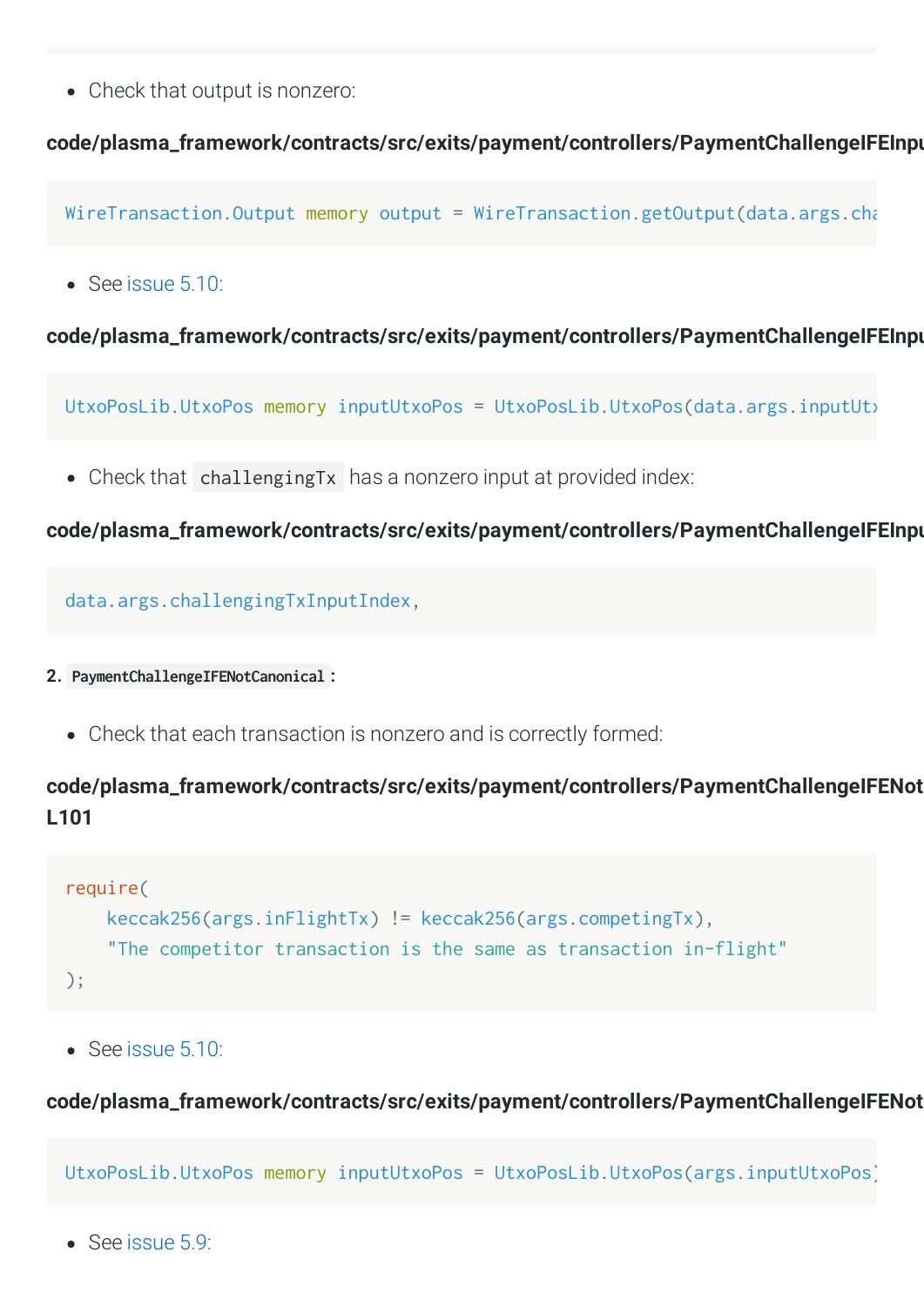- Check that output is nonzero:

**code/plasma_framework/contracts/src/exits/payment/controllers/PaymentChallengeIFEInpu**

```
WireTransaction.Output memory output = WireTransaction.getOutput(data.args.cha
```

- See issue 5.10:

**code/plasma_framework/contracts/src/exits/payment/controllers/PaymentChallengeIFEInpu**

```
UtxoPosLib.UtxoPos memory inputUtxoPos = UtxoPosLib.UtxoPos(data.args.inputUt>
```

- Check that `challengingTx` has a nonzero input at provided index:

**code/plasma_framework/contracts/src/exits/payment/controllers/PaymentChallengeIFEInpu**

```
data.args.challengingTxInputIndex,
```

2. `PaymentChallengeIFENotCanonical`:

- Check that each transaction is nonzero and is correctly formed:

**code/plasma_framework/contracts/src/exits/payment/controllers/PaymentChallengeIFENot L101**

```
require(
    keccak256(args.inFlightTx) != keccak256(args.competingTx),
    "The competitor transaction is the same as transaction in-flight"
);
```

- See issue 5.10:

**code/plasma_framework/contracts/src/exits/payment/controllers/PaymentChallengeIFENot**

```
UtxoPosLib.UtxoPos memory inputUtxoPos = UtxoPosLib.UtxoPos(args.inputUtxoPos)
```

- See issue 5.9: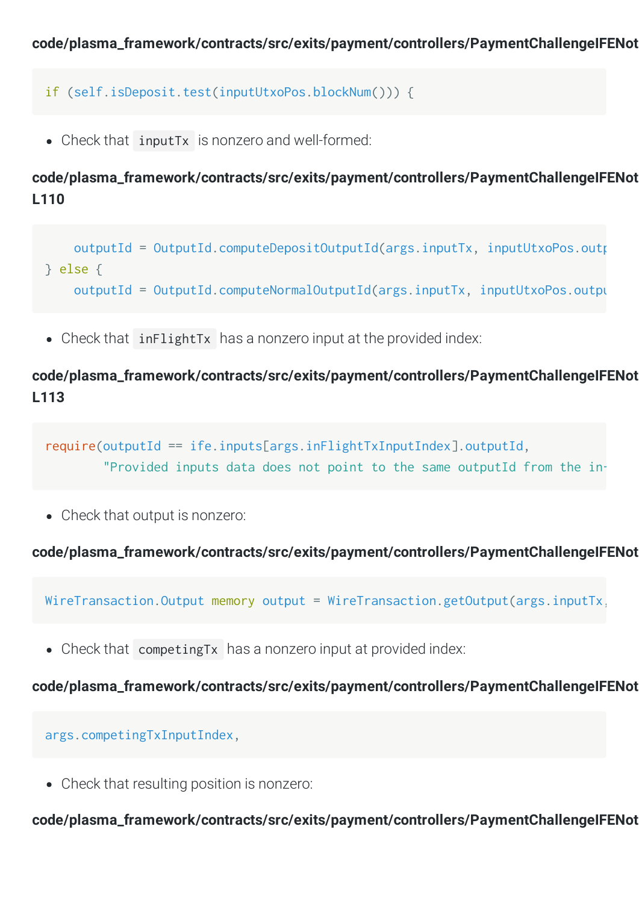**code/plasma_framework/contracts/src/exits/payment/controllers/PaymentChallengeIFENot**

```
if (self.isDeposit.test(inputUtxoPos.blockNum())) {
```

- Check that `inputTx` is nonzero and well-formed:

**code/plasma_framework/contracts/src/exits/payment/controllers/PaymentChallengeIFENot L110**

```
    outputId = OutputId.computeDepositOutputId(args.inputTx, inputUtxoPos.outp
} else {
    outputId = OutputId.computeNormalOutputId(args.inputTx, inputUtxoPos.outpu
```

- Check that `inFlightTx` has a nonzero input at the provided index:

**code/plasma_framework/contracts/src/exits/payment/controllers/PaymentChallengeIFENot L113**

```
require(outputId == ife.inputs[args.inFlightTxInputIndex].outputId,
        "Provided inputs data does not point to the same outputId from the in-
```

- Check that output is nonzero:

**code/plasma_framework/contracts/src/exits/payment/controllers/PaymentChallengeIFENot**

```
WireTransaction.Output memory output = WireTransaction.getOutput(args.inputTx,
```

- Check that `competingTx` has a nonzero input at provided index:

**code/plasma_framework/contracts/src/exits/payment/controllers/PaymentChallengeIFENot**

```
args.competingTxInputIndex,
```

- Check that resulting position is nonzero:

**code/plasma_framework/contracts/src/exits/payment/controllers/PaymentChallengeIFENot**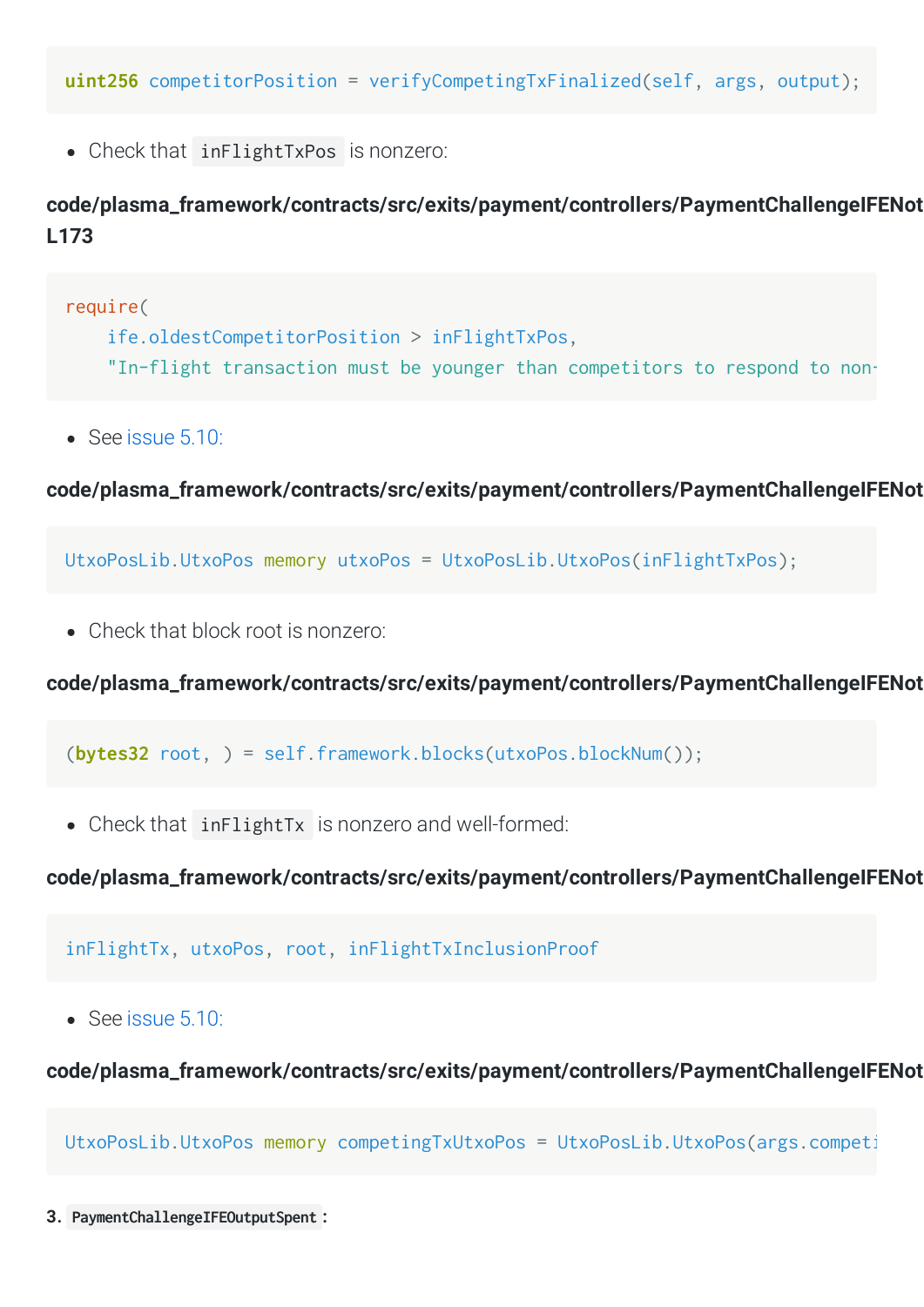```
uint256 competitorPosition = verifyCompetingTxFinalized(self, args, output);
```

- Check that `inFlightTxPos` is nonzero:

**code/plasma_framework/contracts/src/exits/payment/controllers/PaymentChallengeIFENot L173**

```
require(
    ife.oldestCompetitorPosition > inFlightTxPos,
    "In-flight transaction must be younger than competitors to respond to non-
```

- See issue 5.10:

**code/plasma_framework/contracts/src/exits/payment/controllers/PaymentChallengeIFENot**

```
UtxoPosLib.UtxoPos memory utxoPos = UtxoPosLib.UtxoPos(inFlightTxPos);
```

- Check that block root is nonzero:

**code/plasma_framework/contracts/src/exits/payment/controllers/PaymentChallengeIFENot**

```
(bytes32 root, ) = self.framework.blocks(utxoPos.blockNum());
```

- Check that `inFlightTx` is nonzero and well-formed:

**code/plasma_framework/contracts/src/exits/payment/controllers/PaymentChallengeIFENot**

```
inFlightTx, utxoPos, root, inFlightTxInclusionProof
```

- See issue 5.10:

**code/plasma_framework/contracts/src/exits/payment/controllers/PaymentChallengeIFENot**

```
UtxoPosLib.UtxoPos memory competingTxUtxoPos = UtxoPosLib.UtxoPos(args.competi
```

**3. `PaymentChallengeIFEOutputSpent`:**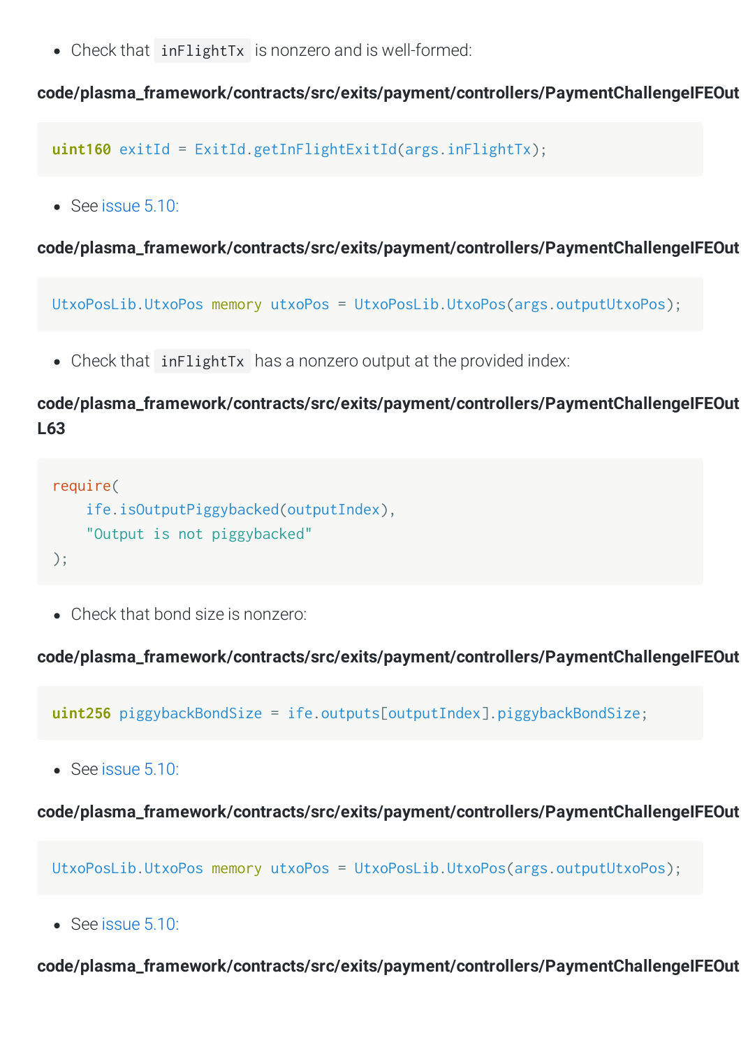- Check that `inFlightTx` is nonzero and is well-formed:

**code/plasma_framework/contracts/src/exits/payment/controllers/PaymentChallengeIFEOut**

```
uint160 exitId = ExitId.getInFlightExitId(args.inFlightTx);
```

- See issue 5.10:

**code/plasma_framework/contracts/src/exits/payment/controllers/PaymentChallengeIFEOut**

```
UtxoPosLib.UtxoPos memory utxoPos = UtxoPosLib.UtxoPos(args.outputUtxoPos);
```

- Check that `inFlightTx` has a nonzero output at the provided index:

**code/plasma_framework/contracts/src/exits/payment/controllers/PaymentChallengeIFEOut L63**

```
require(
    ife.isOutputPiggybacked(outputIndex),
    "Output is not piggybacked"
);
```

- Check that bond size is nonzero:

**code/plasma_framework/contracts/src/exits/payment/controllers/PaymentChallengeIFEOut**

```
uint256 piggybackBondSize = ife.outputs[outputIndex].piggybackBondSize;
```

- See issue 5.10:

**code/plasma_framework/contracts/src/exits/payment/controllers/PaymentChallengeIFEOut**

```
UtxoPosLib.UtxoPos memory utxoPos = UtxoPosLib.UtxoPos(args.outputUtxoPos);
```

- See issue 5.10:

**code/plasma_framework/contracts/src/exits/payment/controllers/PaymentChallengeIFEOut**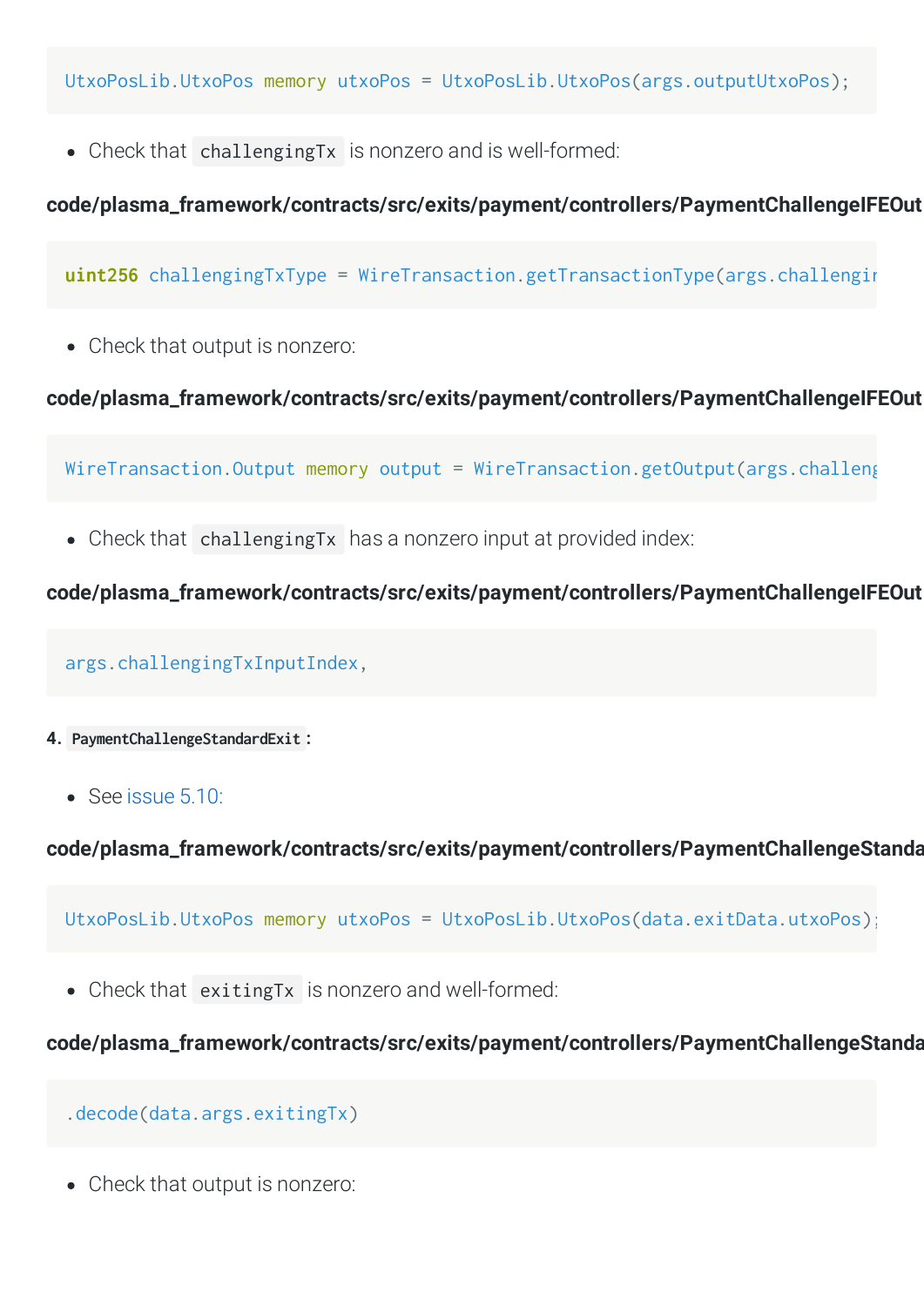```
UtxoPosLib.UtxoPos memory utxoPos = UtxoPosLib.UtxoPos(args.outputUtxoPos);
```

- Check that `challengingTx` is nonzero and is well-formed:

**code/plasma_framework/contracts/src/exits/payment/controllers/PaymentChallengeIFEOut**

```
uint256 challengingTxType = WireTransaction.getTransactionType(args.challengin
```

- Check that output is nonzero:

**code/plasma_framework/contracts/src/exits/payment/controllers/PaymentChallengeIFEOut**

```
WireTransaction.Output memory output = WireTransaction.getOutput(args.challeng
```

- Check that `challengingTx` has a nonzero input at provided index:

**code/plasma_framework/contracts/src/exits/payment/controllers/PaymentChallengeIFEOut**

```
args.challengingTxInputIndex,
```

**4. `PaymentChallengeStandardExit`:**

- See issue 5.10:

**code/plasma_framework/contracts/src/exits/payment/controllers/PaymentChallengeStanda**

```
UtxoPosLib.UtxoPos memory utxoPos = UtxoPosLib.UtxoPos(data.exitData.utxoPos);
```

- Check that `exitingTx` is nonzero and well-formed:

**code/plasma_framework/contracts/src/exits/payment/controllers/PaymentChallengeStanda**

```
.decode(data.args.exitingTx)
```

- Check that output is nonzero: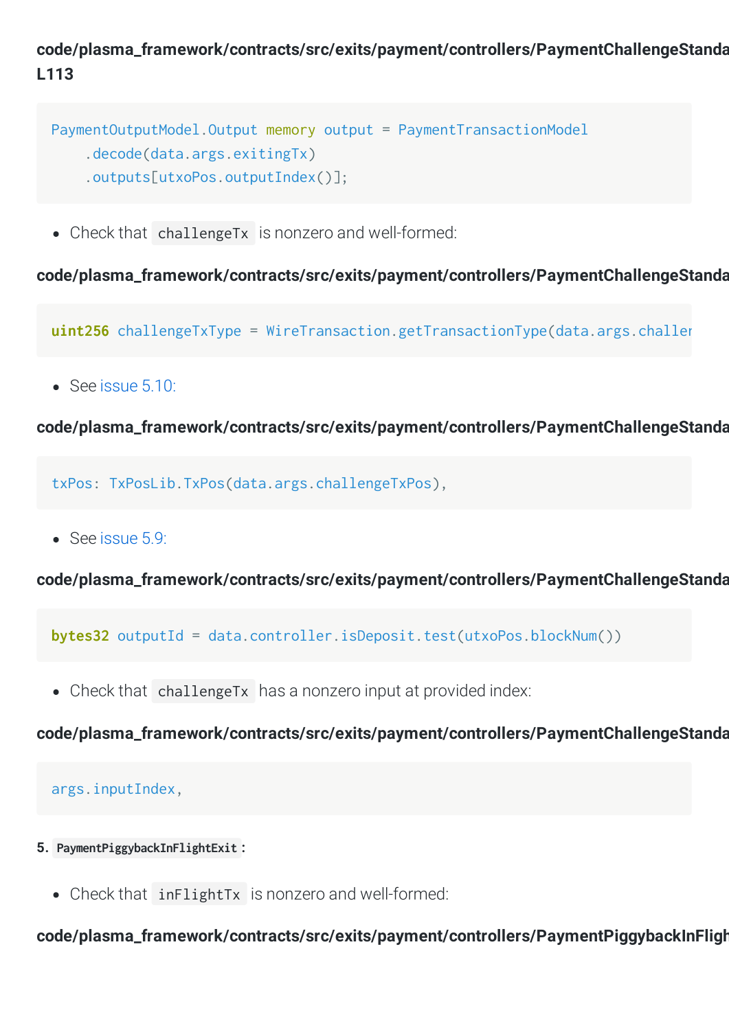**code/plasma_framework/contracts/src/exits/payment/controllers/PaymentChallengeStanda L113**

```
PaymentOutputModel.Output memory output = PaymentTransactionModel
    .decode(data.args.exitingTx)
    .outputs[utxoPos.outputIndex()];
```

- Check that `challengeTx` is nonzero and well-formed:

**code/plasma_framework/contracts/src/exits/payment/controllers/PaymentChallengeStanda**

```
uint256 challengeTxType = WireTransaction.getTransactionType(data.args.challer
```

- See issue 5.10:

**code/plasma_framework/contracts/src/exits/payment/controllers/PaymentChallengeStanda**

```
txPos: TxPosLib.TxPos(data.args.challengeTxPos),
```

- See issue 5.9:

**code/plasma_framework/contracts/src/exits/payment/controllers/PaymentChallengeStanda**

```
bytes32 outputId = data.controller.isDeposit.test(utxoPos.blockNum())
```

- Check that `challengeTx` has a nonzero input at provided index:

**code/plasma_framework/contracts/src/exits/payment/controllers/PaymentChallengeStanda**

```
args.inputIndex,
```

5. `PaymentPiggybackInFlightExit`:

- Check that `inFlightTx` is nonzero and well-formed:

**code/plasma_framework/contracts/src/exits/payment/controllers/PaymentPiggybackInFligh**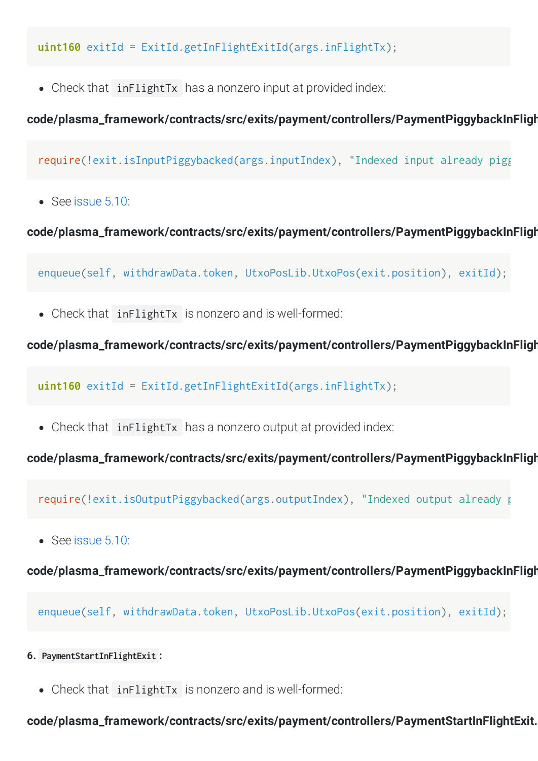```
uint160 exitId = ExitId.getInFlightExitId(args.inFlightTx);
```

- Check that `inFlightTx` has a nonzero input at provided index:

**code/plasma_framework/contracts/src/exits/payment/controllers/PaymentPiggybackInFligh**

```
require(!exit.isInputPiggybacked(args.inputIndex), "Indexed input already pigg
```

- See issue 5.10:

**code/plasma_framework/contracts/src/exits/payment/controllers/PaymentPiggybackInFligh**

```
enqueue(self, withdrawData.token, UtxoPosLib.UtxoPos(exit.position), exitId);
```

- Check that `inFlightTx` is nonzero and is well-formed:

**code/plasma_framework/contracts/src/exits/payment/controllers/PaymentPiggybackInFligh**

```
uint160 exitId = ExitId.getInFlightExitId(args.inFlightTx);
```

- Check that `inFlightTx` has a nonzero output at provided index:

**code/plasma_framework/contracts/src/exits/payment/controllers/PaymentPiggybackInFligh**

```
require(!exit.isOutputPiggybacked(args.outputIndex), "Indexed output already p
```

- See issue 5.10:

**code/plasma_framework/contracts/src/exits/payment/controllers/PaymentPiggybackInFligh**

```
enqueue(self, withdrawData.token, UtxoPosLib.UtxoPos(exit.position), exitId);
```

6. `PaymentStartInFlightExit`:

- Check that `inFlightTx` is nonzero and is well-formed:

**code/plasma_framework/contracts/src/exits/payment/controllers/PaymentStartInFlightExit.**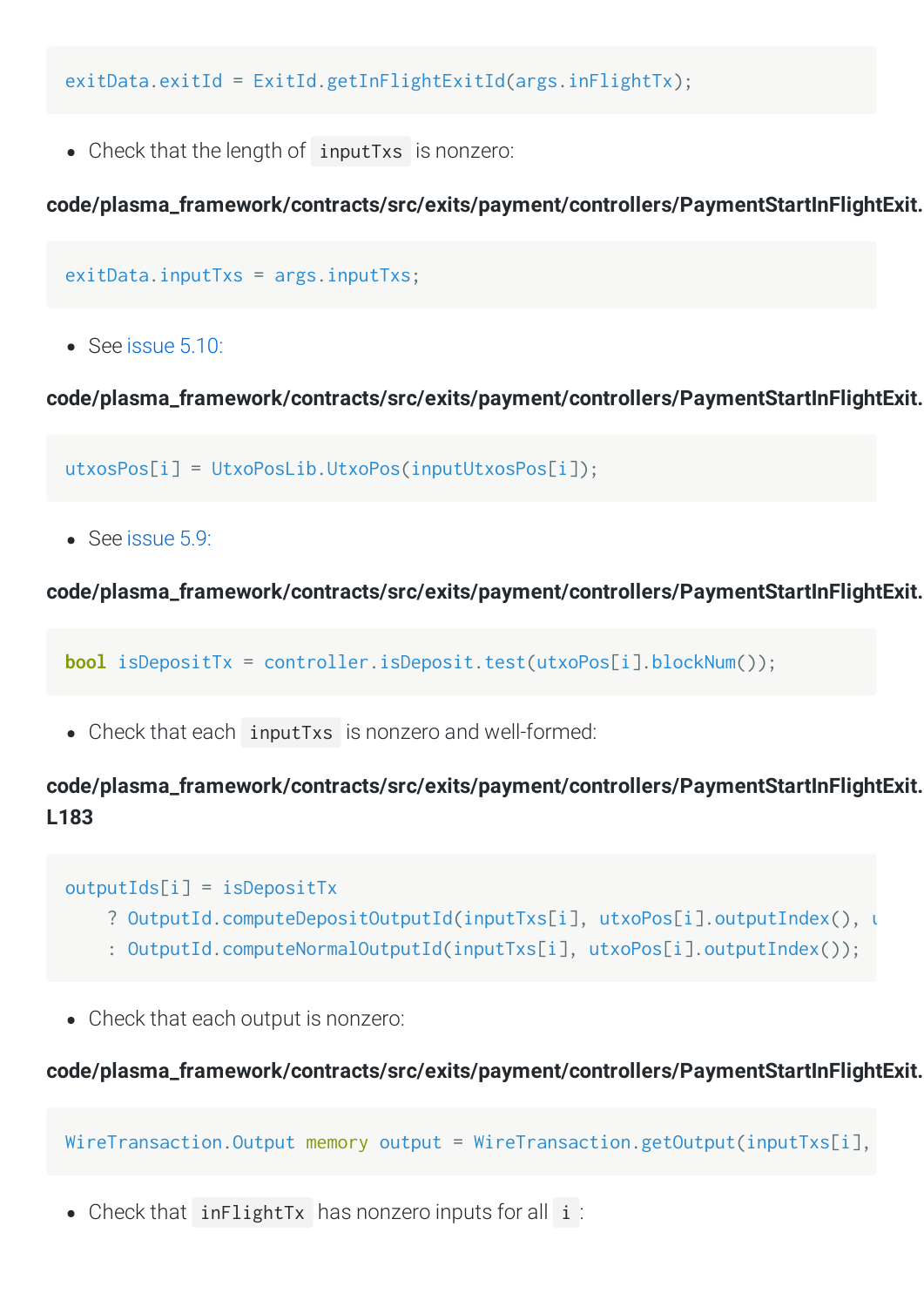```
exitData.exitId = ExitId.getInFlightExitId(args.inFlightTx);
```

- Check that the length of `inputTxs` is nonzero:

**code/plasma_framework/contracts/src/exits/payment/controllers/PaymentStartInFlightExit.**

```
exitData.inputTxs = args.inputTxs;
```

- See issue 5.10:

**code/plasma_framework/contracts/src/exits/payment/controllers/PaymentStartInFlightExit.**

```
utxosPos[i] = UtxoPosLib.UtxoPos(inputUtxosPos[i]);
```

- See issue 5.9:

**code/plasma_framework/contracts/src/exits/payment/controllers/PaymentStartInFlightExit.**

```
bool isDepositTx = controller.isDeposit.test(utxoPos[i].blockNum());
```

- Check that each `inputTxs` is nonzero and well-formed:

**code/plasma_framework/contracts/src/exits/payment/controllers/PaymentStartInFlightExit.**
**L183**

```
outputIds[i] = isDepositTx
    ? OutputId.computeDepositOutputId(inputTxs[i], utxoPos[i].outputIndex(), u
    : OutputId.computeNormalOutputId(inputTxs[i], utxoPos[i].outputIndex());
```

- Check that each output is nonzero:

**code/plasma_framework/contracts/src/exits/payment/controllers/PaymentStartInFlightExit.**

```
WireTransaction.Output memory output = WireTransaction.getOutput(inputTxs[i],
```

- Check that `inFlightTx` has nonzero inputs for all `i`: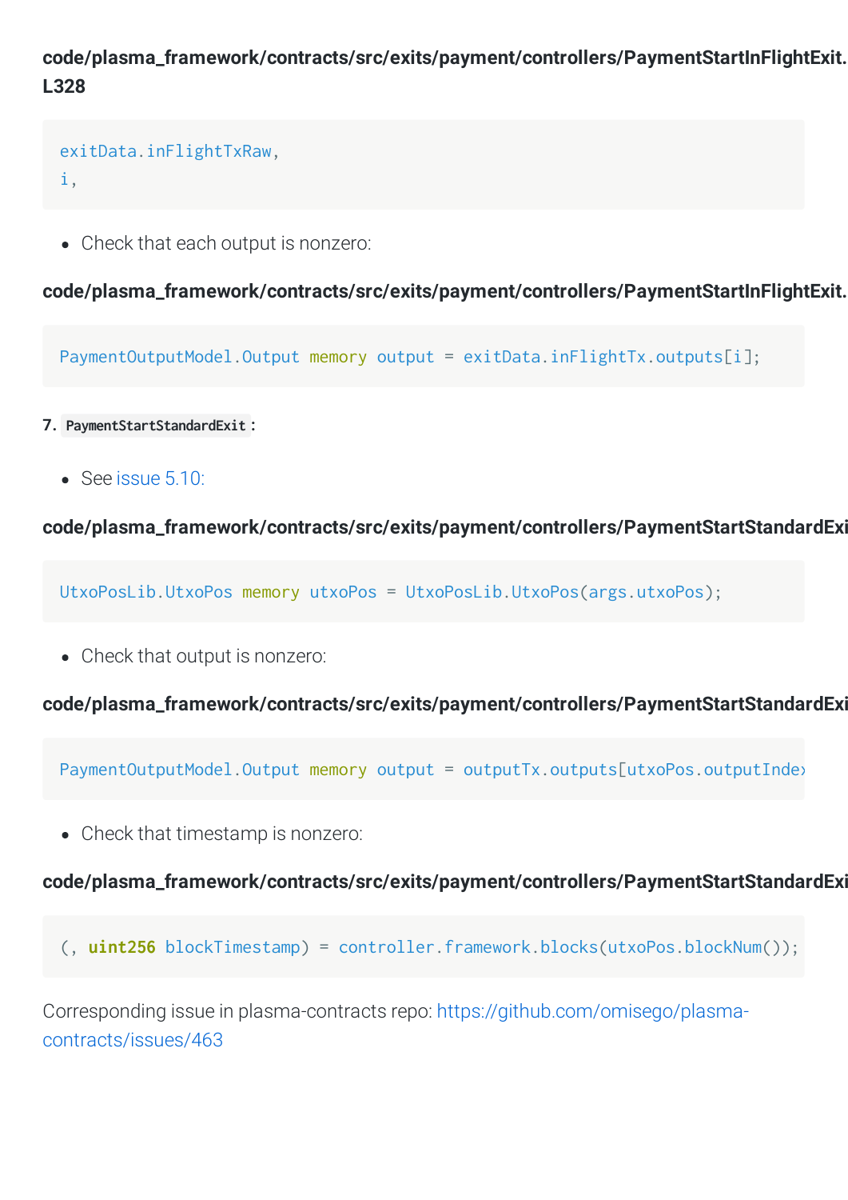**code/plasma_framework/contracts/src/exits/payment/controllers/PaymentStartInFlightExit. L328**

```
exitData.inFlightTxRaw,
i,
```

- Check that each output is nonzero:

**code/plasma_framework/contracts/src/exits/payment/controllers/PaymentStartInFlightExit.**

```
PaymentOutputModel.Output memory output = exitData.inFlightTx.outputs[i];
```

7. `PaymentStartStandardExit`:

- See issue 5.10:

**code/plasma_framework/contracts/src/exits/payment/controllers/PaymentStartStandardExi**

```
UtxoPosLib.UtxoPos memory utxoPos = UtxoPosLib.UtxoPos(args.utxoPos);
```

- Check that output is nonzero:

**code/plasma_framework/contracts/src/exits/payment/controllers/PaymentStartStandardExi**

```
PaymentOutputModel.Output memory output = outputTx.outputs[utxoPos.outputIndex
```

- Check that timestamp is nonzero:

**code/plasma_framework/contracts/src/exits/payment/controllers/PaymentStartStandardExi**

```
(, uint256 blockTimestamp) = controller.framework.blocks(utxoPos.blockNum());
```

Corresponding issue in plasma-contracts repo: https://github.com/omisego/plasma-contracts/issues/463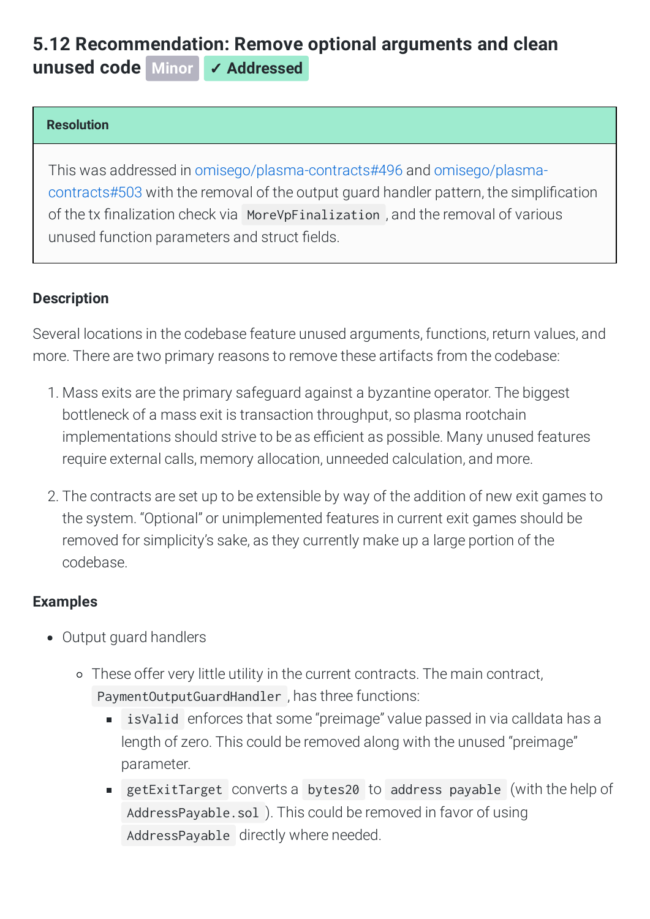### 5.12 Recommendation: Remove optional arguments and clean unused code Minor ✓ Addressed

**Resolution**

This was addressed in omisego/plasma-contracts#496 and omisego/plasma-contracts#503 with the removal of the output guard handler pattern, the simplification of the tx finalization check via `MoreVpFinalization`, and the removal of various unused function parameters and struct fields.

#### Description

Several locations in the codebase feature unused arguments, functions, return values, and more. There are two primary reasons to remove these artifacts from the codebase:

1. Mass exits are the primary safeguard against a byzantine operator. The biggest bottleneck of a mass exit is transaction throughput, so plasma rootchain implementations should strive to be as efficient as possible. Many unused features require external calls, memory allocation, unneeded calculation, and more.

2. The contracts are set up to be extensible by way of the addition of new exit games to the system. "Optional" or unimplemented features in current exit games should be removed for simplicity's sake, as they currently make up a large portion of the codebase.

#### Examples

- Output guard handlers
  - These offer very little utility in the current contracts. The main contract, `PaymentOutputGuardHandler`, has three functions:
    - `isValid` enforces that some "preimage" value passed in via calldata has a length of zero. This could be removed along with the unused "preimage" parameter.
    - `getExitTarget` converts a `bytes20` to `address payable` (with the help of `AddressPayable.sol`). This could be removed in favor of using `AddressPayable` directly where needed.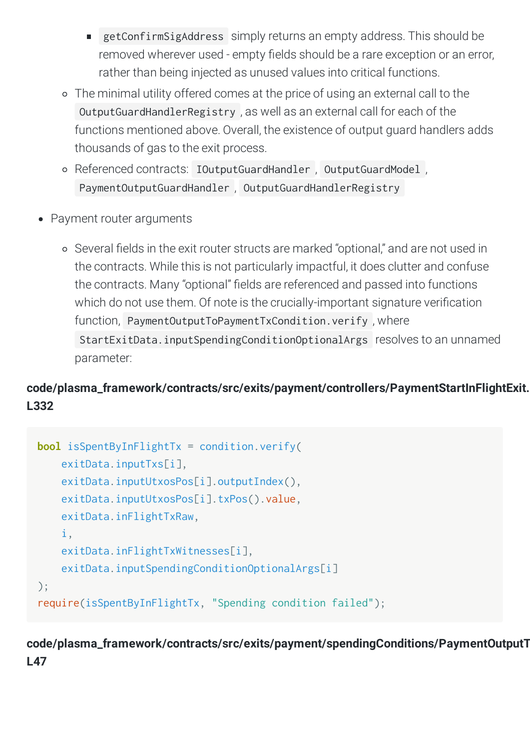- `getConfirmSigAddress` simply returns an empty address. This should be removed wherever used - empty fields should be a rare exception or an error, rather than being injected as unused values into critical functions.
    - The minimal utility offered comes at the price of using an external call to the `OutputGuardHandlerRegistry`, as well as an external call for each of the functions mentioned above. Overall, the existence of output guard handlers adds thousands of gas to the exit process.
    - Referenced contracts: `IOutputGuardHandler`, `OutputGuardModel`, `PaymentOutputGuardHandler`, `OutputGuardHandlerRegistry`

- Payment router arguments
    - Several fields in the exit router structs are marked “optional,” and are not used in the contracts. While this is not particularly impactful, it does clutter and confuse the contracts. Many “optional” fields are referenced and passed into functions which do not use them. Of note is the crucially-important signature verification function, `PaymentOutputToPaymentTxCondition.verify`, where `StartExitData.inputSpendingConditionOptionalArgs` resolves to an unnamed parameter:

**code/plasma_framework/contracts/src/exits/payment/controllers/PaymentStartInFlightExit. L332**

```
bool isSpentByInFlightTx = condition.verify(
    exitData.inputTxs[i],
    exitData.inputUtxosPos[i].outputIndex(),
    exitData.inputUtxosPos[i].txPos().value,
    exitData.inFlightTxRaw,
    i,
    exitData.inFlightTxWitnesses[i],
    exitData.inputSpendingConditionOptionalArgs[i]
);
require(isSpentByInFlightTx, "Spending condition failed");
```

**code/plasma_framework/contracts/src/exits/payment/spendingConditions/PaymentOutputT L47**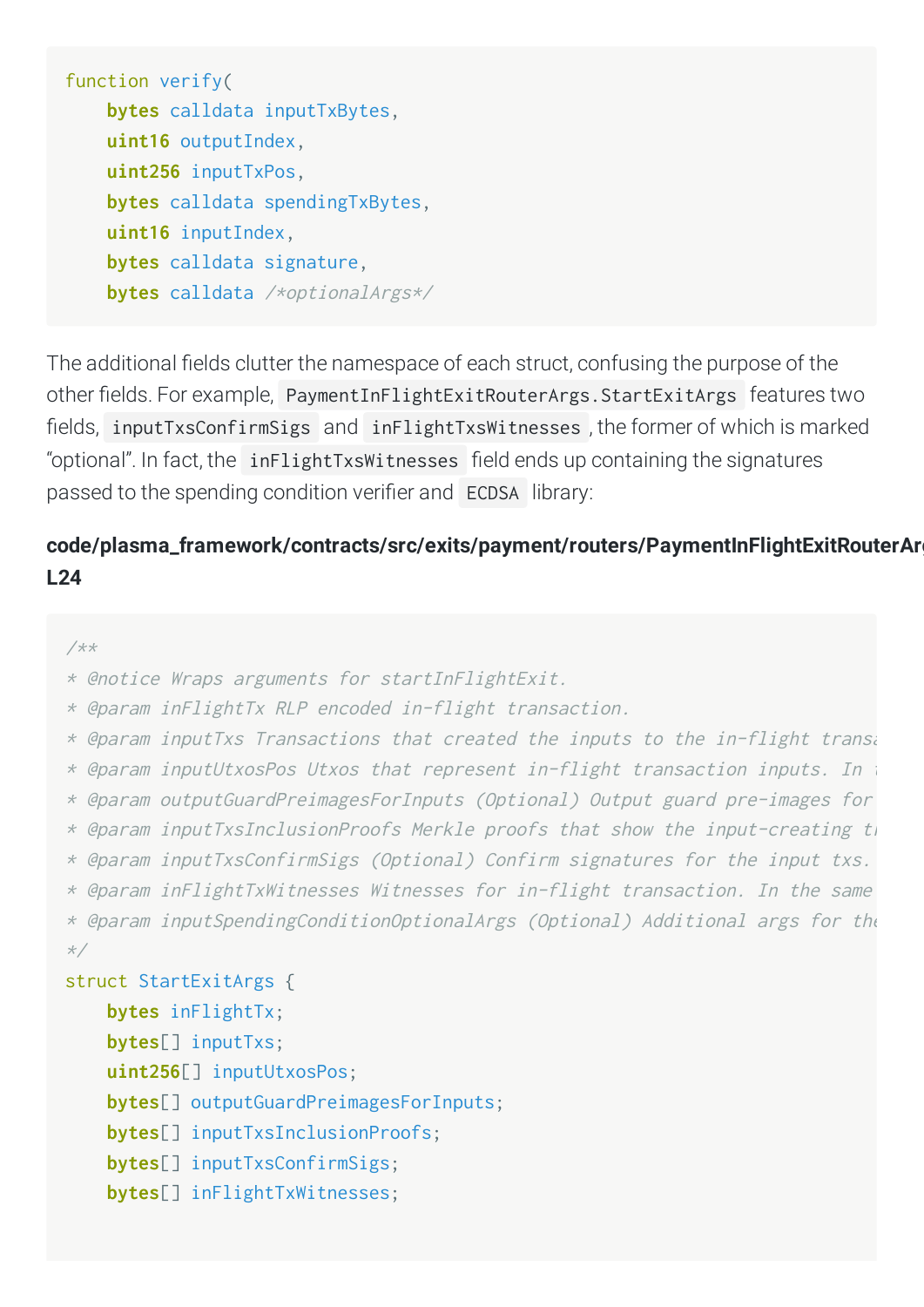```
function verify(
    bytes calldata inputTxBytes,
    uint16 outputIndex,
    uint256 inputTxPos,
    bytes calldata spendingTxBytes,
    uint16 inputIndex,
    bytes calldata signature,
    bytes calldata /*optionalArgs*/
```

The additional fields clutter the namespace of each struct, confusing the purpose of the other fields. For example, `PaymentInFlightExitRouterArgs.StartExitArgs` features two fields, `inputTxsConfirmSigs` and `inFlightTxsWitnesses`, the former of which is marked "optional". In fact, the `inFlightTxsWitnesses` field ends up containing the signatures passed to the spending condition verifier and `ECDSA` library:

**code/plasma_framework/contracts/src/exits/payment/routers/PaymentInFlightExitRouterArg L24**

```
/**
* @notice Wraps arguments for startInFlightExit.
* @param inFlightTx RLP encoded in-flight transaction.
* @param inputTxs Transactions that created the inputs to the in-flight transa
* @param inputUtxosPos Utxos that represent in-flight transaction inputs. In t
* @param outputGuardPreimagesForInputs (Optional) Output guard pre-images for
* @param inputTxsInclusionProofs Merkle proofs that show the input-creating tr
* @param inputTxsConfirmSigs (Optional) Confirm signatures for the input txs.
* @param inFlightTxWitnesses Witnesses for in-flight transaction. In the same
* @param inputSpendingConditionOptionalArgs (Optional) Additional args for the
*/
struct StartExitArgs {
    bytes inFlightTx;
    bytes[] inputTxs;
    uint256[] inputUtxosPos;
    bytes[] outputGuardPreimagesForInputs;
    bytes[] inputTxsInclusionProofs;
    bytes[] inputTxsConfirmSigs;
    bytes[] inFlightTxWitnesses;
```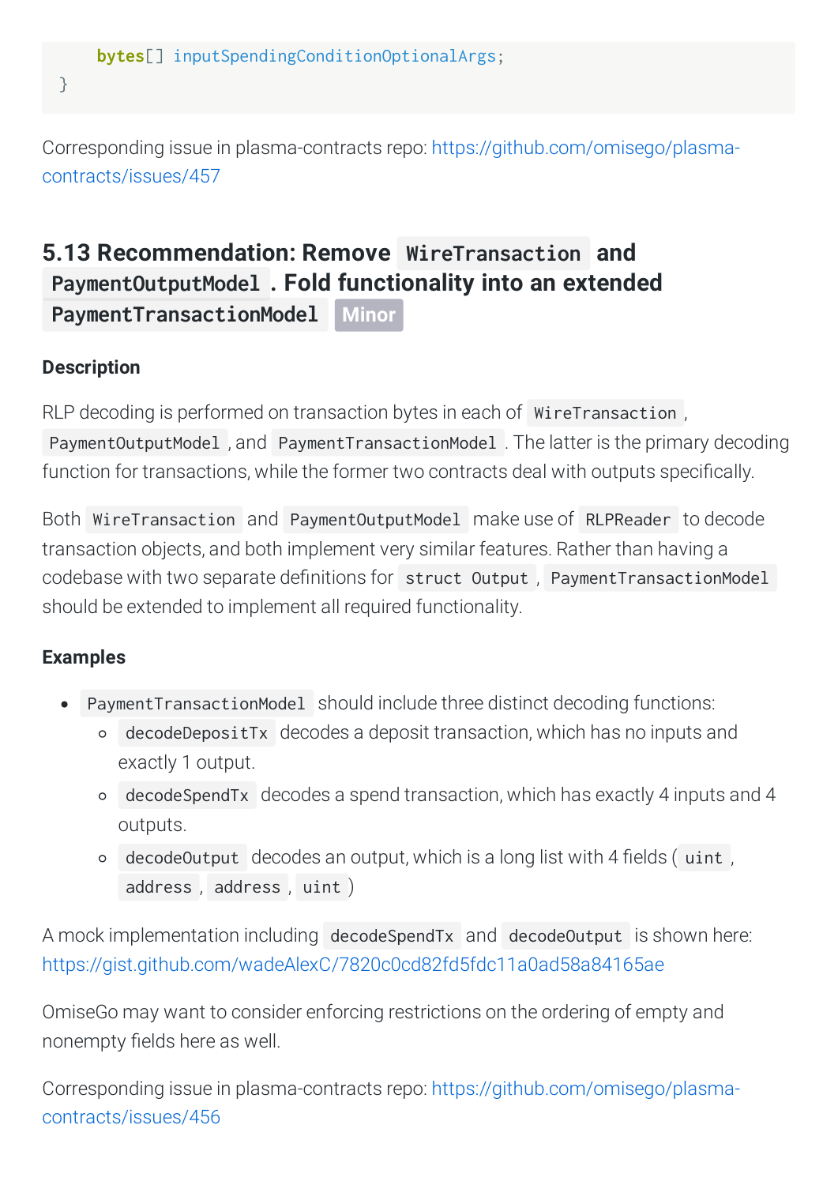```
    bytes[] inputSpendingConditionOptionalArgs;
}
```

Corresponding issue in plasma-contracts repo: https://github.com/omisego/plasma-contracts/issues/457

## 5.13 Recommendation: Remove `WireTransaction` and `PaymentOutputModel`. Fold functionality into an extended `PaymentTransactionModel` Minor

### Description

RLP decoding is performed on transaction bytes in each of `WireTransaction`, `PaymentOutputModel`, and `PaymentTransactionModel`. The latter is the primary decoding function for transactions, while the former two contracts deal with outputs specifically.

Both `WireTransaction` and `PaymentOutputModel` make use of `RLPReader` to decode transaction objects, and both implement very similar features. Rather than having a codebase with two separate definitions for `struct Output`, `PaymentTransactionModel` should be extended to implement all required functionality.

### Examples

- `PaymentTransactionModel` should include three distinct decoding functions:
  - `decodeDepositTx` decodes a deposit transaction, which has no inputs and exactly 1 output.
  - `decodeSpendTx` decodes a spend transaction, which has exactly 4 inputs and 4 outputs.
  - `decodeOutput` decodes an output, which is a long list with 4 fields (`uint`, `address`, `address`, `uint`)

A mock implementation including `decodeSpendTx` and `decodeOutput` is shown here: https://gist.github.com/wadeAlexC/7820c0cd82fd5fdc11a0ad58a84165ae

OmiseGo may want to consider enforcing restrictions on the ordering of empty and nonempty fields here as well.

Corresponding issue in plasma-contracts repo: https://github.com/omisego/plasma-contracts/issues/456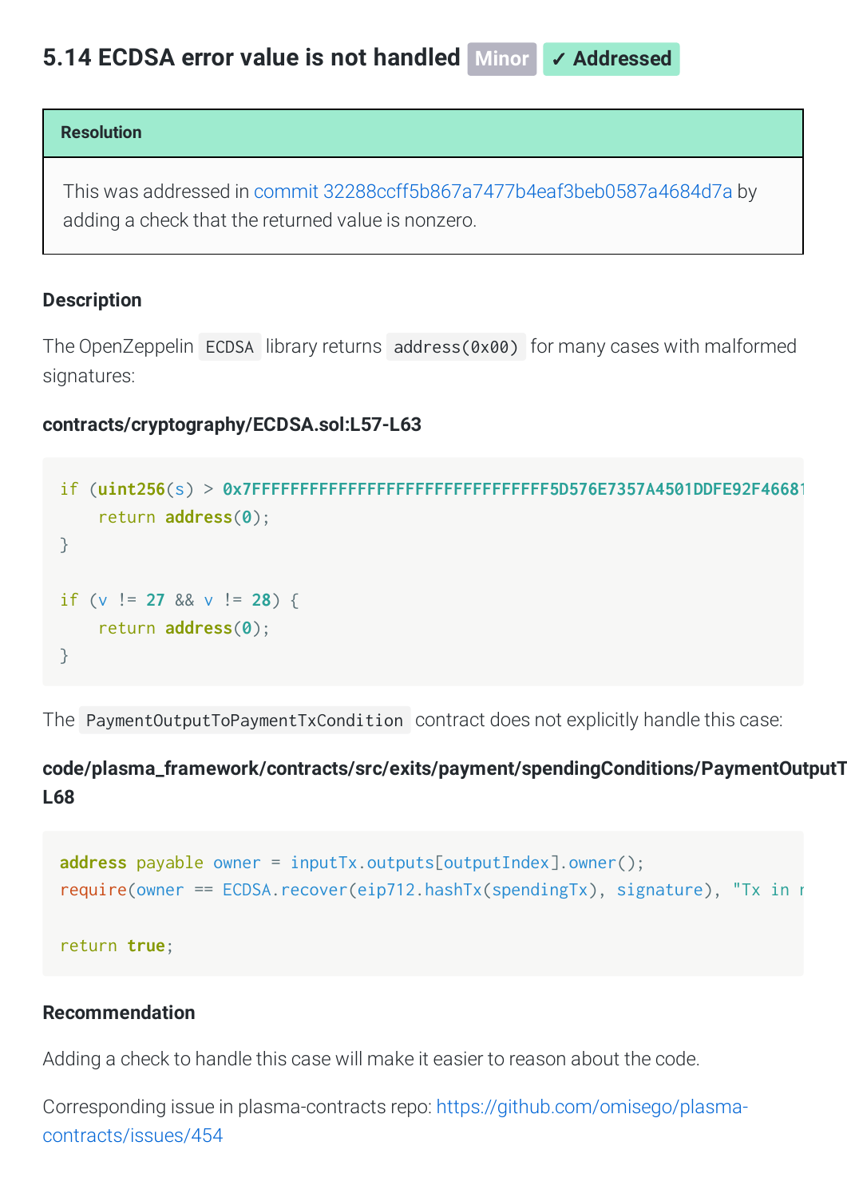## 5.14 ECDSA error value is not handled Minor ✓ Addressed

**Resolution**

This was addressed in commit 32288ccff5b867a7477b4eaf3beb0587a4684d7a by adding a check that the returned value is nonzero.

### Description

The OpenZeppelin `ECDSA` library returns `address(0x00)` for many cases with malformed signatures:

**contracts/cryptography/ECDSA.sol:L57-L63**

```
if (uint256(s) > 0x7FFFFFFFFFFFFFFFFFFFFFFFFFFFFFFF5D576E7357A4501DDFE92F46681
    return address(0);
}

if (v != 27 && v != 28) {
    return address(0);
}
```

The `PaymentOutputToPaymentTxCondition` contract does not explicitly handle this case:

**code/plasma_framework/contracts/src/exits/payment/spendingConditions/PaymentOutputT L68**

```
address payable owner = inputTx.outputs[outputIndex].owner();
require(owner == ECDSA.recover(eip712.hashTx(spendingTx), signature), "Tx in r

return true;
```

### Recommendation

Adding a check to handle this case will make it easier to reason about the code.

Corresponding issue in plasma-contracts repo: https://github.com/omisego/plasma-contracts/issues/454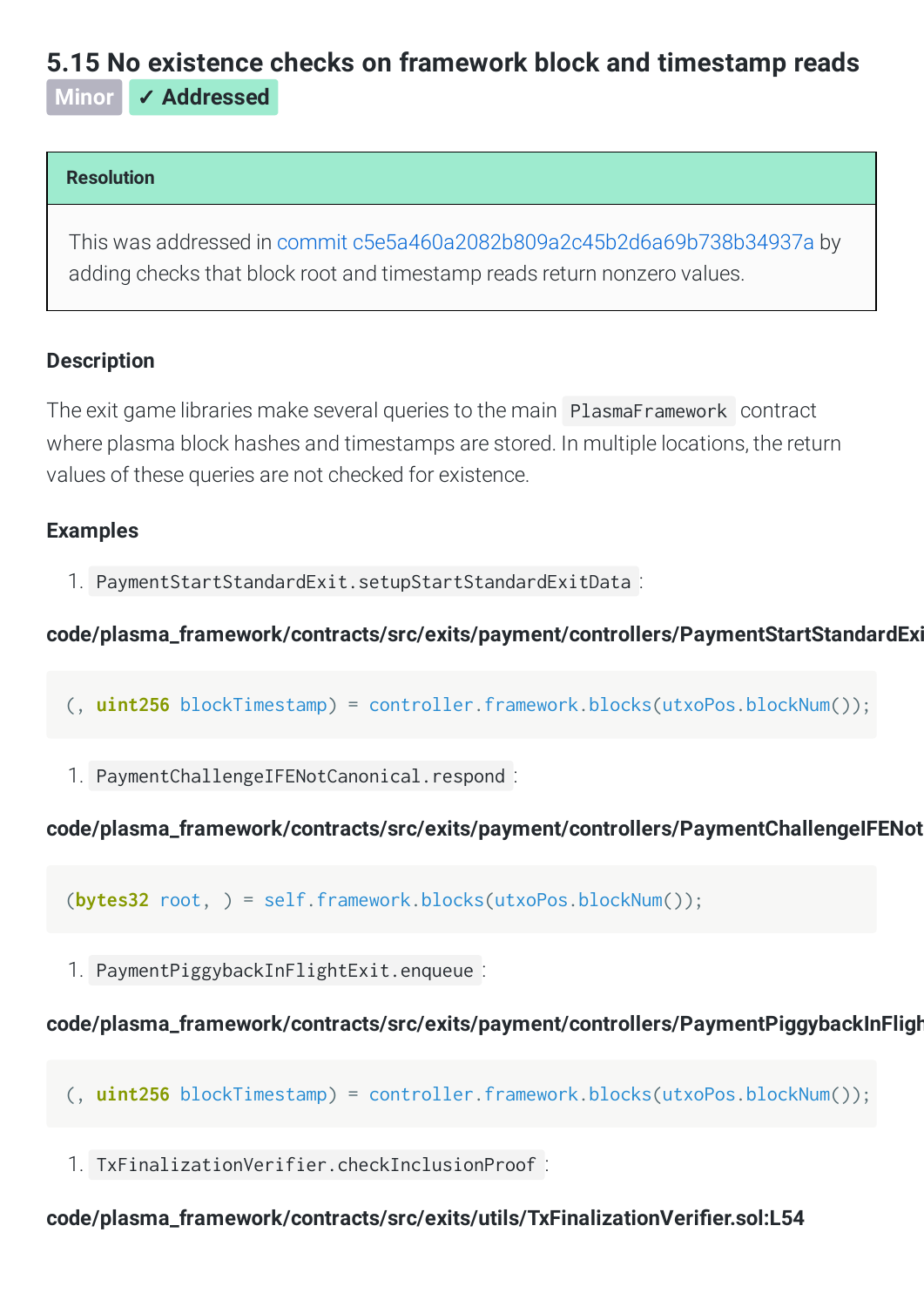## 5.15 No existence checks on framework block and timestamp reads

Minor ✓ Addressed

**Resolution**

This was addressed in commit c5e5a460a2082b809a2c45b2d6a69b738b34937a by adding checks that block root and timestamp reads return nonzero values.

### Description

The exit game libraries make several queries to the main `PlasmaFramework` contract where plasma block hashes and timestamps are stored. In multiple locations, the return values of these queries are not checked for existence.

### Examples

1. `PaymentStartStandardExit.setupStartStandardExitData`:

**code/plasma_framework/contracts/src/exits/payment/controllers/PaymentStartStandardExi**

```
(, uint256 blockTimestamp) = controller.framework.blocks(utxoPos.blockNum());
```

1. `PaymentChallengeIFENotCanonical.respond`:

**code/plasma_framework/contracts/src/exits/payment/controllers/PaymentChallengeIFENot**

```
(bytes32 root, ) = self.framework.blocks(utxoPos.blockNum());
```

1. `PaymentPiggybackInFlightExit.enqueue`:

**code/plasma_framework/contracts/src/exits/payment/controllers/PaymentPiggybackInFligh**

```
(, uint256 blockTimestamp) = controller.framework.blocks(utxoPos.blockNum());
```

1. `TxFinalizationVerifier.checkInclusionProof`:

**code/plasma_framework/contracts/src/exits/utils/TxFinalizationVerifier.sol:L54**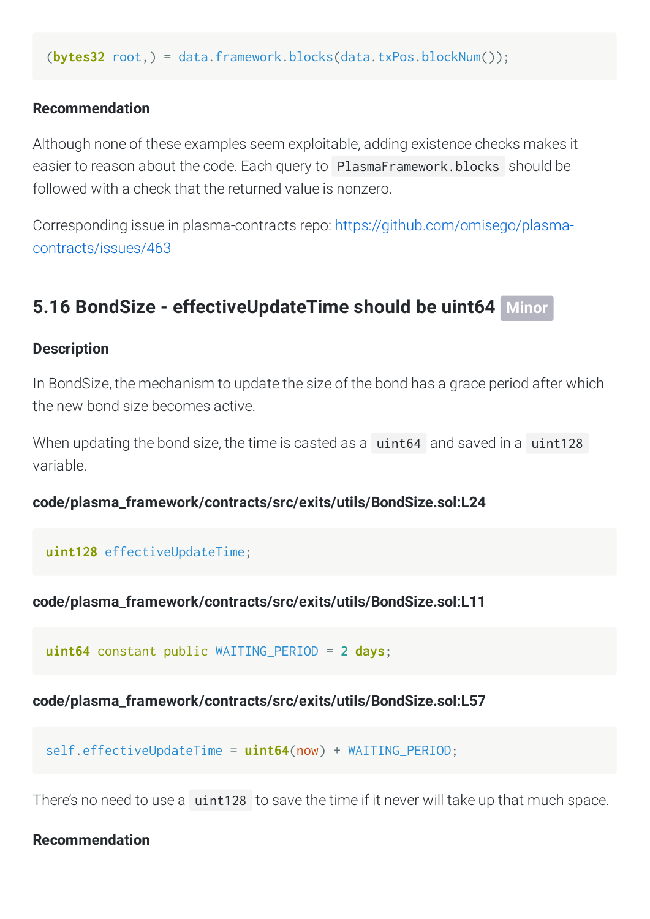```
(bytes32 root,) = data.framework.blocks(data.txPos.blockNum());
```

#### Recommendation

Although none of these examples seem exploitable, adding existence checks makes it easier to reason about the code. Each query to `PlasmaFramework.blocks` should be followed with a check that the returned value is nonzero.

Corresponding issue in plasma-contracts repo: https://github.com/omisego/plasma-contracts/issues/463

### 5.16 BondSize - effectiveUpdateTime should be uint64 Minor

#### Description

In BondSize, the mechanism to update the size of the bond has a grace period after which the new bond size becomes active.

When updating the bond size, the time is casted as a `uint64` and saved in a `uint128` variable.

**code/plasma_framework/contracts/src/exits/utils/BondSize.sol:L24**

```
uint128 effectiveUpdateTime;
```

**code/plasma_framework/contracts/src/exits/utils/BondSize.sol:L11**

```
uint64 constant public WAITING_PERIOD = 2 days;
```

**code/plasma_framework/contracts/src/exits/utils/BondSize.sol:L57**

```
self.effectiveUpdateTime = uint64(now) + WAITING_PERIOD;
```

There's no need to use a `uint128` to save the time if it never will take up that much space.

#### Recommendation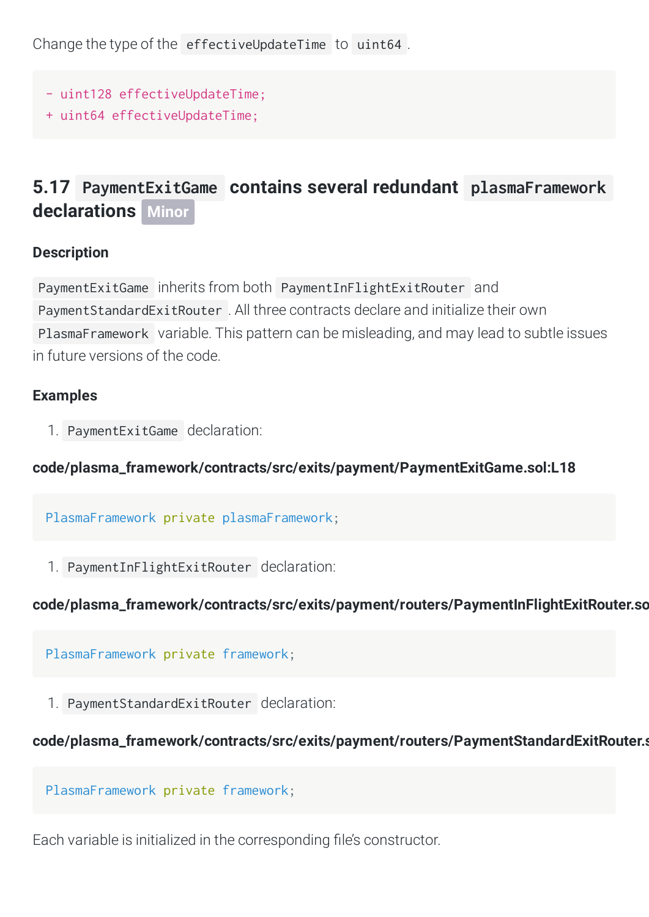Change the type of the `effectiveUpdateTime` to `uint64`.

```
- uint128 effectiveUpdateTime;
+ uint64 effectiveUpdateTime;
```

## 5.17 `PaymentExitGame` contains several redundant `plasmaFramework` declarations Minor

### Description

`PaymentExitGame` inherits from both `PaymentInFlightExitRouter` and `PaymentStandardExitRouter`. All three contracts declare and initialize their own `PlasmaFramework` variable. This pattern can be misleading, and may lead to subtle issues in future versions of the code.

### Examples

1. `PaymentExitGame` declaration:

**code/plasma_framework/contracts/src/exits/payment/PaymentExitGame.sol:L18**

```
PlasmaFramework private plasmaFramework;
```

1. `PaymentInFlightExitRouter` declaration:

**code/plasma_framework/contracts/src/exits/payment/routers/PaymentInFlightExitRouter.so**

```
PlasmaFramework private framework;
```

1. `PaymentStandardExitRouter` declaration:

**code/plasma_framework/contracts/src/exits/payment/routers/PaymentStandardExitRouter.s**

```
PlasmaFramework private framework;
```

Each variable is initialized in the corresponding file's constructor.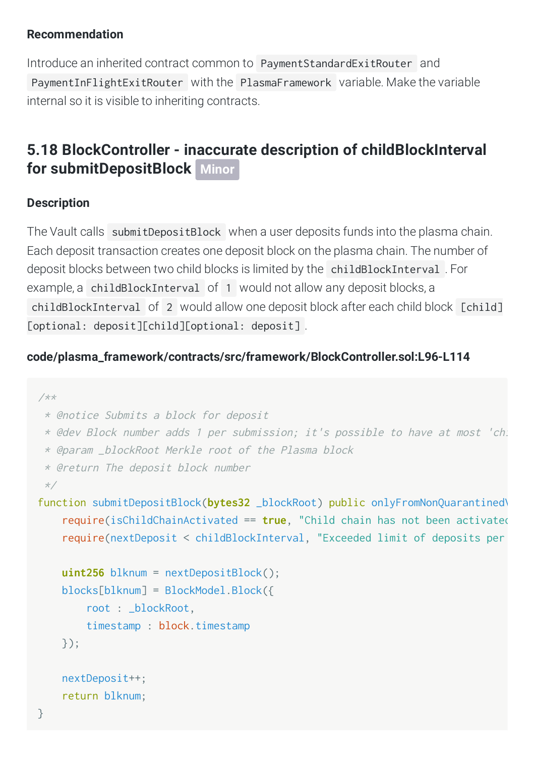#### Recommendation

Introduce an inherited contract common to `PaymentStandardExitRouter` and `PaymentInFlightExitRouter` with the `PlasmaFramework` variable. Make the variable internal so it is visible to inheriting contracts.

### 5.18 BlockController - inaccurate description of childBlockInterval for submitDepositBlock Minor

#### Description

The Vault calls `submitDepositBlock` when a user deposits funds into the plasma chain. Each deposit transaction creates one deposit block on the plasma chain. The number of deposit blocks between two child blocks is limited by the `childBlockInterval`. For example, a `childBlockInterval` of `1` would not allow any deposit blocks, a `childBlockInterval` of `2` would allow one deposit block after each child block `[child][optional: deposit][child][optional: deposit]`.

**code/plasma_framework/contracts/src/framework/BlockController.sol:L96-L114**

```
/**
 * @notice Submits a block for deposit
 * @dev Block number adds 1 per submission; it's possible to have at most 'ch
 * @param _blockRoot Merkle root of the Plasma block
 * @return The deposit block number
 */
function submitDepositBlock(bytes32 _blockRoot) public onlyFromNonQuarantined\
    require(isChildChainActivated == true, "Child chain has not been activated
    require(nextDeposit < childBlockInterval, "Exceeded limit of deposits per

    uint256 blknum = nextDepositBlock();
    blocks[blknum] = BlockModel.Block({
        root : _blockRoot,
        timestamp : block.timestamp
    });

    nextDeposit++;
    return blknum;
}
```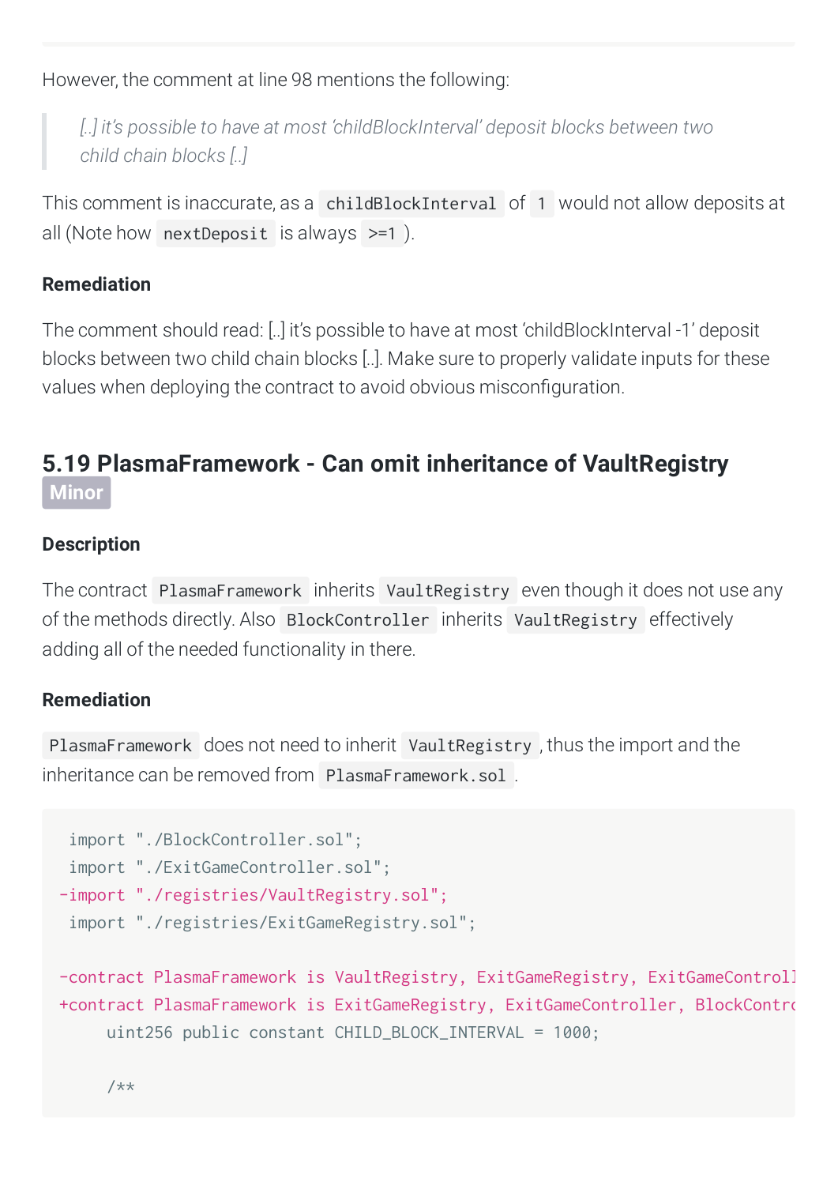However, the comment at line 98 mentions the following:

> *[..] it's possible to have at most 'childBlockInterval' deposit blocks between two child chain blocks [..]*

This comment is inaccurate, as a `childBlockInterval` of `1` would not allow deposits at all (Note how `nextDeposit` is always `>=1`).

#### Remediation

The comment should read: [..] it's possible to have at most 'childBlockInterval -1' deposit blocks between two child chain blocks [..]. Make sure to properly validate inputs for these values when deploying the contract to avoid obvious misconfiguration.

### 5.19 PlasmaFramework - Can omit inheritance of VaultRegistry Minor

#### Description

The contract `PlasmaFramework` inherits `VaultRegistry` even though it does not use any of the methods directly. Also `BlockController` inherits `VaultRegistry` effectively adding all of the needed functionality in there.

#### Remediation

`PlasmaFramework` does not need to inherit `VaultRegistry`, thus the import and the inheritance can be removed from `PlasmaFramework.sol`.

```
 import "./BlockController.sol";
 import "./ExitGameController.sol";
-import "./registries/VaultRegistry.sol";
 import "./registries/ExitGameRegistry.sol";

-contract PlasmaFramework is VaultRegistry, ExitGameRegistry, ExitGameControll
+contract PlasmaFramework is ExitGameRegistry, ExitGameController, BlockContro
     uint256 public constant CHILD_BLOCK_INTERVAL = 1000;

     /**
```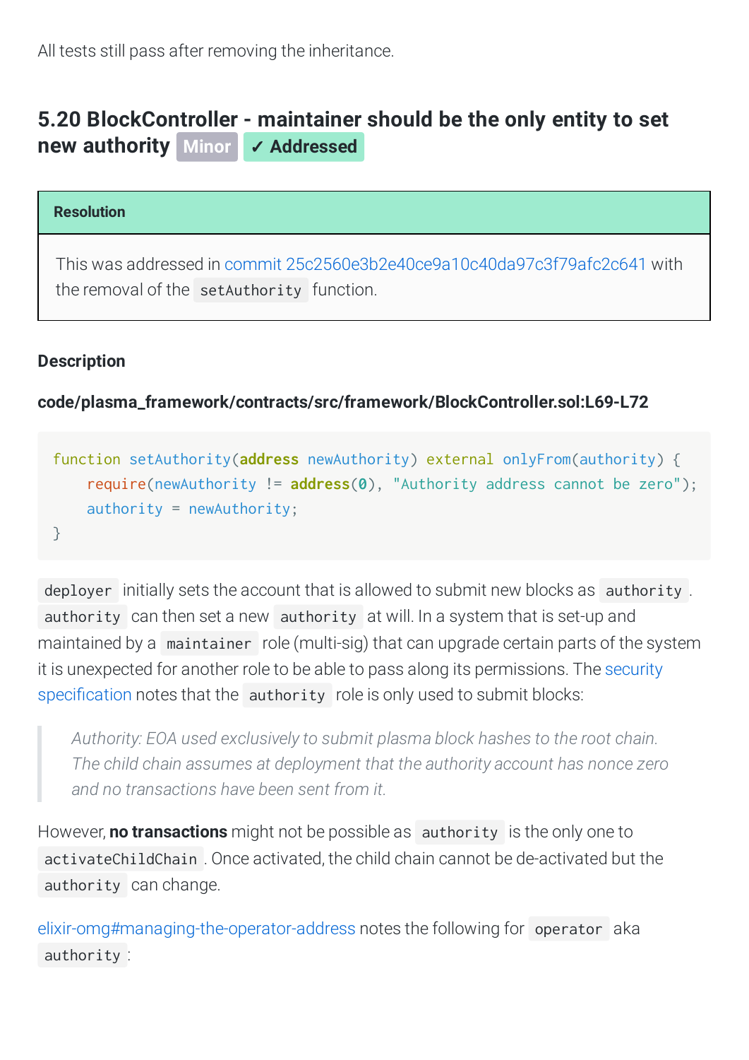All tests still pass after removing the inheritance.

### 5.20 BlockController - maintainer should be the only entity to set new authority Minor ✓ Addressed

**Resolution**

This was addressed in commit 25c2560e3b2e40ce9a10c40da97c3f79afc2c641 with the removal of the `setAuthority` function.

#### Description

**code/plasma_framework/contracts/src/framework/BlockController.sol:L69-L72**

```
function setAuthority(address newAuthority) external onlyFrom(authority) {
    require(newAuthority != address(0), "Authority address cannot be zero");
    authority = newAuthority;
}
```

`deployer` initially sets the account that is allowed to submit new blocks as `authority`. `authority` can then set a new `authority` at will. In a system that is set-up and maintained by a `maintainer` role (multi-sig) that can upgrade certain parts of the system it is unexpected for another role to be able to pass along its permissions. The security specification notes that the `authority` role is only used to submit blocks:

> *Authority: EOA used exclusively to submit plasma block hashes to the root chain. The child chain assumes at deployment that the authority account has nonce zero and no transactions have been sent from it.*

However, **no transactions** might not be possible as `authority` is the only one to `activateChildChain`. Once activated, the child chain cannot be de-activated but the `authority` can change.

elixir-omg#managing-the-operator-address notes the following for `operator` aka `authority`: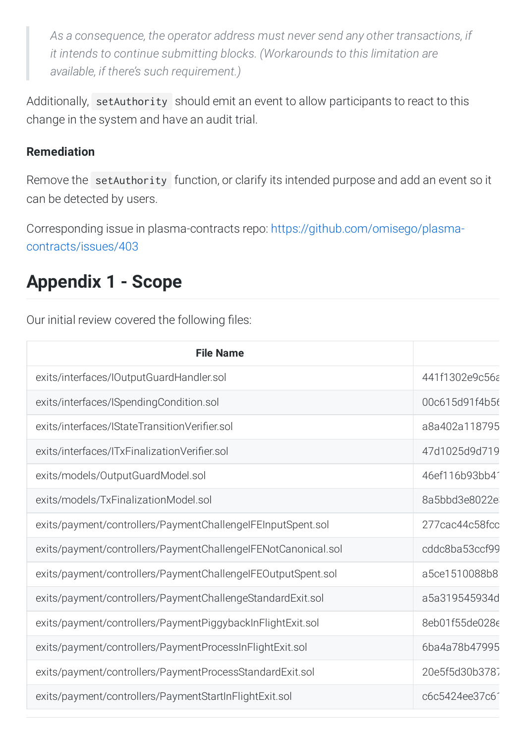> *As a consequence, the operator address must never send any other transactions, if it intends to continue submitting blocks. (Workarounds to this limitation are available, if there's such requirement.)*

Additionally, `setAuthority` should emit an event to allow participants to react to this change in the system and have an audit trial.

#### Remediation

Remove the `setAuthority` function, or clarify its intended purpose and add an event so it can be detected by users.

Corresponding issue in plasma-contracts repo: https://github.com/omisego/plasma-contracts/issues/403

## Appendix 1 - Scope

Our initial review covered the following files:

| File Name | |
|---|---|
| exits/interfaces/IOutputGuardHandler.sol | 441f1302e9c56a |
| exits/interfaces/ISpendingCondition.sol | 00c615d91f4b56 |
| exits/interfaces/IStateTransitionVerifier.sol | a8a402a118795 |
| exits/interfaces/ITxFinalizationVerifier.sol | 47d1025d9d719 |
| exits/models/OutputGuardModel.sol | 46ef116b93bb4 |
| exits/models/TxFinalizationModel.sol | 8a5bbd3e8022e |
| exits/payment/controllers/PaymentChallengeIFEInputSpent.sol | 277cac44c58fcc |
| exits/payment/controllers/PaymentChallengeIFENotCanonical.sol | cddc8ba53ccf99 |
| exits/payment/controllers/PaymentChallengeIFEOutputSpent.sol | a5ce1510088b8 |
| exits/payment/controllers/PaymentChallengeStandardExit.sol | a5a319545934d |
| exits/payment/controllers/PaymentPiggybackInFlightExit.sol | 8eb01f55de028e |
| exits/payment/controllers/PaymentProcessInFlightExit.sol | 6ba4a78b47995 |
| exits/payment/controllers/PaymentProcessStandardExit.sol | 20e5f5d30b3787 |
| exits/payment/controllers/PaymentStartInFlightExit.sol | c6c5424ee37c61 |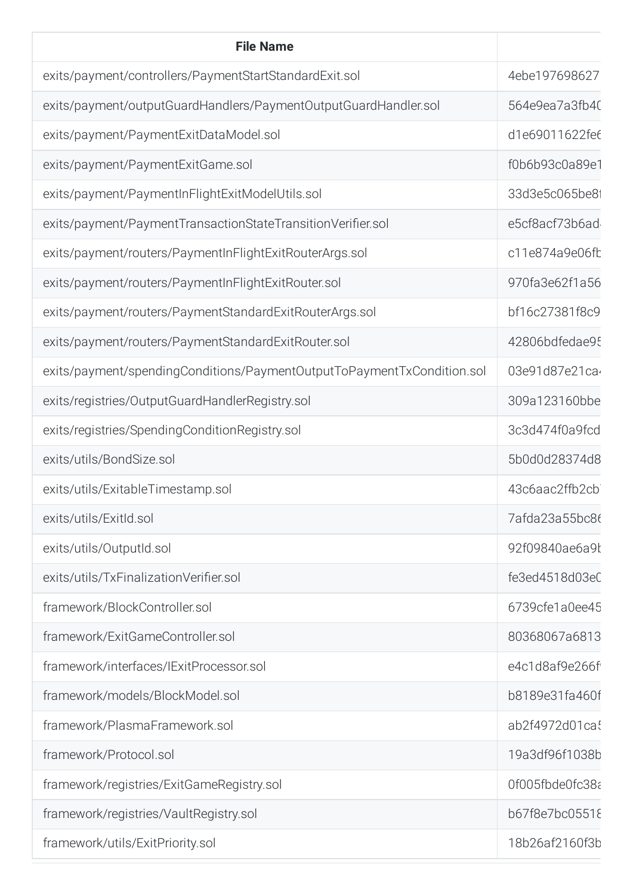| File Name | |
|---|---|
| exits/payment/controllers/PaymentStartStandardExit.sol | 4ebe197698627 |
| exits/payment/outputGuardHandlers/PaymentOutputGuardHandler.sol | 564e9ea7a3fb40 |
| exits/payment/PaymentExitDataModel.sol | d1e69011622fe6 |
| exits/payment/PaymentExitGame.sol | f0b6b93c0a89e1 |
| exits/payment/PaymentInFlightExitModelUtils.sol | 33d3e5c065be8 |
| exits/payment/PaymentTransactionStateTransitionVerifier.sol | e5cf8acf73b6ad |
| exits/payment/routers/PaymentInFlightExitRouterArgs.sol | c11e874a9e06fb |
| exits/payment/routers/PaymentInFlightExitRouter.sol | 970fa3e62f1a56 |
| exits/payment/routers/PaymentStandardExitRouterArgs.sol | bf16c27381f8c9 |
| exits/payment/routers/PaymentStandardExitRouter.sol | 42806bdfedae95 |
| exits/payment/spendingConditions/PaymentOutputToPaymentTxCondition.sol | 03e91d87e21ca |
| exits/registries/OutputGuardHandlerRegistry.sol | 309a123160bbe |
| exits/registries/SpendingConditionRegistry.sol | 3c3d474f0a9fcd |
| exits/utils/BondSize.sol | 5b0d0d28374d8 |
| exits/utils/ExitableTimestamp.sol | 43c6aac2ffb2cb |
| exits/utils/ExitId.sol | 7afda23a55bc86 |
| exits/utils/OutputId.sol | 92f09840ae6a9b |
| exits/utils/TxFinalizationVerifier.sol | fe3ed4518d03e0 |
| framework/BlockController.sol | 6739cfe1a0ee45 |
| framework/ExitGameController.sol | 80368067a6813 |
| framework/interfaces/IExitProcessor.sol | e4c1d8af9e266f |
| framework/models/BlockModel.sol | b8189e31fa460f |
| framework/PlasmaFramework.sol | ab2f4972d01ca5 |
| framework/Protocol.sol | 19a3df96f1038b |
| framework/registries/ExitGameRegistry.sol | 0f005fbde0fc38a |
| framework/registries/VaultRegistry.sol | b67f8e7bc05518 |
| framework/utils/ExitPriority.sol | 18b26af2160f3b |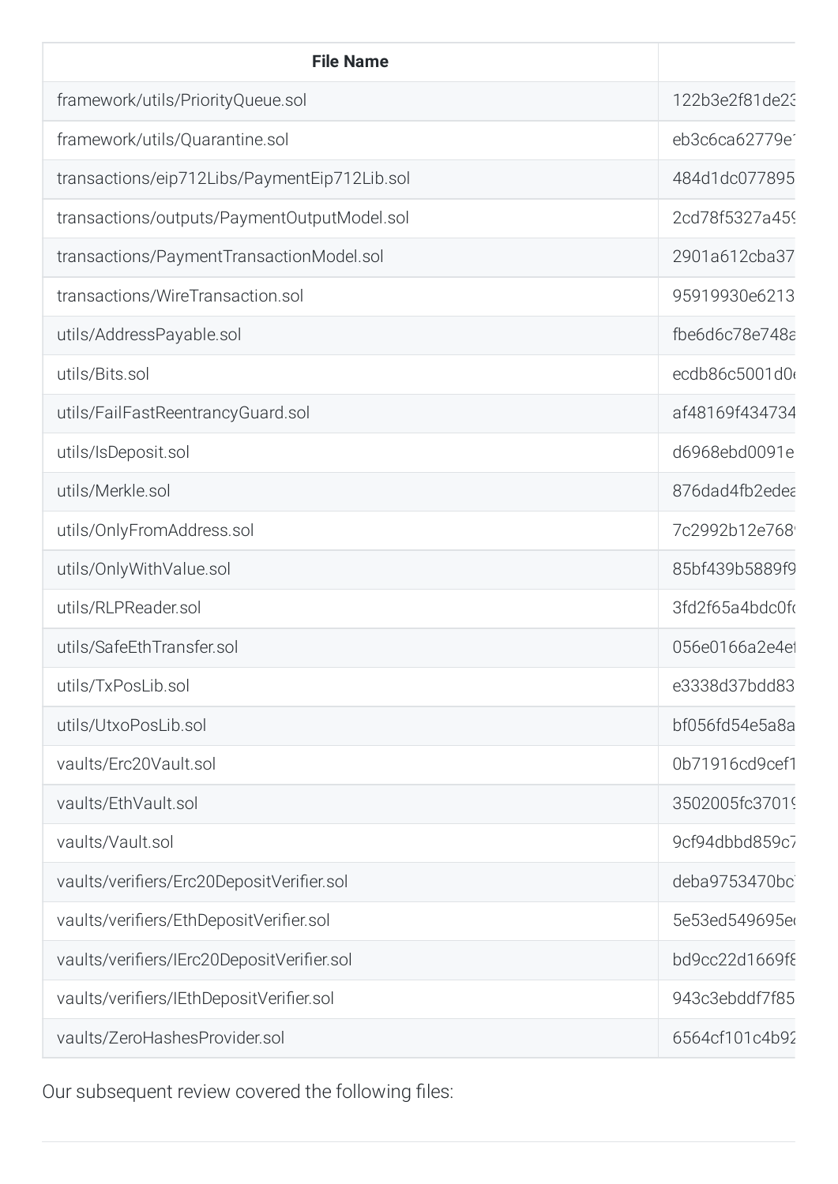| File Name | |
| --- | --- |
| framework/utils/PriorityQueue.sol | 122b3e2f81de23 |
| framework/utils/Quarantine.sol | eb3c6ca62779e1 |
| transactions/eip712Libs/PaymentEip712Lib.sol | 484d1dc077895 |
| transactions/outputs/PaymentOutputModel.sol | 2cd78f5327a459 |
| transactions/PaymentTransactionModel.sol | 2901a612cba37 |
| transactions/WireTransaction.sol | 95919930e6213 |
| utils/AddressPayable.sol | fbe6d6c78e748a |
| utils/Bits.sol | ecdb86c5001d0 |
| utils/FailFastReentrancyGuard.sol | af48169f434734 |
| utils/IsDeposit.sol | d6968ebd0091e |
| utils/Merkle.sol | 876dad4fb2edea |
| utils/OnlyFromAddress.sol | 7c2992b12e768 |
| utils/OnlyWithValue.sol | 85bf439b5889f9 |
| utils/RLPReader.sol | 3fd2f65a4bdc0f |
| utils/SafeEthTransfer.sol | 056e0166a2e4e |
| utils/TxPosLib.sol | e3338d37bdd83 |
| utils/UtxoPosLib.sol | bf056fd54e5a8a |
| vaults/Erc20Vault.sol | 0b71916cd9cef1 |
| vaults/EthVault.sol | 3502005fc37019 |
| vaults/Vault.sol | 9cf94dbbd859c7 |
| vaults/verifiers/Erc20DepositVerifier.sol | deba9753470bc |
| vaults/verifiers/EthDepositVerifier.sol | 5e53ed549695e |
| vaults/verifiers/IErc20DepositVerifier.sol | bd9cc22d1669f8 |
| vaults/verifiers/IEthDepositVerifier.sol | 943c3ebddf7f85 |
| vaults/ZeroHashesProvider.sol | 6564cf101c4b92 |

Our subsequent review covered the following files: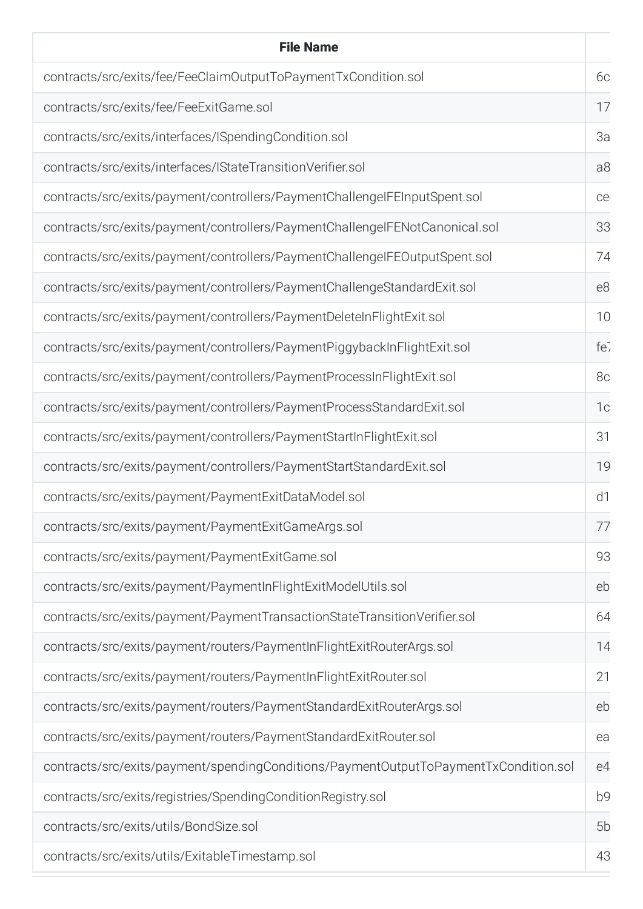| File Name | |
|---|---|
| contracts/src/exits/fee/FeeClaimOutputToPaymentTxCondition.sol | 6c |
| contracts/src/exits/fee/FeeExitGame.sol | 17 |
| contracts/src/exits/interfaces/ISpendingCondition.sol | 3a |
| contracts/src/exits/interfaces/IStateTransitionVerifier.sol | a8 |
| contracts/src/exits/payment/controllers/PaymentChallengeIFEInputSpent.sol | ce |
| contracts/src/exits/payment/controllers/PaymentChallengeIFENotCanonical.sol | 33 |
| contracts/src/exits/payment/controllers/PaymentChallengeIFEOutputSpent.sol | 74 |
| contracts/src/exits/payment/controllers/PaymentChallengeStandardExit.sol | e8 |
| contracts/src/exits/payment/controllers/PaymentDeleteInFlightExit.sol | 10 |
| contracts/src/exits/payment/controllers/PaymentPiggybackInFlightExit.sol | fe7 |
| contracts/src/exits/payment/controllers/PaymentProcessInFlightExit.sol | 8c |
| contracts/src/exits/payment/controllers/PaymentProcessStandardExit.sol | 1c |
| contracts/src/exits/payment/controllers/PaymentStartInFlightExit.sol | 31 |
| contracts/src/exits/payment/controllers/PaymentStartStandardExit.sol | 19 |
| contracts/src/exits/payment/PaymentExitDataModel.sol | d1 |
| contracts/src/exits/payment/PaymentExitGameArgs.sol | 77 |
| contracts/src/exits/payment/PaymentExitGame.sol | 93 |
| contracts/src/exits/payment/PaymentInFlightExitModelUtils.sol | eb |
| contracts/src/exits/payment/PaymentTransactionStateTransitionVerifier.sol | 64 |
| contracts/src/exits/payment/routers/PaymentInFlightExitRouterArgs.sol | 14 |
| contracts/src/exits/payment/routers/PaymentInFlightExitRouter.sol | 21 |
| contracts/src/exits/payment/routers/PaymentStandardExitRouterArgs.sol | eb |
| contracts/src/exits/payment/routers/PaymentStandardExitRouter.sol | ea |
| contracts/src/exits/payment/spendingConditions/PaymentOutputToPaymentTxCondition.sol | e4 |
| contracts/src/exits/registries/SpendingConditionRegistry.sol | b9 |
| contracts/src/exits/utils/BondSize.sol | 5b |
| contracts/src/exits/utils/ExitableTimestamp.sol | 43 |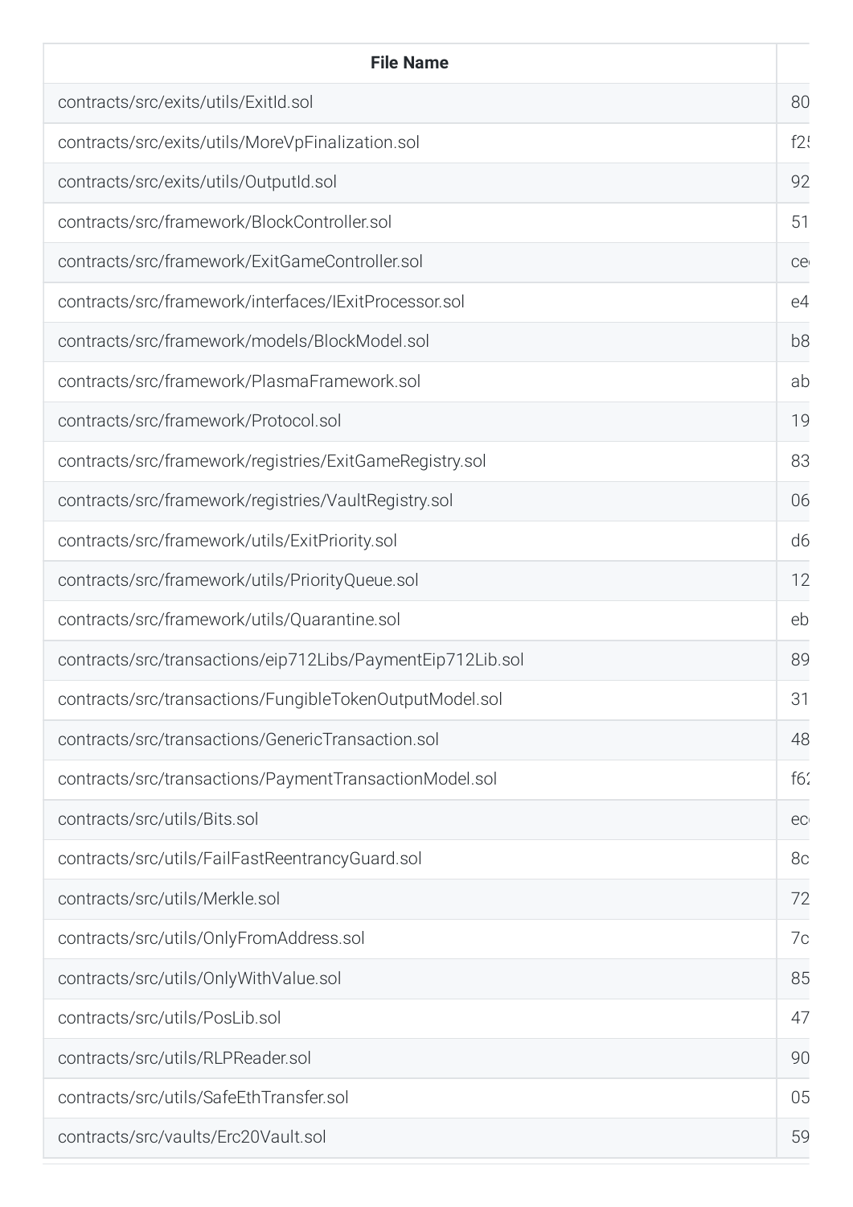| File Name | |
| --- | --- |
| contracts/src/exits/utils/ExitId.sol | 80 |
| contracts/src/exits/utils/MoreVpFinalization.sol | f2 |
| contracts/src/exits/utils/OutputId.sol | 92 |
| contracts/src/framework/BlockController.sol | 51 |
| contracts/src/framework/ExitGameController.sol | ce |
| contracts/src/framework/interfaces/IExitProcessor.sol | e4 |
| contracts/src/framework/models/BlockModel.sol | b8 |
| contracts/src/framework/PlasmaFramework.sol | ab |
| contracts/src/framework/Protocol.sol | 19 |
| contracts/src/framework/registries/ExitGameRegistry.sol | 83 |
| contracts/src/framework/registries/VaultRegistry.sol | 06 |
| contracts/src/framework/utils/ExitPriority.sol | d6 |
| contracts/src/framework/utils/PriorityQueue.sol | 12 |
| contracts/src/framework/utils/Quarantine.sol | eb |
| contracts/src/transactions/eip712Libs/PaymentEip712Lib.sol | 89 |
| contracts/src/transactions/FungibleTokenOutputModel.sol | 31 |
| contracts/src/transactions/GenericTransaction.sol | 48 |
| contracts/src/transactions/PaymentTransactionModel.sol | f6 |
| contracts/src/utils/Bits.sol | ec |
| contracts/src/utils/FailFastReentrancyGuard.sol | 8c |
| contracts/src/utils/Merkle.sol | 72 |
| contracts/src/utils/OnlyFromAddress.sol | 7c |
| contracts/src/utils/OnlyWithValue.sol | 85 |
| contracts/src/utils/PosLib.sol | 47 |
| contracts/src/utils/RLPReader.sol | 90 |
| contracts/src/utils/SafeEthTransfer.sol | 05 |
| contracts/src/vaults/Erc20Vault.sol | 59 |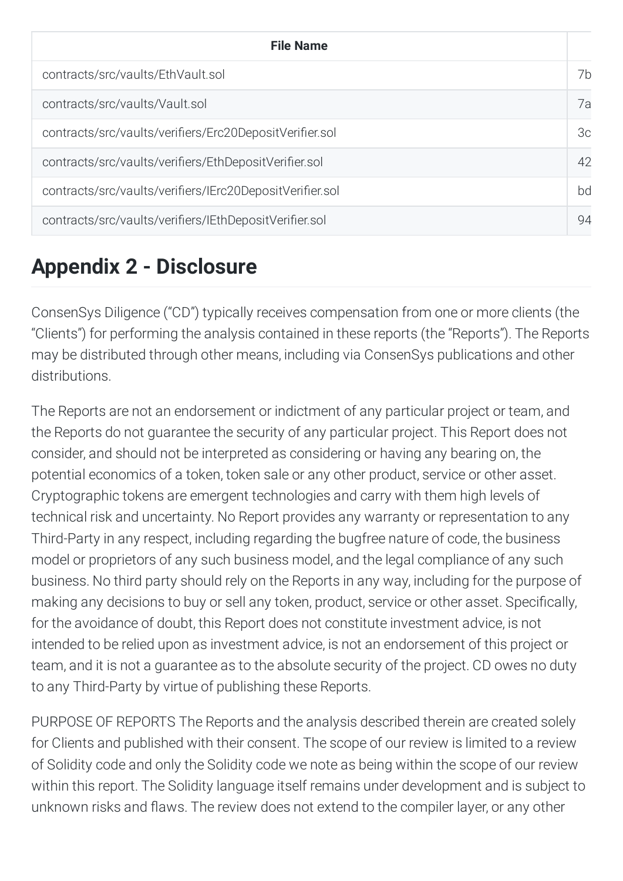| File Name | |
|---|---|
| contracts/src/vaults/EthVault.sol | 7b |
| contracts/src/vaults/Vault.sol | 7a |
| contracts/src/vaults/verifiers/Erc20DepositVerifier.sol | 3c |
| contracts/src/vaults/verifiers/EthDepositVerifier.sol | 42 |
| contracts/src/vaults/verifiers/IErc20DepositVerifier.sol | bd |
| contracts/src/vaults/verifiers/IEthDepositVerifier.sol | 94 |

## Appendix 2 - Disclosure

ConsenSys Diligence ("CD") typically receives compensation from one or more clients (the "Clients") for performing the analysis contained in these reports (the "Reports"). The Reports may be distributed through other means, including via ConsenSys publications and other distributions.

The Reports are not an endorsement or indictment of any particular project or team, and the Reports do not guarantee the security of any particular project. This Report does not consider, and should not be interpreted as considering or having any bearing on, the potential economics of a token, token sale or any other product, service or other asset. Cryptographic tokens are emergent technologies and carry with them high levels of technical risk and uncertainty. No Report provides any warranty or representation to any Third-Party in any respect, including regarding the bugfree nature of code, the business model or proprietors of any such business model, and the legal compliance of any such business. No third party should rely on the Reports in any way, including for the purpose of making any decisions to buy or sell any token, product, service or other asset. Specifically, for the avoidance of doubt, this Report does not constitute investment advice, is not intended to be relied upon as investment advice, is not an endorsement of this project or team, and it is not a guarantee as to the absolute security of the project. CD owes no duty to any Third-Party by virtue of publishing these Reports.

PURPOSE OF REPORTS The Reports and the analysis described therein are created solely for Clients and published with their consent. The scope of our review is limited to a review of Solidity code and only the Solidity code we note as being within the scope of our review within this report. The Solidity language itself remains under development and is subject to unknown risks and flaws. The review does not extend to the compiler layer, or any other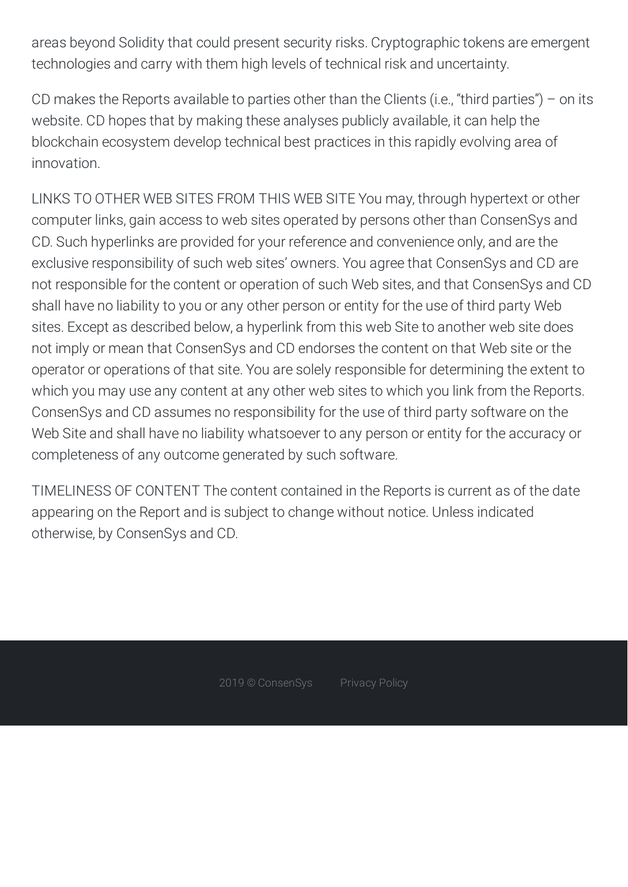areas beyond Solidity that could present security risks. Cryptographic tokens are emergent technologies and carry with them high levels of technical risk and uncertainty.

CD makes the Reports available to parties other than the Clients (i.e., "third parties") – on its website. CD hopes that by making these analyses publicly available, it can help the blockchain ecosystem develop technical best practices in this rapidly evolving area of innovation.

LINKS TO OTHER WEB SITES FROM THIS WEB SITE You may, through hypertext or other computer links, gain access to web sites operated by persons other than ConsenSys and CD. Such hyperlinks are provided for your reference and convenience only, and are the exclusive responsibility of such web sites' owners. You agree that ConsenSys and CD are not responsible for the content or operation of such Web sites, and that ConsenSys and CD shall have no liability to you or any other person or entity for the use of third party Web sites. Except as described below, a hyperlink from this web Site to another web site does not imply or mean that ConsenSys and CD endorses the content on that Web site or the operator or operations of that site. You are solely responsible for determining the extent to which you may use any content at any other web sites to which you link from the Reports. ConsenSys and CD assumes no responsibility for the use of third party software on the Web Site and shall have no liability whatsoever to any person or entity for the accuracy or completeness of any outcome generated by such software.

TIMELINESS OF CONTENT The content contained in the Reports is current as of the date appearing on the Report and is subject to change without notice. Unless indicated otherwise, by ConsenSys and CD.

2019 © ConsenSys Privacy Policy